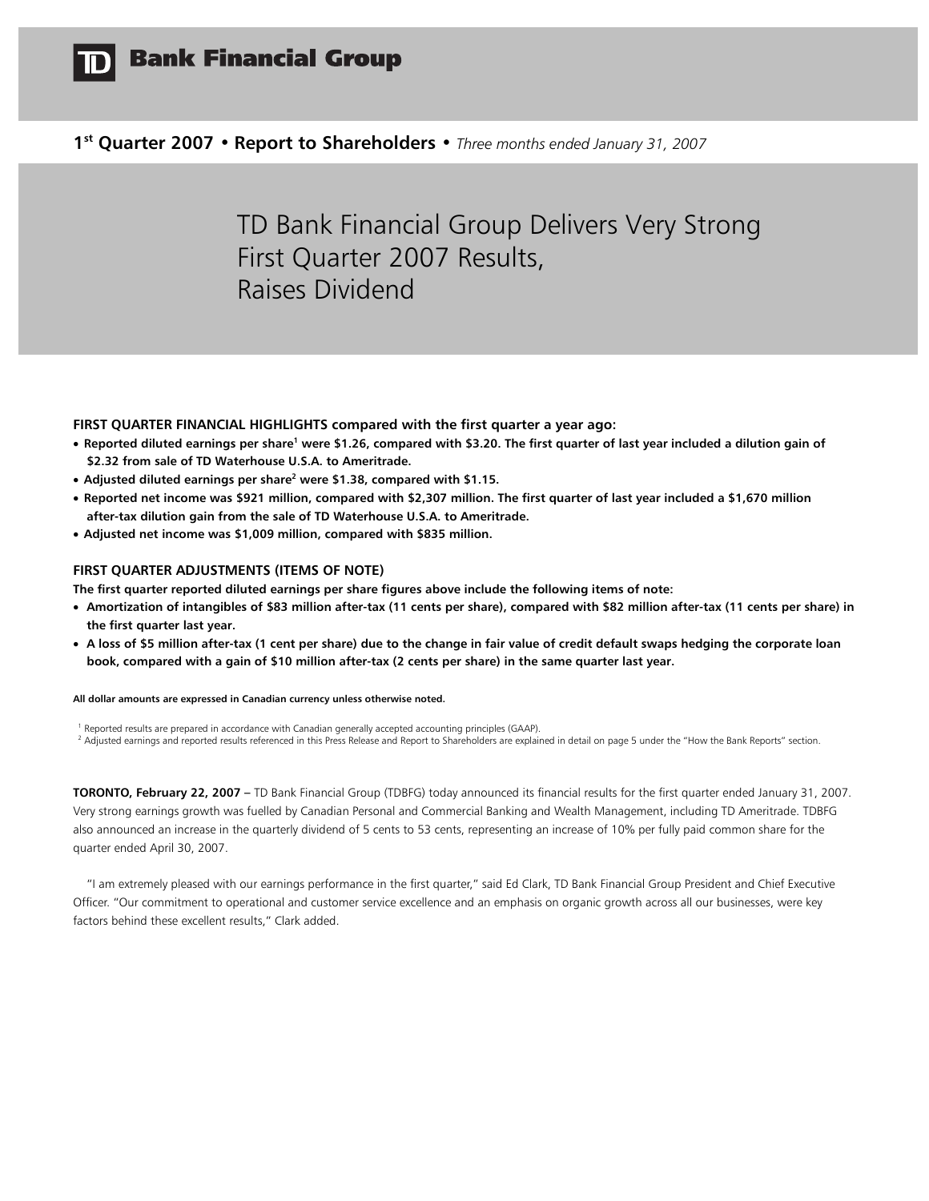# TD Bank Financial Group

**1st Quarter 2007 • Report to Shareholders •** *Three months ended January 31, 2007*

# TD Bank Financial Group Delivers Very Strong First Quarter 2007 Results, Raises Dividend

### FIRST QUARTER FINANCIAL HIGHLIGHTS compared with the first quarter a year ago:

- **Reported diluted earnings per share[1] were $1.26, compared with $3.20. The first quarter of last year included a dilution gain of $2.32 from sale of TD Waterhouse U.S.A. to Ameritrade.**
- **Adjusted diluted earnings per share[2] were $1.38, compared with $1.15.**
- **Reported net income was $921 million, compared with $2,307 million. The first quarter of last year included a $1,670 million after-tax dilution gain from the sale of TD Waterhouse U.S.A. to Ameritrade.**
- **Adjusted net income was $1,009 million, compared with $835 million.**

### FIRST QUARTER ADJUSTMENTS (ITEMS OF NOTE)

**The first quarter reported diluted earnings per share figures above include the following items of note:**

- **Amortization of intangibles of $83 million after-tax (11 cents per share), compared with $82 million after-tax (11 cents per share) in the first quarter last year.**
- **A loss of $5 million after-tax (1 cent per share) due to the change in fair value of credit default swaps hedging the corporate loan book, compared with a gain of $10 million after-tax (2 cents per share) in the same quarter last year.**

**All dollar amounts are expressed in Canadian currency unless otherwise noted.**

[1] Reported results are prepared in accordance with Canadian generally accepted accounting principles (GAAP).
[2] Adjusted earnings and reported results referenced in this Press Release and Report to Shareholders are explained in detail on page 5 under the "How the Bank Reports" section.

**TORONTO, February 22, 2007 –** TD Bank Financial Group (TDBFG) today announced its financial results for the first quarter ended January 31, 2007. Very strong earnings growth was fuelled by Canadian Personal and Commercial Banking and Wealth Management, including TD Ameritrade. TDBFG also announced an increase in the quarterly dividend of 5 cents to 53 cents, representing an increase of 10% per fully paid common share for the quarter ended April 30, 2007.

"I am extremely pleased with our earnings performance in the first quarter," said Ed Clark, TD Bank Financial Group President and Chief Executive Officer. "Our commitment to operational and customer service excellence and an emphasis on organic growth across all our businesses, were key factors behind these excellent results," Clark added.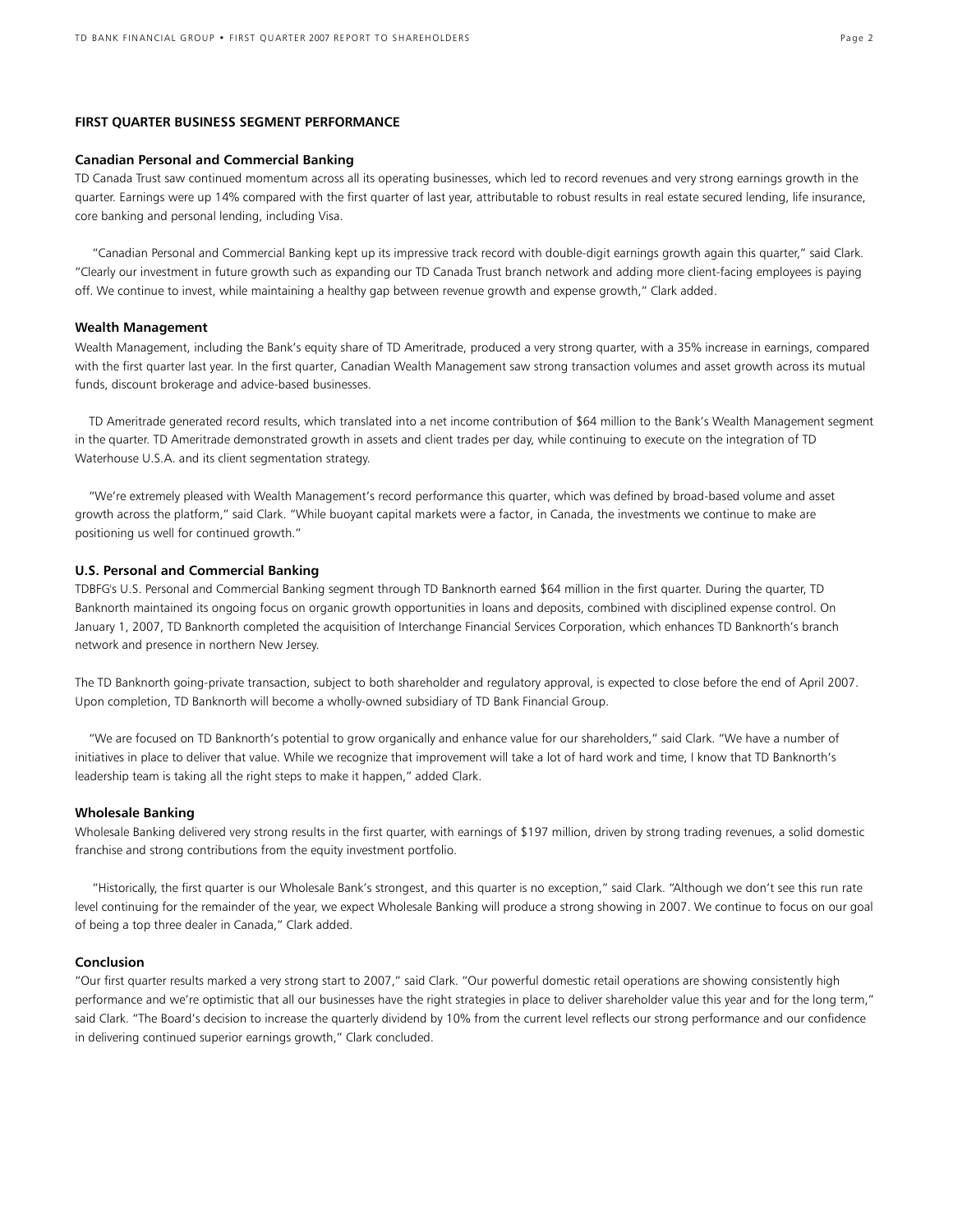## FIRST QUARTER BUSINESS SEGMENT PERFORMANCE

### Canadian Personal and Commercial Banking

TD Canada Trust saw continued momentum across all its operating businesses, which led to record revenues and very strong earnings growth in the quarter. Earnings were up 14% compared with the first quarter of last year, attributable to robust results in real estate secured lending, life insurance, core banking and personal lending, including Visa.

"Canadian Personal and Commercial Banking kept up its impressive track record with double-digit earnings growth again this quarter," said Clark. "Clearly our investment in future growth such as expanding our TD Canada Trust branch network and adding more client-facing employees is paying off. We continue to invest, while maintaining a healthy gap between revenue growth and expense growth," Clark added.

### Wealth Management

Wealth Management, including the Bank's equity share of TD Ameritrade, produced a very strong quarter, with a 35% increase in earnings, compared with the first quarter last year. In the first quarter, Canadian Wealth Management saw strong transaction volumes and asset growth across its mutual funds, discount brokerage and advice-based businesses.

TD Ameritrade generated record results, which translated into a net income contribution of $64 million to the Bank's Wealth Management segment in the quarter. TD Ameritrade demonstrated growth in assets and client trades per day, while continuing to execute on the integration of TD Waterhouse U.S.A. and its client segmentation strategy.

"We're extremely pleased with Wealth Management's record performance this quarter, which was defined by broad-based volume and asset growth across the platform," said Clark. "While buoyant capital markets were a factor, in Canada, the investments we continue to make are positioning us well for continued growth."

### U.S. Personal and Commercial Banking

TDBFG's U.S. Personal and Commercial Banking segment through TD Banknorth earned $64 million in the first quarter. During the quarter, TD Banknorth maintained its ongoing focus on organic growth opportunities in loans and deposits, combined with disciplined expense control. On January 1, 2007, TD Banknorth completed the acquisition of Interchange Financial Services Corporation, which enhances TD Banknorth's branch network and presence in northern New Jersey.

The TD Banknorth going-private transaction, subject to both shareholder and regulatory approval, is expected to close before the end of April 2007. Upon completion, TD Banknorth will become a wholly-owned subsidiary of TD Bank Financial Group.

"We are focused on TD Banknorth's potential to grow organically and enhance value for our shareholders," said Clark. "We have a number of initiatives in place to deliver that value. While we recognize that improvement will take a lot of hard work and time, I know that TD Banknorth's leadership team is taking all the right steps to make it happen," added Clark.

### Wholesale Banking

Wholesale Banking delivered very strong results in the first quarter, with earnings of $197 million, driven by strong trading revenues, a solid domestic franchise and strong contributions from the equity investment portfolio.

"Historically, the first quarter is our Wholesale Bank's strongest, and this quarter is no exception," said Clark. "Although we don't see this run rate level continuing for the remainder of the year, we expect Wholesale Banking will produce a strong showing in 2007. We continue to focus on our goal of being a top three dealer in Canada," Clark added.

### Conclusion

"Our first quarter results marked a very strong start to 2007," said Clark. "Our powerful domestic retail operations are showing consistently high performance and we're optimistic that all our businesses have the right strategies in place to deliver shareholder value this year and for the long term," said Clark. "The Board's decision to increase the quarterly dividend by 10% from the current level reflects our strong performance and our confidence in delivering continued superior earnings growth," Clark concluded.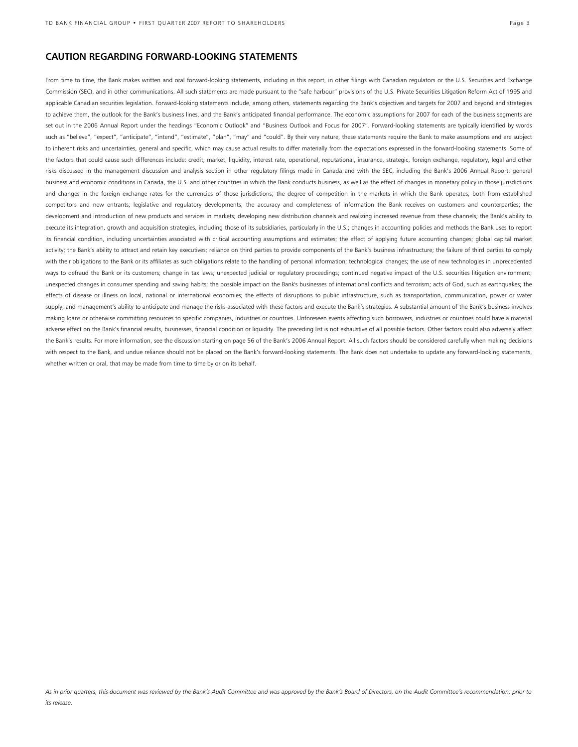## CAUTION REGARDING FORWARD-LOOKING STATEMENTS

From time to time, the Bank makes written and oral forward-looking statements, including in this report, in other filings with Canadian regulators or the U.S. Securities and Exchange Commission (SEC), and in other communications. All such statements are made pursuant to the "safe harbour" provisions of the U.S. Private Securities Litigation Reform Act of 1995 and applicable Canadian securities legislation. Forward-looking statements include, among others, statements regarding the Bank's objectives and targets for 2007 and beyond and strategies to achieve them, the outlook for the Bank's business lines, and the Bank's anticipated financial performance. The economic assumptions for 2007 for each of the business segments are set out in the 2006 Annual Report under the headings "Economic Outlook" and "Business Outlook and Focus for 2007". Forward-looking statements are typically identified by words such as "believe", "expect", "anticipate", "intend", "estimate", "plan", "may" and "could". By their very nature, these statements require the Bank to make assumptions and are subject to inherent risks and uncertainties, general and specific, which may cause actual results to differ materially from the expectations expressed in the forward-looking statements. Some of the factors that could cause such differences include: credit, market, liquidity, interest rate, operational, reputational, insurance, strategic, foreign exchange, regulatory, legal and other risks discussed in the management discussion and analysis section in other regulatory filings made in Canada and with the SEC, including the Bank's 2006 Annual Report; general business and economic conditions in Canada, the U.S. and other countries in which the Bank conducts business, as well as the effect of changes in monetary policy in those jurisdictions and changes in the foreign exchange rates for the currencies of those jurisdictions; the degree of competition in the markets in which the Bank operates, both from established competitors and new entrants; legislative and regulatory developments; the accuracy and completeness of information the Bank receives on customers and counterparties; the development and introduction of new products and services in markets; developing new distribution channels and realizing increased revenue from these channels; the Bank's ability to execute its integration, growth and acquisition strategies, including those of its subsidiaries, particularly in the U.S.; changes in accounting policies and methods the Bank uses to report its financial condition, including uncertainties associated with critical accounting assumptions and estimates; the effect of applying future accounting changes; global capital market activity; the Bank's ability to attract and retain key executives; reliance on third parties to provide components of the Bank's business infrastructure; the failure of third parties to comply with their obligations to the Bank or its affiliates as such obligations relate to the handling of personal information; technological changes; the use of new technologies in unprecedented ways to defraud the Bank or its customers; change in tax laws; unexpected judicial or regulatory proceedings; continued negative impact of the U.S. securities litigation environment; unexpected changes in consumer spending and saving habits; the possible impact on the Bank's businesses of international conflicts and terrorism; acts of God, such as earthquakes; the effects of disease or illness on local, national or international economies; the effects of disruptions to public infrastructure, such as transportation, communication, power or water supply; and management's ability to anticipate and manage the risks associated with these factors and execute the Bank's strategies. A substantial amount of the Bank's business involves making loans or otherwise committing resources to specific companies, industries or countries. Unforeseen events affecting such borrowers, industries or countries could have a material adverse effect on the Bank's financial results, businesses, financial condition or liquidity. The preceding list is not exhaustive of all possible factors. Other factors could also adversely affect the Bank's results. For more information, see the discussion starting on page 56 of the Bank's 2006 Annual Report. All such factors should be considered carefully when making decisions with respect to the Bank, and undue reliance should not be placed on the Bank's forward-looking statements. The Bank does not undertake to update any forward-looking statements, whether written or oral, that may be made from time to time by or on its behalf.

*As in prior quarters, this document was reviewed by the Bank's Audit Committee and was approved by the Bank's Board of Directors, on the Audit Committee's recommendation, prior to its release.*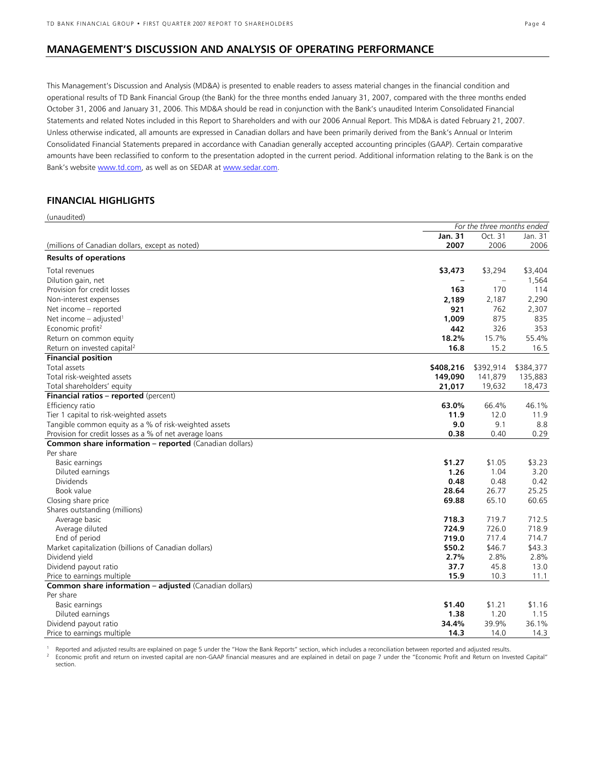## MANAGEMENT'S DISCUSSION AND ANALYSIS OF OPERATING PERFORMANCE

This Management's Discussion and Analysis (MD&A) is presented to enable readers to assess material changes in the financial condition and operational results of TD Bank Financial Group (the Bank) for the three months ended January 31, 2007, compared with the three months ended October 31, 2006 and January 31, 2006. This MD&A should be read in conjunction with the Bank's unaudited Interim Consolidated Financial Statements and related Notes included in this Report to Shareholders and with our 2006 Annual Report. This MD&A is dated February 21, 2007. Unless otherwise indicated, all amounts are expressed in Canadian dollars and have been primarily derived from the Bank's Annual or Interim Consolidated Financial Statements prepared in accordance with Canadian generally accepted accounting principles (GAAP). Certain comparative amounts have been reclassified to conform to the presentation adopted in the current period. Additional information relating to the Bank is on the Bank's website www.td.com, as well as on SEDAR at www.sedar.com.

## FINANCIAL HIGHLIGHTS

(unaudited)

| | *For the three months ended* | | |
|---|---|---|---|
| (millions of Canadian dollars, except as noted) | **Jan. 31 2007** | Oct. 31 2006 | Jan. 31 2006 |
| **Results of operations** | | | |
| Total revenues | **$3,473** | $3,294 | $3,404 |
| Dilution gain, net | **–** | – | 1,564 |
| Provision for credit losses | **163** | 170 | 114 |
| Non-interest expenses | **2,189** | 2,187 | 2,290 |
| Net income – reported | **921** | 762 | 2,307 |
| Net income – adjusted[1] | **1,009** | 875 | 835 |
| Economic profit[2] | **442** | 326 | 353 |
| Return on common equity | **18.2%** | 15.7% | 55.4% |
| Return on invested capital[2] | **16.8** | 15.2 | 16.5 |
| **Financial position** | | | |
| Total assets | **$408,216** | $392,914 | $384,377 |
| Total risk-weighted assets | **149,090** | 141,879 | 135,883 |
| Total shareholders' equity | **21,017** | 19,632 | 18,473 |
| **Financial ratios – reported** (percent) | | | |
| Efficiency ratio | **63.0%** | 66.4% | 46.1% |
| Tier 1 capital to risk-weighted assets | **11.9** | 12.0 | 11.9 |
| Tangible common equity as a % of risk-weighted assets | **9.0** | 9.1 | 8.8 |
| Provision for credit losses as a % of net average loans | **0.38** | 0.40 | 0.29 |
| **Common share information – reported** (Canadian dollars) | | | |
| Per share | | | |
| Basic earnings | **$1.27** | $1.05 | $3.23 |
| Diluted earnings | **1.26** | 1.04 | 3.20 |
| Dividends | **0.48** | 0.48 | 0.42 |
| Book value | **28.64** | 26.77 | 25.25 |
| Closing share price | **69.88** | 65.10 | 60.65 |
| Shares outstanding (millions) | | | |
| Average basic | **718.3** | 719.7 | 712.5 |
| Average diluted | **724.9** | 726.0 | 718.9 |
| End of period | **719.0** | 717.4 | 714.7 |
| Market capitalization (billions of Canadian dollars) | **$50.2** | $46.7 | $43.3 |
| Dividend yield | **2.7%** | 2.8% | 2.8% |
| Dividend payout ratio | **37.7** | 45.8 | 13.0 |
| Price to earnings multiple | **15.9** | 10.3 | 11.1 |
| **Common share information – adjusted** (Canadian dollars) | | | |
| Per share | | | |
| Basic earnings | **$1.40** | $1.21 | $1.16 |
| Diluted earnings | **1.38** | 1.20 | 1.15 |
| Dividend payout ratio | **34.4%** | 39.9% | 36.1% |
| Price to earnings multiple | **14.3** | 14.0 | 14.3 |

[1] Reported and adjusted results are explained on page 5 under the "How the Bank Reports" section, which includes a reconciliation between reported and adjusted results.

[2] Economic profit and return on invested capital are non-GAAP financial measures and are explained in detail on page 7 under the "Economic Profit and Return on Invested Capital" section.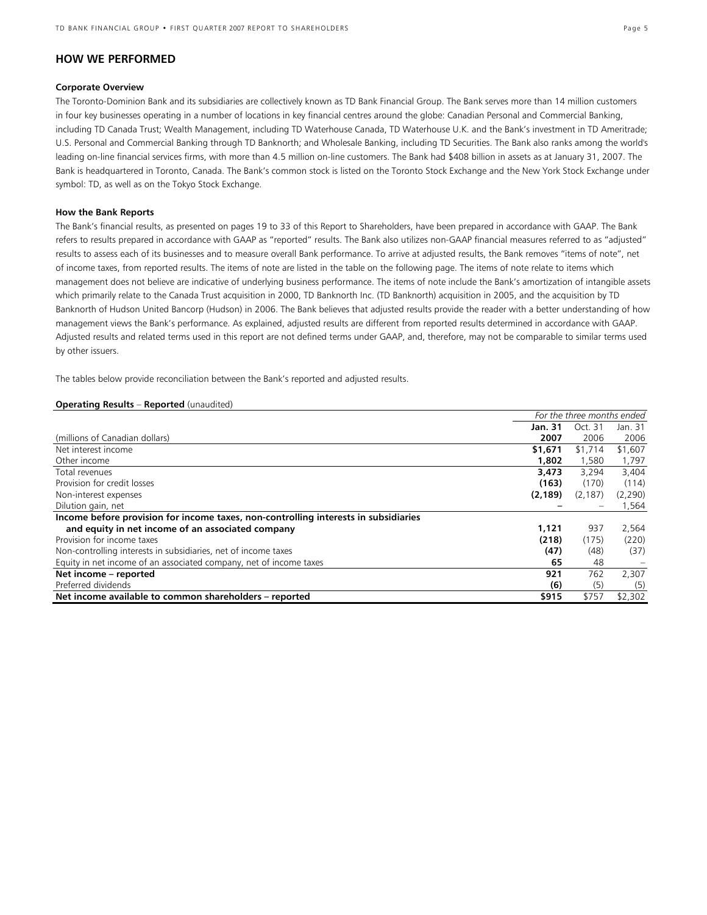## HOW WE PERFORMED

### Corporate Overview

The Toronto-Dominion Bank and its subsidiaries are collectively known as TD Bank Financial Group. The Bank serves more than 14 million customers in four key businesses operating in a number of locations in key financial centres around the globe: Canadian Personal and Commercial Banking, including TD Canada Trust; Wealth Management, including TD Waterhouse Canada, TD Waterhouse U.K. and the Bank's investment in TD Ameritrade; U.S. Personal and Commercial Banking through TD Banknorth; and Wholesale Banking, including TD Securities. The Bank also ranks among the world's leading on-line financial services firms, with more than 4.5 million on-line customers. The Bank had $408 billion in assets as at January 31, 2007. The Bank is headquartered in Toronto, Canada. The Bank's common stock is listed on the Toronto Stock Exchange and the New York Stock Exchange under symbol: TD, as well as on the Tokyo Stock Exchange.

### How the Bank Reports

The Bank's financial results, as presented on pages 19 to 33 of this Report to Shareholders, have been prepared in accordance with GAAP. The Bank refers to results prepared in accordance with GAAP as "reported" results. The Bank also utilizes non-GAAP financial measures referred to as "adjusted" results to assess each of its businesses and to measure overall Bank performance. To arrive at adjusted results, the Bank removes "items of note", net of income taxes, from reported results. The items of note are listed in the table on the following page. The items of note relate to items which management does not believe are indicative of underlying business performance. The items of note include the Bank's amortization of intangible assets which primarily relate to the Canada Trust acquisition in 2000, TD Banknorth Inc. (TD Banknorth) acquisition in 2005, and the acquisition by TD Banknorth of Hudson United Bancorp (Hudson) in 2006. The Bank believes that adjusted results provide the reader with a better understanding of how management views the Bank's performance. As explained, adjusted results are different from reported results determined in accordance with GAAP. Adjusted results and related terms used in this report are not defined terms under GAAP, and, therefore, may not be comparable to similar terms used by other issuers.

The tables below provide reconciliation between the Bank's reported and adjusted results.

**Operating Results** – **Reported** (unaudited)

| | *For the three months ended* | | |
|---|---|---|---|
| (millions of Canadian dollars) | **Jan. 31 2007** | Oct. 31 2006 | Jan. 31 2006 |
| Net interest income | **$1,671** | $1,714 | $1,607 |
| Other income | **1,802** | 1,580 | 1,797 |
| Total revenues | **3,473** | 3,294 | 3,404 |
| Provision for credit losses | **(163)** | (170) | (114) |
| Non-interest expenses | **(2,189)** | (2,187) | (2,290) |
| Dilution gain, net | **–** | – | 1,564 |
| **Income before provision for income taxes, non-controlling interests in subsidiaries and equity in net income of an associated company** | **1,121** | 937 | 2,564 |
| Provision for income taxes | **(218)** | (175) | (220) |
| Non-controlling interests in subsidiaries, net of income taxes | **(47)** | (48) | (37) |
| Equity in net income of an associated company, net of income taxes | **65** | 48 | – |
| **Net income – reported** | **921** | 762 | 2,307 |
| Preferred dividends | **(6)** | (5) | (5) |
| **Net income available to common shareholders – reported** | **$915** | $757 | $2,302 |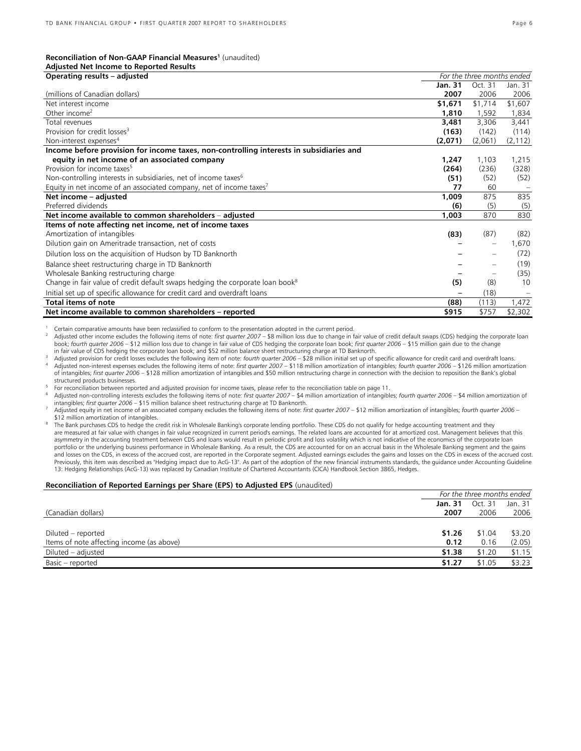**Reconciliation of Non-GAAP Financial Measures[1]** (unaudited)
**Adjusted Net Income to Reported Results**

| **Operating results – adjusted** | *For the three months ended* | | |
|---|---|---|---|
| | **Jan. 31** | Oct. 31 | Jan. 31 |
| (millions of Canadian dollars) | **2007** | 2006 | 2006 |
| Net interest income | **$1,671** | $1,714 | $1,607 |
| Other income[2] | **1,810** | 1,592 | 1,834 |
| Total revenues | **3,481** | 3,306 | 3,441 |
| Provision for credit losses[3] | **(163)** | (142) | (114) |
| Non-interest expenses[4] | **(2,071)** | (2,061) | (2,112) |
| **Income before provision for income taxes, non-controlling interests in subsidiaries and equity in net income of an associated company** | **1,247** | 1,103 | 1,215 |
| Provision for income taxes[5] | **(264)** | (236) | (328) |
| Non-controlling interests in subsidiaries, net of income taxes[6] | **(51)** | (52) | (52) |
| Equity in net income of an associated company, net of income taxes[7] | **77** | 60 | – |
| **Net income – adjusted** | **1,009** | 875 | 835 |
| Preferred dividends | **(6)** | (5) | (5) |
| **Net income available to common shareholders – adjusted** | **1,003** | 870 | 830 |
| **Items of note affecting net income, net of income taxes** | | | |
| Amortization of intangibles | **(83)** | (87) | (82) |
| Dilution gain on Ameritrade transaction, net of costs | **–** | – | 1,670 |
| Dilution loss on the acquisition of Hudson by TD Banknorth | **–** | – | (72) |
| Balance sheet restructuring charge in TD Banknorth | **–** | – | (19) |
| Wholesale Banking restructuring charge | **–** | – | (35) |
| Change in fair value of credit default swaps hedging the corporate loan book[8] | **(5)** | (8) | 10 |
| Initial set up of specific allowance for credit card and overdraft loans | **–** | (18) | – |
| **Total items of note** | **(88)** | (113) | 1,472 |
| **Net income available to common shareholders – reported** | **$915** | $757 | $2,302 |

[1] Certain comparative amounts have been reclassified to conform to the presentation adopted in the current period.

[2] Adjusted other income excludes the following items of note: *first quarter 2007* – $8 million loss due to change in fair value of credit default swaps (CDS) hedging the corporate loan book; *fourth quarter 2006* – $12 million loss due to change in fair value of CDS hedging the corporate loan book; *first quarter 2006* – $15 million gain due to the change in fair value of CDS hedging the corporate loan book; and $52 million balance sheet restructuring charge at TD Banknorth.

[3] Adjusted provision for credit losses excludes the following item of note: *fourth quarter 2006* – $28 million initial set up of specific allowance for credit card and overdraft loans.

[4] Adjusted non-interest expenses excludes the following items of note: *first quarter 2007* – $118 million amortization of intangibles; *fourth quarter 2006* – $126 million amortization of intangibles; *first quarter 2006* – $128 million amortization of intangibles and $50 million restructuring charge in connection with the decision to reposition the Bank's global structured products businesses.

[5] For reconciliation between reported and adjusted provision for income taxes, please refer to the reconciliation table on page 11.

[6] Adjusted non-controlling interests excludes the following items of note: *first quarter 2007* – $4 million amortization of intangibles; *fourth quarter 2006* – $4 million amortization of intangibles; *first quarter 2006* – $15 million balance sheet restructuring charge at TD Banknorth.

[7] Adjusted equity in net income of an associated company excludes the following items of note: *first quarter 2007* – $12 million amortization of intangibles; *fourth quarter 2006* – $12 million amortization of intangibles.

[8] The Bank purchases CDS to hedge the credit risk in Wholesale Banking's corporate lending portfolio. These CDS do not qualify for hedge accounting treatment and they are measured at fair value with changes in fair value recognized in current period's earnings. The related loans are accounted for at amortized cost. Management believes that this asymmetry in the accounting treatment between CDS and loans would result in periodic profit and loss volatility which is not indicative of the economics of the corporate loan portfolio or the underlying business performance in Wholesale Banking. As a result, the CDS are accounted for on an accrual basis in the Wholesale Banking segment and the gains and losses on the CDS, in excess of the accrued cost, are reported in the Corporate segment. Adjusted earnings excludes the gains and losses on the CDS in excess of the accrued cost. Previously, this item was described as "Hedging impact due to AcG-13". As part of the adoption of the new financial instruments standards, the guidance under Accounting Guideline 13: Hedging Relationships (AcG-13) was replaced by Canadian Institute of Chartered Accountants (CICA) Handbook Section 3865, Hedges.

**Reconciliation of Reported Earnings per Share (EPS) to Adjusted EPS** (unaudited)

| | *For the three months ended* | | |
|---|---|---|---|
| | **Jan. 31** | Oct. 31 | Jan. 31 |
| (Canadian dollars) | **2007** | 2006 | 2006 |
| Diluted – reported | **$1.26** | $1.04 | $3.20 |
| Items of note affecting income (as above) | **0.12** | 0.16 | (2.05) |
| Diluted – adjusted | **$1.38** | $1.20 | $1.15 |
| Basic – reported | **$1.27** | $1.05 | $3.23 |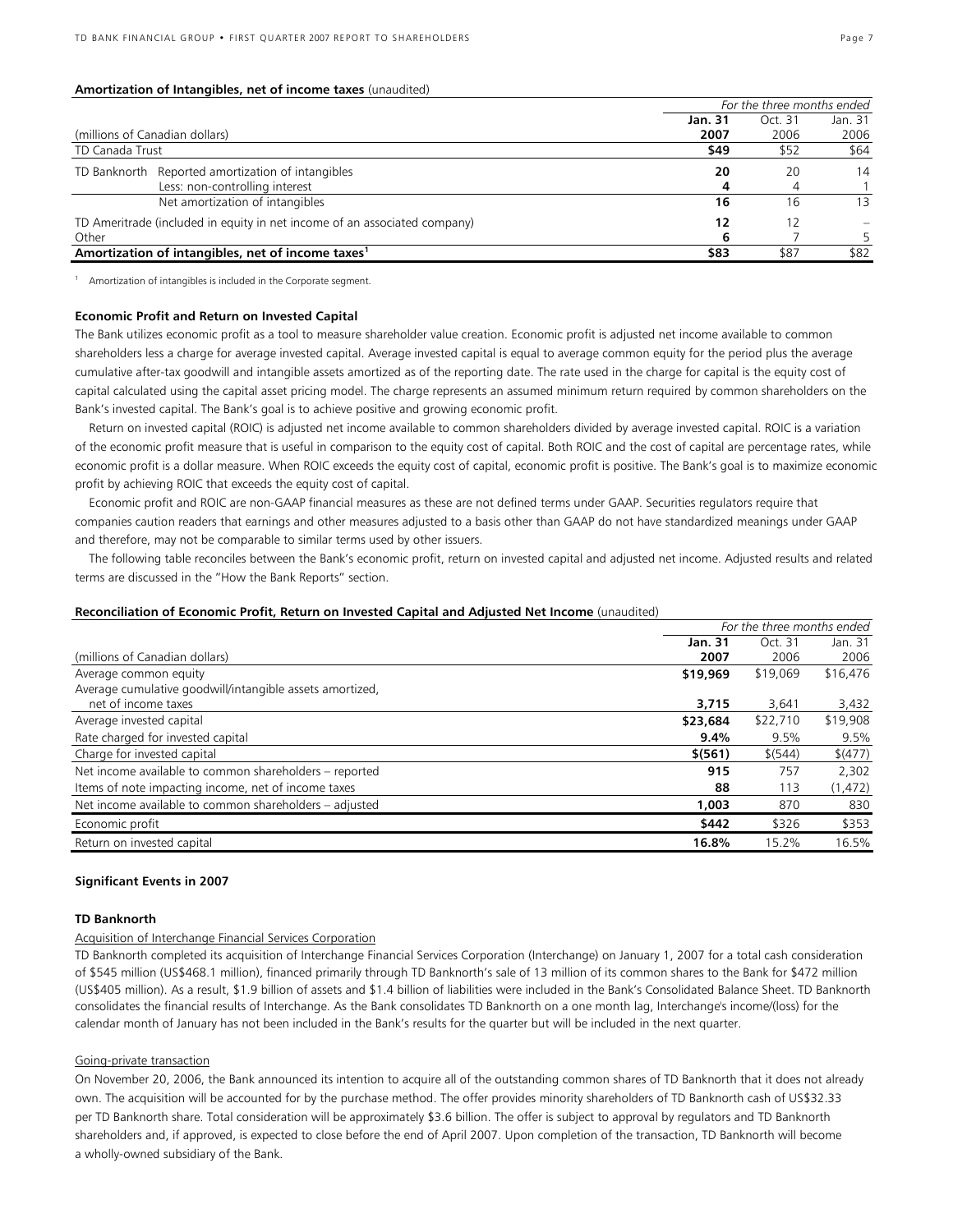**Amortization of Intangibles, net of income taxes** (unaudited)

| (millions of Canadian dollars) | | *For the three months ended* | | |
|---|---|---|---|---|
| | | **Jan. 31 2007** | Oct. 31 2006 | Jan. 31 2006 |
| TD Canada Trust | | **$49** | $52 | $64 |
| TD Banknorth | Reported amortization of intangibles | **20** | 20 | 14 |
| | Less: non-controlling interest | **4** | 4 | 1 |
| | Net amortization of intangibles | **16** | 16 | 13 |
| TD Ameritrade (included in equity in net income of an associated company) | | **12** | 12 | – |
| Other | | **6** | 7 | 5 |
| **Amortization of intangibles, net of income taxes[1]** | | **$83** | $87 | $82 |

[1] Amortization of intangibles is included in the Corporate segment.

**Economic Profit and Return on Invested Capital**

The Bank utilizes economic profit as a tool to measure shareholder value creation. Economic profit is adjusted net income available to common shareholders less a charge for average invested capital. Average invested capital is equal to average common equity for the period plus the average cumulative after-tax goodwill and intangible assets amortized as of the reporting date. The rate used in the charge for capital is the equity cost of capital calculated using the capital asset pricing model. The charge represents an assumed minimum return required by common shareholders on the Bank's invested capital. The Bank's goal is to achieve positive and growing economic profit.

Return on invested capital (ROIC) is adjusted net income available to common shareholders divided by average invested capital. ROIC is a variation of the economic profit measure that is useful in comparison to the equity cost of capital. Both ROIC and the cost of capital are percentage rates, while economic profit is a dollar measure. When ROIC exceeds the equity cost of capital, economic profit is positive. The Bank's goal is to maximize economic profit by achieving ROIC that exceeds the equity cost of capital.

Economic profit and ROIC are non-GAAP financial measures as these are not defined terms under GAAP. Securities regulators require that companies caution readers that earnings and other measures adjusted to a basis other than GAAP do not have standardized meanings under GAAP and therefore, may not be comparable to similar terms used by other issuers.

The following table reconciles between the Bank's economic profit, return on invested capital and adjusted net income. Adjusted results and related terms are discussed in the "How the Bank Reports" section.

**Reconciliation of Economic Profit, Return on Invested Capital and Adjusted Net Income** (unaudited)

| (millions of Canadian dollars) | *For the three months ended* | | |
|---|---|---|---|
| | **Jan. 31 2007** | Oct. 31 2006 | Jan. 31 2006 |
| Average common equity | **$19,969** | $19,069 | $16,476 |
| Average cumulative goodwill/intangible assets amortized, net of income taxes | **3,715** | 3,641 | 3,432 |
| Average invested capital | **$23,684** | $22,710 | $19,908 |
| Rate charged for invested capital | **9.4%** | 9.5% | 9.5% |
| Charge for invested capital | **$(561)** | $(544) | $(477) |
| Net income available to common shareholders – reported | **915** | 757 | 2,302 |
| Items of note impacting income, net of income taxes | **88** | 113 | (1,472) |
| Net income available to common shareholders – adjusted | **1,003** | 870 | 830 |
| Economic profit | **$442** | $326 | $353 |
| Return on invested capital | **16.8%** | 15.2% | 16.5% |

**Significant Events in 2007**

**TD Banknorth**

Acquisition of Interchange Financial Services Corporation

TD Banknorth completed its acquisition of Interchange Financial Services Corporation (Interchange) on January 1, 2007 for a total cash consideration of $545 million (US$468.1 million), financed primarily through TD Banknorth's sale of 13 million of its common shares to the Bank for $472 million (US$405 million). As a result, $1.9 billion of assets and $1.4 billion of liabilities were included in the Bank's Consolidated Balance Sheet. TD Banknorth consolidates the financial results of Interchange. As the Bank consolidates TD Banknorth on a one month lag, Interchange's income/(loss) for the calendar month of January has not been included in the Bank's results for the quarter but will be included in the next quarter.

Going-private transaction

On November 20, 2006, the Bank announced its intention to acquire all of the outstanding common shares of TD Banknorth that it does not already own. The acquisition will be accounted for by the purchase method. The offer provides minority shareholders of TD Banknorth cash of US$32.33 per TD Banknorth share. Total consideration will be approximately $3.6 billion. The offer is subject to approval by regulators and TD Banknorth shareholders and, if approved, is expected to close before the end of April 2007. Upon completion of the transaction, TD Banknorth will become a wholly-owned subsidiary of the Bank.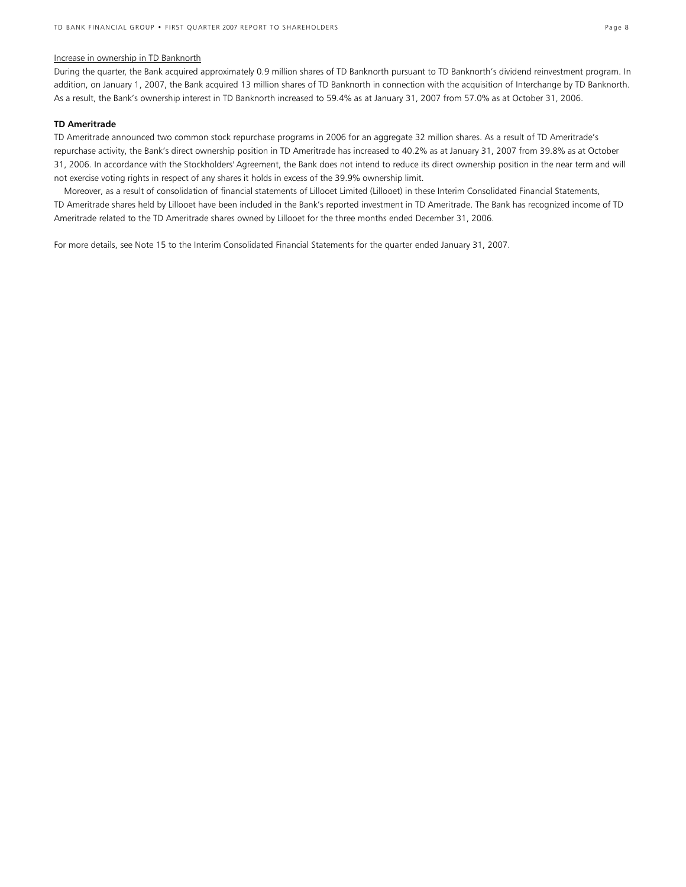Increase in ownership in TD Banknorth

During the quarter, the Bank acquired approximately 0.9 million shares of TD Banknorth pursuant to TD Banknorth's dividend reinvestment program. In addition, on January 1, 2007, the Bank acquired 13 million shares of TD Banknorth in connection with the acquisition of Interchange by TD Banknorth. As a result, the Bank's ownership interest in TD Banknorth increased to 59.4% as at January 31, 2007 from 57.0% as at October 31, 2006.

**TD Ameritrade**

TD Ameritrade announced two common stock repurchase programs in 2006 for an aggregate 32 million shares. As a result of TD Ameritrade's repurchase activity, the Bank's direct ownership position in TD Ameritrade has increased to 40.2% as at January 31, 2007 from 39.8% as at October 31, 2006. In accordance with the Stockholders' Agreement, the Bank does not intend to reduce its direct ownership position in the near term and will not exercise voting rights in respect of any shares it holds in excess of the 39.9% ownership limit.

Moreover, as a result of consolidation of financial statements of Lillooet Limited (Lillooet) in these Interim Consolidated Financial Statements, TD Ameritrade shares held by Lillooet have been included in the Bank's reported investment in TD Ameritrade. The Bank has recognized income of TD Ameritrade related to the TD Ameritrade shares owned by Lillooet for the three months ended December 31, 2006.

For more details, see Note 15 to the Interim Consolidated Financial Statements for the quarter ended January 31, 2007.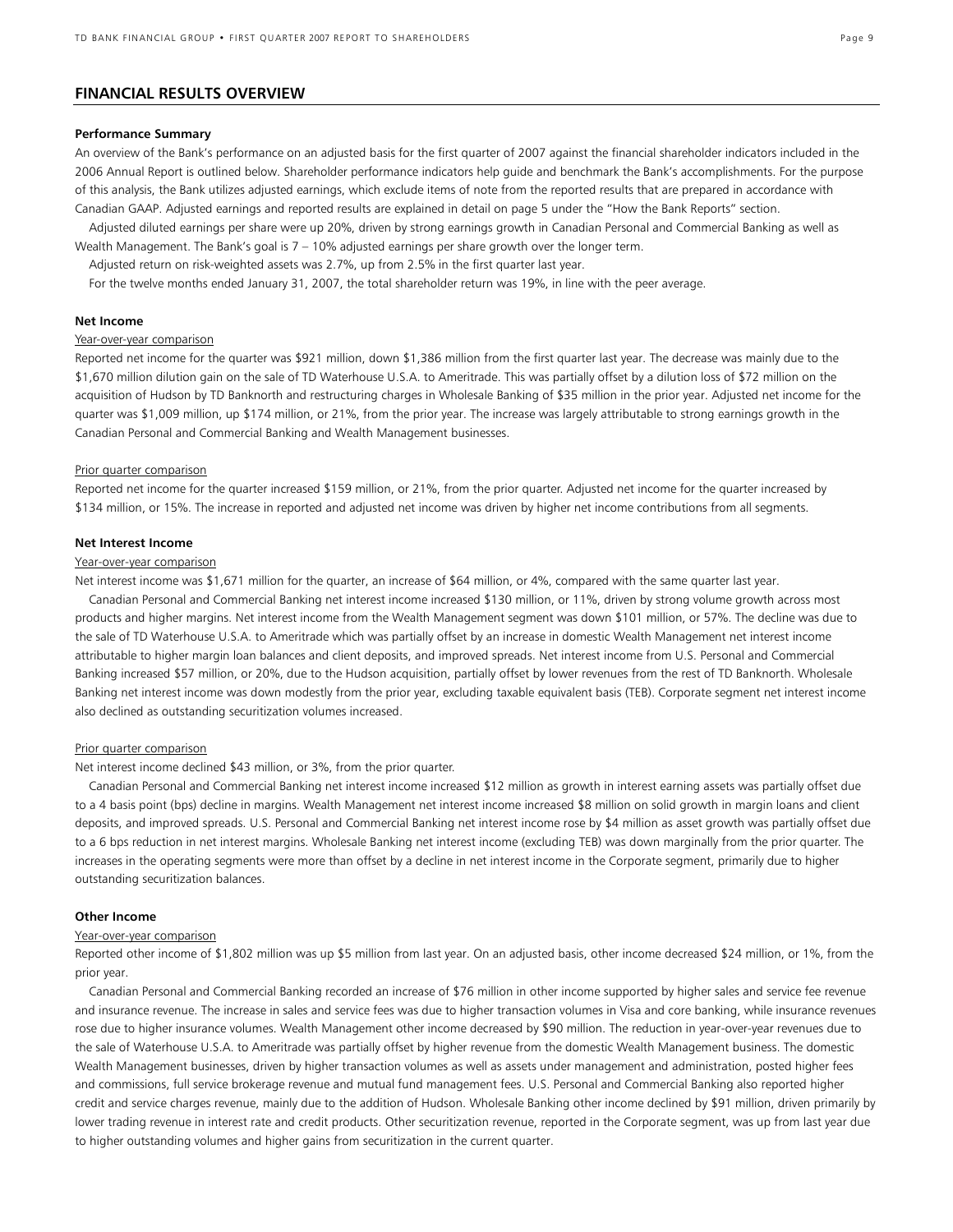## FINANCIAL RESULTS OVERVIEW

### Performance Summary

An overview of the Bank's performance on an adjusted basis for the first quarter of 2007 against the financial shareholder indicators included in the 2006 Annual Report is outlined below. Shareholder performance indicators help guide and benchmark the Bank's accomplishments. For the purpose of this analysis, the Bank utilizes adjusted earnings, which exclude items of note from the reported results that are prepared in accordance with Canadian GAAP. Adjusted earnings and reported results are explained in detail on page 5 under the "How the Bank Reports" section.

Adjusted diluted earnings per share were up 20%, driven by strong earnings growth in Canadian Personal and Commercial Banking as well as Wealth Management. The Bank's goal is 7 – 10% adjusted earnings per share growth over the longer term.

Adjusted return on risk-weighted assets was 2.7%, up from 2.5% in the first quarter last year.

For the twelve months ended January 31, 2007, the total shareholder return was 19%, in line with the peer average.

### Net Income

Year-over-year comparison

Reported net income for the quarter was $921 million, down $1,386 million from the first quarter last year. The decrease was mainly due to the $1,670 million dilution gain on the sale of TD Waterhouse U.S.A. to Ameritrade. This was partially offset by a dilution loss of $72 million on the acquisition of Hudson by TD Banknorth and restructuring charges in Wholesale Banking of $35 million in the prior year. Adjusted net income for the quarter was $1,009 million, up $174 million, or 21%, from the prior year. The increase was largely attributable to strong earnings growth in the Canadian Personal and Commercial Banking and Wealth Management businesses.

Prior quarter comparison

Reported net income for the quarter increased $159 million, or 21%, from the prior quarter. Adjusted net income for the quarter increased by $134 million, or 15%. The increase in reported and adjusted net income was driven by higher net income contributions from all segments.

### Net Interest Income

Year-over-year comparison

Net interest income was $1,671 million for the quarter, an increase of $64 million, or 4%, compared with the same quarter last year.

Canadian Personal and Commercial Banking net interest income increased $130 million, or 11%, driven by strong volume growth across most products and higher margins. Net interest income from the Wealth Management segment was down $101 million, or 57%. The decline was due to the sale of TD Waterhouse U.S.A. to Ameritrade which was partially offset by an increase in domestic Wealth Management net interest income attributable to higher margin loan balances and client deposits, and improved spreads. Net interest income from U.S. Personal and Commercial Banking increased $57 million, or 20%, due to the Hudson acquisition, partially offset by lower revenues from the rest of TD Banknorth. Wholesale Banking net interest income was down modestly from the prior year, excluding taxable equivalent basis (TEB). Corporate segment net interest income also declined as outstanding securitization volumes increased.

Prior quarter comparison

Net interest income declined $43 million, or 3%, from the prior quarter.

Canadian Personal and Commercial Banking net interest income increased $12 million as growth in interest earning assets was partially offset due to a 4 basis point (bps) decline in margins. Wealth Management net interest income increased $8 million on solid growth in margin loans and client deposits, and improved spreads. U.S. Personal and Commercial Banking net interest income rose by $4 million as asset growth was partially offset due to a 6 bps reduction in net interest margins. Wholesale Banking net interest income (excluding TEB) was down marginally from the prior quarter. The increases in the operating segments were more than offset by a decline in net interest income in the Corporate segment, primarily due to higher outstanding securitization balances.

### Other Income

Year-over-year comparison

Reported other income of $1,802 million was up $5 million from last year. On an adjusted basis, other income decreased $24 million, or 1%, from the prior year.

Canadian Personal and Commercial Banking recorded an increase of $76 million in other income supported by higher sales and service fee revenue and insurance revenue. The increase in sales and service fees was due to higher transaction volumes in Visa and core banking, while insurance revenues rose due to higher insurance volumes. Wealth Management other income decreased by $90 million. The reduction in year-over-year revenues due to the sale of Waterhouse U.S.A. to Ameritrade was partially offset by higher revenue from the domestic Wealth Management business. The domestic Wealth Management businesses, driven by higher transaction volumes as well as assets under management and administration, posted higher fees and commissions, full service brokerage revenue and mutual fund management fees. U.S. Personal and Commercial Banking also reported higher credit and service charges revenue, mainly due to the addition of Hudson. Wholesale Banking other income declined by $91 million, driven primarily by lower trading revenue in interest rate and credit products. Other securitization revenue, reported in the Corporate segment, was up from last year due to higher outstanding volumes and higher gains from securitization in the current quarter.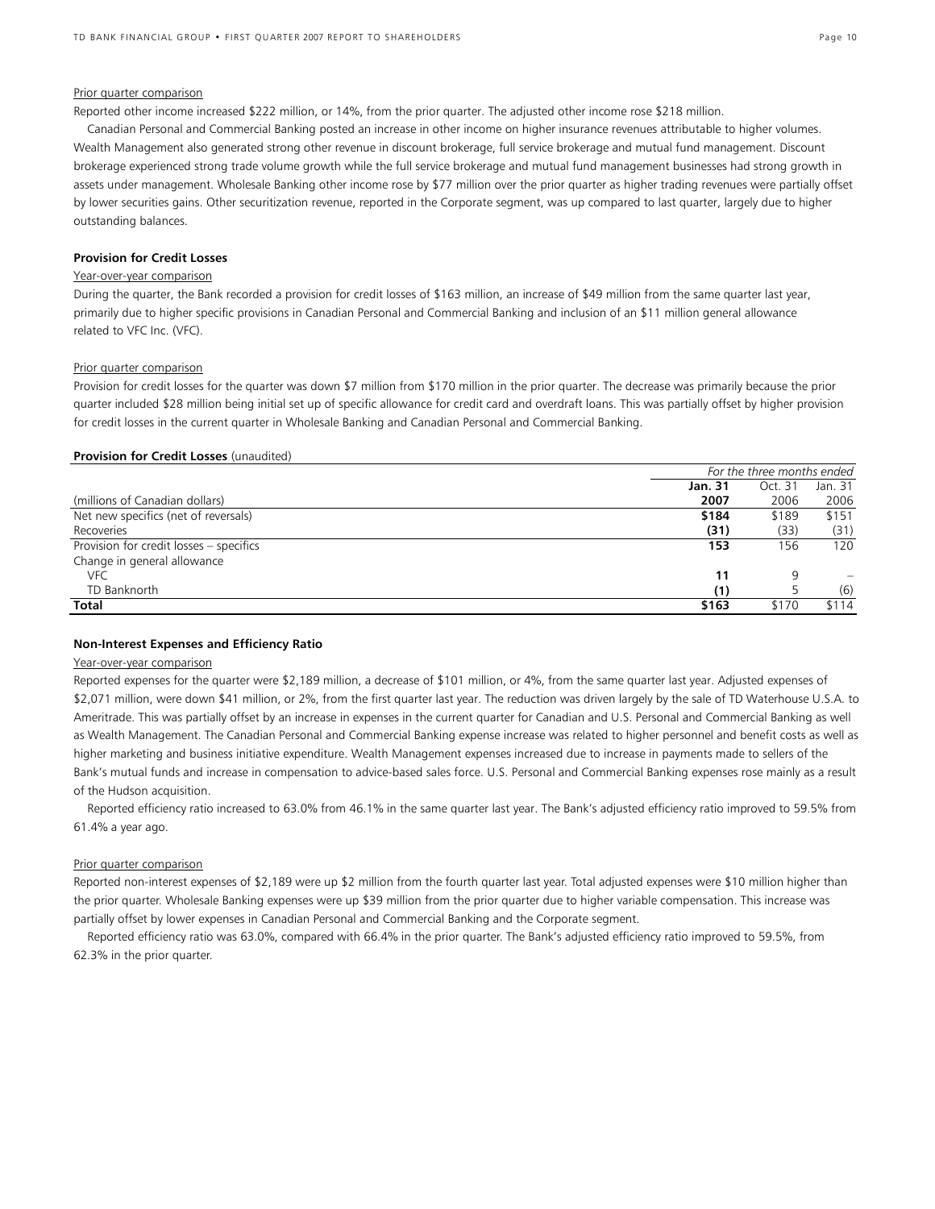#### Prior quarter comparison

Reported other income increased $222 million, or 14%, from the prior quarter. The adjusted other income rose $218 million.

Canadian Personal and Commercial Banking posted an increase in other income on higher insurance revenues attributable to higher volumes. Wealth Management also generated strong other revenue in discount brokerage, full service brokerage and mutual fund management. Discount brokerage experienced strong trade volume growth while the full service brokerage and mutual fund management businesses had strong growth in assets under management. Wholesale Banking other income rose by $77 million over the prior quarter as higher trading revenues were partially offset by lower securities gains. Other securitization revenue, reported in the Corporate segment, was up compared to last quarter, largely due to higher outstanding balances.

### Provision for Credit Losses

#### Year-over-year comparison

During the quarter, the Bank recorded a provision for credit losses of $163 million, an increase of $49 million from the same quarter last year, primarily due to higher specific provisions in Canadian Personal and Commercial Banking and inclusion of an $11 million general allowance related to VFC Inc. (VFC).

#### Prior quarter comparison

Provision for credit losses for the quarter was down $7 million from $170 million in the prior quarter. The decrease was primarily because the prior quarter included $28 million being initial set up of specific allowance for credit card and overdraft loans. This was partially offset by higher provision for credit losses in the current quarter in Wholesale Banking and Canadian Personal and Commercial Banking.

**Provision for Credit Losses** (unaudited)

| | *For the three months ended* | | |
|---|---|---|---|
| | **Jan. 31** | Oct. 31 | Jan. 31 |
| (millions of Canadian dollars) | **2007** | 2006 | 2006 |
| Net new specifics (net of reversals) | **$184** | $189 | $151 |
| Recoveries | **(31)** | (33) | (31) |
| Provision for credit losses – specifics | **153** | 156 | 120 |
| Change in general allowance | | | |
| VFC | **11** | 9 | – |
| TD Banknorth | **(1)** | 5 | (6) |
| **Total** | **$163** | $170 | $114 |

### Non-Interest Expenses and Efficiency Ratio

#### Year-over-year comparison

Reported expenses for the quarter were $2,189 million, a decrease of $101 million, or 4%, from the same quarter last year. Adjusted expenses of $2,071 million, were down $41 million, or 2%, from the first quarter last year. The reduction was driven largely by the sale of TD Waterhouse U.S.A. to Ameritrade. This was partially offset by an increase in expenses in the current quarter for Canadian and U.S. Personal and Commercial Banking as well as Wealth Management. The Canadian Personal and Commercial Banking expense increase was related to higher personnel and benefit costs as well as higher marketing and business initiative expenditure. Wealth Management expenses increased due to increase in payments made to sellers of the Bank's mutual funds and increase in compensation to advice-based sales force. U.S. Personal and Commercial Banking expenses rose mainly as a result of the Hudson acquisition.

Reported efficiency ratio increased to 63.0% from 46.1% in the same quarter last year. The Bank's adjusted efficiency ratio improved to 59.5% from 61.4% a year ago.

#### Prior quarter comparison

Reported non-interest expenses of $2,189 were up $2 million from the fourth quarter last year. Total adjusted expenses were $10 million higher than the prior quarter. Wholesale Banking expenses were up $39 million from the prior quarter due to higher variable compensation. This increase was partially offset by lower expenses in Canadian Personal and Commercial Banking and the Corporate segment.

Reported efficiency ratio was 63.0%, compared with 66.4% in the prior quarter. The Bank's adjusted efficiency ratio improved to 59.5%, from 62.3% in the prior quarter.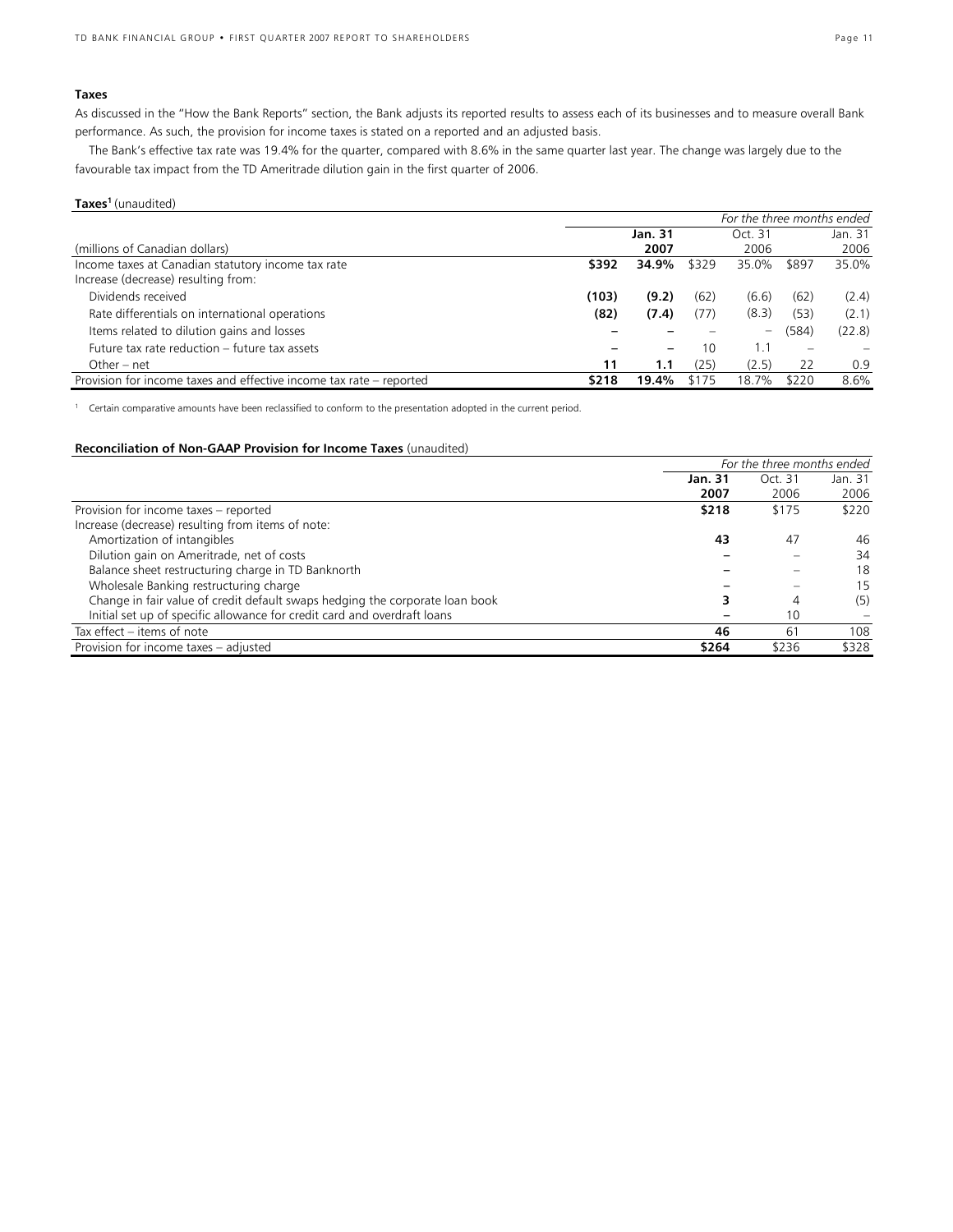### Taxes

As discussed in the "How the Bank Reports" section, the Bank adjusts its reported results to assess each of its businesses and to measure overall Bank performance. As such, the provision for income taxes is stated on a reported and an adjusted basis.

The Bank's effective tax rate was 19.4% for the quarter, compared with 8.6% in the same quarter last year. The change was largely due to the favourable tax impact from the TD Ameritrade dilution gain in the first quarter of 2006.

**Taxes**[1] (unaudited)

| | *For the three months ended* | | | | | |
|---|---|---|---|---|---|---|
| | **Jan. 31** | | Oct. 31 | | Jan. 31 | |
| (millions of Canadian dollars) | **2007** | | 2006 | | 2006 | |
| Income taxes at Canadian statutory income tax rate | **$392** | **34.9%** | $329 | 35.0% | $897 | 35.0% |
| Increase (decrease) resulting from: | | | | | | |
| Dividends received | **(103)** | **(9.2)** | (62) | (6.6) | (62) | (2.4) |
| Rate differentials on international operations | **(82)** | **(7.4)** | (77) | (8.3) | (53) | (2.1) |
| Items related to dilution gains and losses | **–** | **–** | – | – | (584) | (22.8) |
| Future tax rate reduction – future tax assets | **–** | **–** | 10 | 1.1 | – | – |
| Other – net | **11** | **1.1** | (25) | (2.5) | 22 | 0.9 |
| Provision for income taxes and effective income tax rate – reported | **$218** | **19.4%** | $175 | 18.7% | $220 | 8.6% |

[1] Certain comparative amounts have been reclassified to conform to the presentation adopted in the current period.

**Reconciliation of Non-GAAP Provision for Income Taxes** (unaudited)

| | *For the three months ended* | | |
|---|---|---|---|
| | **Jan. 31 2007** | Oct. 31 2006 | Jan. 31 2006 |
| Provision for income taxes – reported | **$218** | $175 | $220 |
| Increase (decrease) resulting from items of note: | | | |
| Amortization of intangibles | **43** | 47 | 46 |
| Dilution gain on Ameritrade, net of costs | **–** | – | 34 |
| Balance sheet restructuring charge in TD Banknorth | **–** | – | 18 |
| Wholesale Banking restructuring charge | **–** | – | 15 |
| Change in fair value of credit default swaps hedging the corporate loan book | **3** | 4 | (5) |
| Initial set up of specific allowance for credit card and overdraft loans | **–** | 10 | – |
| Tax effect – items of note | **46** | 61 | 108 |
| Provision for income taxes – adjusted | **$264** | $236 | $328 |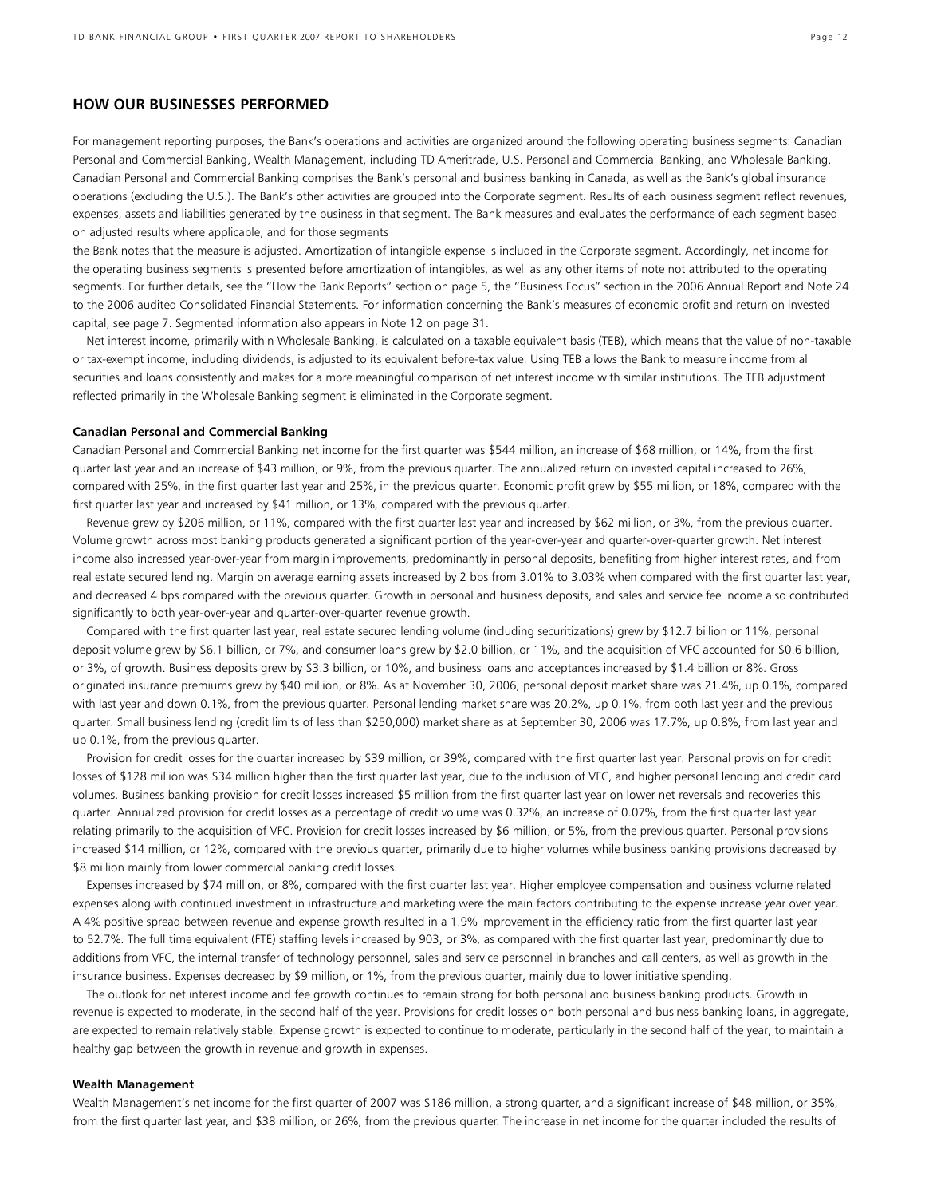## HOW OUR BUSINESSES PERFORMED

For management reporting purposes, the Bank's operations and activities are organized around the following operating business segments: Canadian Personal and Commercial Banking, Wealth Management, including TD Ameritrade, U.S. Personal and Commercial Banking, and Wholesale Banking. Canadian Personal and Commercial Banking comprises the Bank's personal and business banking in Canada, as well as the Bank's global insurance operations (excluding the U.S.). The Bank's other activities are grouped into the Corporate segment. Results of each business segment reflect revenues, expenses, assets and liabilities generated by the business in that segment. The Bank measures and evaluates the performance of each segment based on adjusted results where applicable, and for those segments

the Bank notes that the measure is adjusted. Amortization of intangible expense is included in the Corporate segment. Accordingly, net income for the operating business segments is presented before amortization of intangibles, as well as any other items of note not attributed to the operating segments. For further details, see the "How the Bank Reports" section on page 5, the "Business Focus" section in the 2006 Annual Report and Note 24 to the 2006 audited Consolidated Financial Statements. For information concerning the Bank's measures of economic profit and return on invested capital, see page 7. Segmented information also appears in Note 12 on page 31.

Net interest income, primarily within Wholesale Banking, is calculated on a taxable equivalent basis (TEB), which means that the value of non-taxable or tax-exempt income, including dividends, is adjusted to its equivalent before-tax value. Using TEB allows the Bank to measure income from all securities and loans consistently and makes for a more meaningful comparison of net interest income with similar institutions. The TEB adjustment reflected primarily in the Wholesale Banking segment is eliminated in the Corporate segment.

**Canadian Personal and Commercial Banking**

Canadian Personal and Commercial Banking net income for the first quarter was $544 million, an increase of $68 million, or 14%, from the first quarter last year and an increase of $43 million, or 9%, from the previous quarter. The annualized return on invested capital increased to 26%, compared with 25%, in the first quarter last year and 25%, in the previous quarter. Economic profit grew by $55 million, or 18%, compared with the first quarter last year and increased by $41 million, or 13%, compared with the previous quarter.

Revenue grew by $206 million, or 11%, compared with the first quarter last year and increased by $62 million, or 3%, from the previous quarter. Volume growth across most banking products generated a significant portion of the year-over-year and quarter-over-quarter growth. Net interest income also increased year-over-year from margin improvements, predominantly in personal deposits, benefiting from higher interest rates, and from real estate secured lending. Margin on average earning assets increased by 2 bps from 3.01% to 3.03% when compared with the first quarter last year, and decreased 4 bps compared with the previous quarter. Growth in personal and business deposits, and sales and service fee income also contributed significantly to both year-over-year and quarter-over-quarter revenue growth.

Compared with the first quarter last year, real estate secured lending volume (including securitizations) grew by $12.7 billion or 11%, personal deposit volume grew by $6.1 billion, or 7%, and consumer loans grew by $2.0 billion, or 11%, and the acquisition of VFC accounted for $0.6 billion, or 3%, of growth. Business deposits grew by $3.3 billion, or 10%, and business loans and acceptances increased by $1.4 billion or 8%. Gross originated insurance premiums grew by $40 million, or 8%. As at November 30, 2006, personal deposit market share was 21.4%, up 0.1%, compared with last year and down 0.1%, from the previous quarter. Personal lending market share was 20.2%, up 0.1%, from both last year and the previous quarter. Small business lending (credit limits of less than $250,000) market share as at September 30, 2006 was 17.7%, up 0.8%, from last year and up 0.1%, from the previous quarter.

Provision for credit losses for the quarter increased by $39 million, or 39%, compared with the first quarter last year. Personal provision for credit losses of $128 million was $34 million higher than the first quarter last year, due to the inclusion of VFC, and higher personal lending and credit card volumes. Business banking provision for credit losses increased $5 million from the first quarter last year on lower net reversals and recoveries this quarter. Annualized provision for credit losses as a percentage of credit volume was 0.32%, an increase of 0.07%, from the first quarter last year relating primarily to the acquisition of VFC. Provision for credit losses increased by $6 million, or 5%, from the previous quarter. Personal provisions increased $14 million, or 12%, compared with the previous quarter, primarily due to higher volumes while business banking provisions decreased by $8 million mainly from lower commercial banking credit losses.

Expenses increased by $74 million, or 8%, compared with the first quarter last year. Higher employee compensation and business volume related expenses along with continued investment in infrastructure and marketing were the main factors contributing to the expense increase year over year. A 4% positive spread between revenue and expense growth resulted in a 1.9% improvement in the efficiency ratio from the first quarter last year to 52.7%. The full time equivalent (FTE) staffing levels increased by 903, or 3%, as compared with the first quarter last year, predominantly due to additions from VFC, the internal transfer of technology personnel, sales and service personnel in branches and call centers, as well as growth in the insurance business. Expenses decreased by $9 million, or 1%, from the previous quarter, mainly due to lower initiative spending.

The outlook for net interest income and fee growth continues to remain strong for both personal and business banking products. Growth in revenue is expected to moderate, in the second half of the year. Provisions for credit losses on both personal and business banking loans, in aggregate, are expected to remain relatively stable. Expense growth is expected to continue to moderate, particularly in the second half of the year, to maintain a healthy gap between the growth in revenue and growth in expenses.

**Wealth Management**

Wealth Management's net income for the first quarter of 2007 was $186 million, a strong quarter, and a significant increase of $48 million, or 35%, from the first quarter last year, and $38 million, or 26%, from the previous quarter. The increase in net income for the quarter included the results of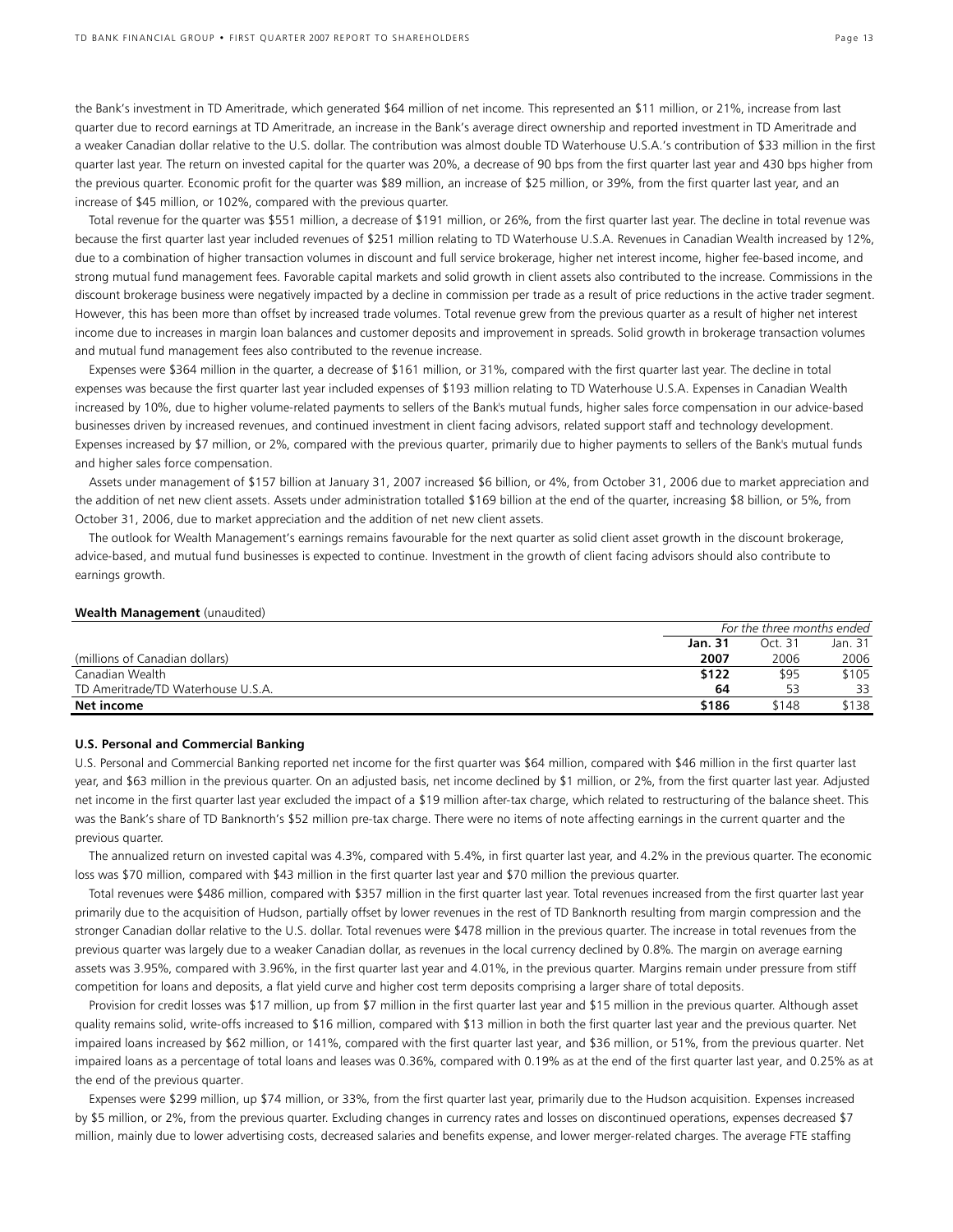the Bank's investment in TD Ameritrade, which generated $64 million of net income. This represented an $11 million, or 21%, increase from last quarter due to record earnings at TD Ameritrade, an increase in the Bank's average direct ownership and reported investment in TD Ameritrade and a weaker Canadian dollar relative to the U.S. dollar. The contribution was almost double TD Waterhouse U.S.A.'s contribution of $33 million in the first quarter last year. The return on invested capital for the quarter was 20%, a decrease of 90 bps from the first quarter last year and 430 bps higher from the previous quarter. Economic profit for the quarter was $89 million, an increase of $25 million, or 39%, from the first quarter last year, and an increase of $45 million, or 102%, compared with the previous quarter.

Total revenue for the quarter was $551 million, a decrease of $191 million, or 26%, from the first quarter last year. The decline in total revenue was because the first quarter last year included revenues of $251 million relating to TD Waterhouse U.S.A. Revenues in Canadian Wealth increased by 12%, due to a combination of higher transaction volumes in discount and full service brokerage, higher net interest income, higher fee-based income, and strong mutual fund management fees. Favorable capital markets and solid growth in client assets also contributed to the increase. Commissions in the discount brokerage business were negatively impacted by a decline in commission per trade as a result of price reductions in the active trader segment. However, this has been more than offset by increased trade volumes. Total revenue grew from the previous quarter as a result of higher net interest income due to increases in margin loan balances and customer deposits and improvement in spreads. Solid growth in brokerage transaction volumes and mutual fund management fees also contributed to the revenue increase.

Expenses were $364 million in the quarter, a decrease of $161 million, or 31%, compared with the first quarter last year. The decline in total expenses was because the first quarter last year included expenses of $193 million relating to TD Waterhouse U.S.A. Expenses in Canadian Wealth increased by 10%, due to higher volume-related payments to sellers of the Bank's mutual funds, higher sales force compensation in our advice-based businesses driven by increased revenues, and continued investment in client facing advisors, related support staff and technology development. Expenses increased by $7 million, or 2%, compared with the previous quarter, primarily due to higher payments to sellers of the Bank's mutual funds and higher sales force compensation.

Assets under management of $157 billion at January 31, 2007 increased $6 billion, or 4%, from October 31, 2006 due to market appreciation and the addition of net new client assets. Assets under administration totalled $169 billion at the end of the quarter, increasing $8 billion, or 5%, from October 31, 2006, due to market appreciation and the addition of net new client assets.

The outlook for Wealth Management's earnings remains favourable for the next quarter as solid client asset growth in the discount brokerage, advice-based, and mutual fund businesses is expected to continue. Investment in the growth of client facing advisors should also contribute to earnings growth.

**Wealth Management** (unaudited)

| | *For the three months ended* | | |
|---|---|---|---|
| | **Jan. 31** | Oct. 31 | Jan. 31 |
| (millions of Canadian dollars) | **2007** | 2006 | 2006 |
| Canadian Wealth | **$122** | $95 | $105 |
| TD Ameritrade/TD Waterhouse U.S.A. | **64** | 53 | 33 |
| **Net income** | **$186** | $148 | $138 |

**U.S. Personal and Commercial Banking**

U.S. Personal and Commercial Banking reported net income for the first quarter was $64 million, compared with $46 million in the first quarter last year, and $63 million in the previous quarter. On an adjusted basis, net income declined by $1 million, or 2%, from the first quarter last year. Adjusted net income in the first quarter last year excluded the impact of a $19 million after-tax charge, which related to restructuring of the balance sheet. This was the Bank's share of TD Banknorth's $52 million pre-tax charge. There were no items of note affecting earnings in the current quarter and the previous quarter.

The annualized return on invested capital was 4.3%, compared with 5.4%, in first quarter last year, and 4.2% in the previous quarter. The economic loss was $70 million, compared with $43 million in the first quarter last year and $70 million the previous quarter.

Total revenues were $486 million, compared with $357 million in the first quarter last year. Total revenues increased from the first quarter last year primarily due to the acquisition of Hudson, partially offset by lower revenues in the rest of TD Banknorth resulting from margin compression and the stronger Canadian dollar relative to the U.S. dollar. Total revenues were $478 million in the previous quarter. The increase in total revenues from the previous quarter was largely due to a weaker Canadian dollar, as revenues in the local currency declined by 0.8%. The margin on average earning assets was 3.95%, compared with 3.96%, in the first quarter last year and 4.01%, in the previous quarter. Margins remain under pressure from stiff competition for loans and deposits, a flat yield curve and higher cost term deposits comprising a larger share of total deposits.

Provision for credit losses was $17 million, up from $7 million in the first quarter last year and $15 million in the previous quarter. Although asset quality remains solid, write-offs increased to $16 million, compared with $13 million in both the first quarter last year and the previous quarter. Net impaired loans increased by $62 million, or 141%, compared with the first quarter last year, and $36 million, or 51%, from the previous quarter. Net impaired loans as a percentage of total loans and leases was 0.36%, compared with 0.19% as at the end of the first quarter last year, and 0.25% as at the end of the previous quarter.

Expenses were $299 million, up $74 million, or 33%, from the first quarter last year, primarily due to the Hudson acquisition. Expenses increased by $5 million, or 2%, from the previous quarter. Excluding changes in currency rates and losses on discontinued operations, expenses decreased $7 million, mainly due to lower advertising costs, decreased salaries and benefits expense, and lower merger-related charges. The average FTE staffing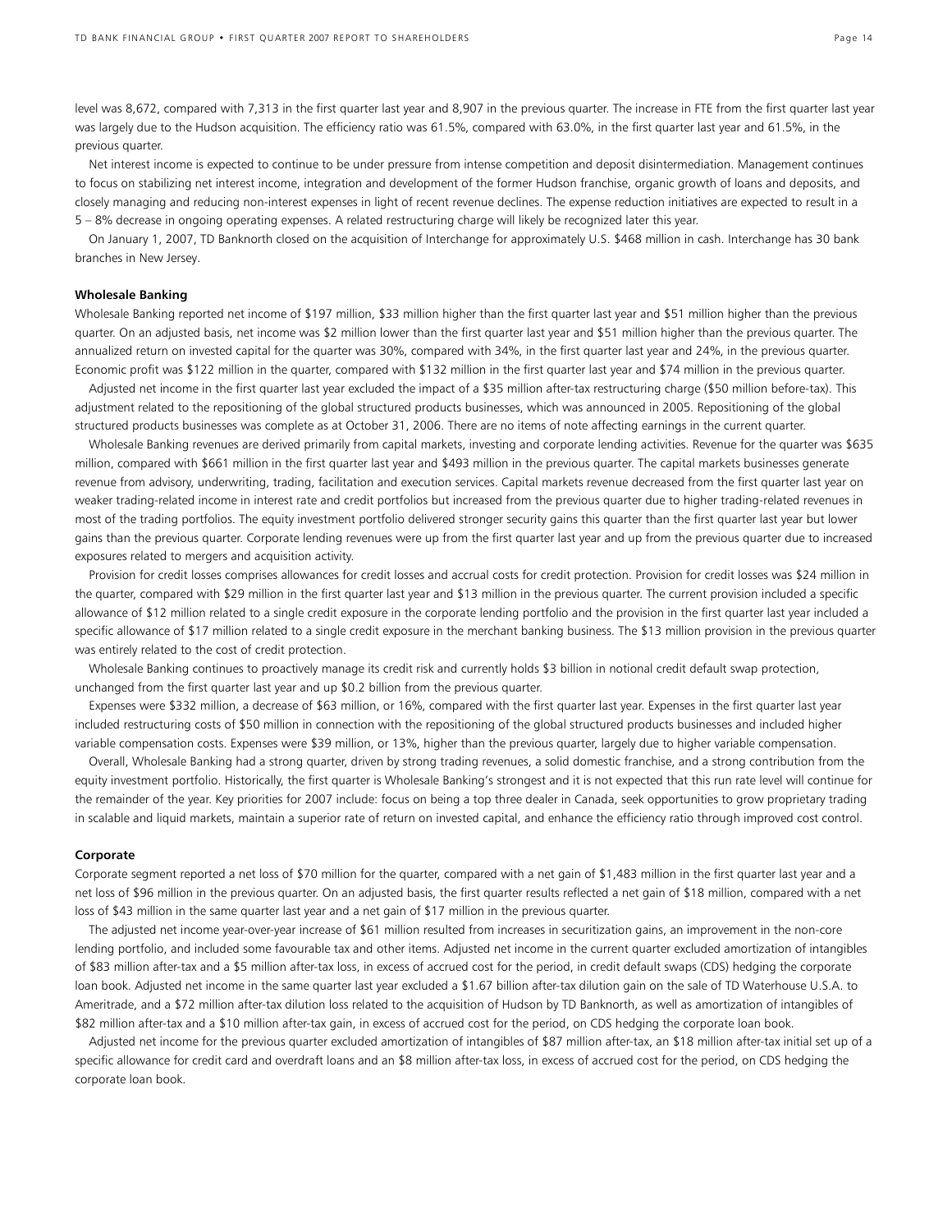level was 8,672, compared with 7,313 in the first quarter last year and 8,907 in the previous quarter. The increase in FTE from the first quarter last year was largely due to the Hudson acquisition. The efficiency ratio was 61.5%, compared with 63.0%, in the first quarter last year and 61.5%, in the previous quarter.

Net interest income is expected to continue to be under pressure from intense competition and deposit disintermediation. Management continues to focus on stabilizing net interest income, integration and development of the former Hudson franchise, organic growth of loans and deposits, and closely managing and reducing non-interest expenses in light of recent revenue declines. The expense reduction initiatives are expected to result in a 5 – 8% decrease in ongoing operating expenses. A related restructuring charge will likely be recognized later this year.

On January 1, 2007, TD Banknorth closed on the acquisition of Interchange for approximately U.S. $468 million in cash. Interchange has 30 bank branches in New Jersey.

**Wholesale Banking**

Wholesale Banking reported net income of $197 million, $33 million higher than the first quarter last year and $51 million higher than the previous quarter. On an adjusted basis, net income was $2 million lower than the first quarter last year and $51 million higher than the previous quarter. The annualized return on invested capital for the quarter was 30%, compared with 34%, in the first quarter last year and 24%, in the previous quarter. Economic profit was $122 million in the quarter, compared with $132 million in the first quarter last year and $74 million in the previous quarter.

Adjusted net income in the first quarter last year excluded the impact of a $35 million after-tax restructuring charge ($50 million before-tax). This adjustment related to the repositioning of the global structured products businesses, which was announced in 2005. Repositioning of the global structured products businesses was complete as at October 31, 2006. There are no items of note affecting earnings in the current quarter.

Wholesale Banking revenues are derived primarily from capital markets, investing and corporate lending activities. Revenue for the quarter was $635 million, compared with $661 million in the first quarter last year and $493 million in the previous quarter. The capital markets businesses generate revenue from advisory, underwriting, trading, facilitation and execution services. Capital markets revenue decreased from the first quarter last year on weaker trading-related income in interest rate and credit portfolios but increased from the previous quarter due to higher trading-related revenues in most of the trading portfolios. The equity investment portfolio delivered stronger security gains this quarter than the first quarter last year but lower gains than the previous quarter. Corporate lending revenues were up from the first quarter last year and up from the previous quarter due to increased exposures related to mergers and acquisition activity.

Provision for credit losses comprises allowances for credit losses and accrual costs for credit protection. Provision for credit losses was $24 million in the quarter, compared with $29 million in the first quarter last year and $13 million in the previous quarter. The current provision included a specific allowance of $12 million related to a single credit exposure in the corporate lending portfolio and the provision in the first quarter last year included a specific allowance of $17 million related to a single credit exposure in the merchant banking business. The $13 million provision in the previous quarter was entirely related to the cost of credit protection.

Wholesale Banking continues to proactively manage its credit risk and currently holds $3 billion in notional credit default swap protection, unchanged from the first quarter last year and up $0.2 billion from the previous quarter.

Expenses were $332 million, a decrease of $63 million, or 16%, compared with the first quarter last year. Expenses in the first quarter last year included restructuring costs of $50 million in connection with the repositioning of the global structured products businesses and included higher variable compensation costs. Expenses were $39 million, or 13%, higher than the previous quarter, largely due to higher variable compensation.

Overall, Wholesale Banking had a strong quarter, driven by strong trading revenues, a solid domestic franchise, and a strong contribution from the equity investment portfolio. Historically, the first quarter is Wholesale Banking's strongest and it is not expected that this run rate level will continue for the remainder of the year. Key priorities for 2007 include: focus on being a top three dealer in Canada, seek opportunities to grow proprietary trading in scalable and liquid markets, maintain a superior rate of return on invested capital, and enhance the efficiency ratio through improved cost control.

**Corporate**

Corporate segment reported a net loss of $70 million for the quarter, compared with a net gain of $1,483 million in the first quarter last year and a net loss of $96 million in the previous quarter. On an adjusted basis, the first quarter results reflected a net gain of $18 million, compared with a net loss of $43 million in the same quarter last year and a net gain of $17 million in the previous quarter.

The adjusted net income year-over-year increase of $61 million resulted from increases in securitization gains, an improvement in the non-core lending portfolio, and included some favourable tax and other items. Adjusted net income in the current quarter excluded amortization of intangibles of $83 million after-tax and a $5 million after-tax loss, in excess of accrued cost for the period, in credit default swaps (CDS) hedging the corporate loan book. Adjusted net income in the same quarter last year excluded a $1.67 billion after-tax dilution gain on the sale of TD Waterhouse U.S.A. to Ameritrade, and a $72 million after-tax dilution loss related to the acquisition of Hudson by TD Banknorth, as well as amortization of intangibles of $82 million after-tax and a $10 million after-tax gain, in excess of accrued cost for the period, on CDS hedging the corporate loan book.

Adjusted net income for the previous quarter excluded amortization of intangibles of $87 million after-tax, an $18 million after-tax initial set up of a specific allowance for credit card and overdraft loans and an $8 million after-tax loss, in excess of accrued cost for the period, on CDS hedging the corporate loan book.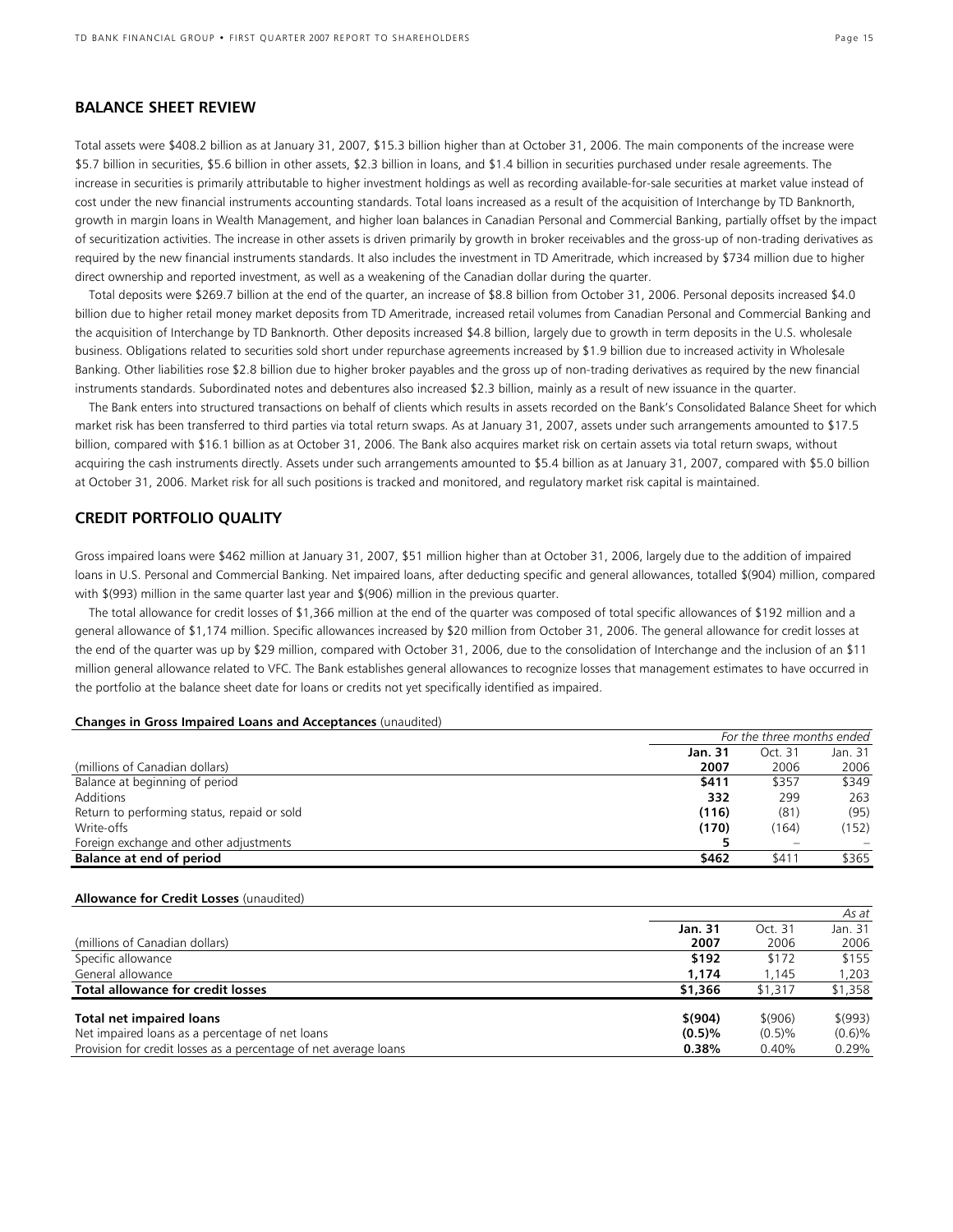## BALANCE SHEET REVIEW

Total assets were $408.2 billion as at January 31, 2007, $15.3 billion higher than at October 31, 2006. The main components of the increase were $5.7 billion in securities, $5.6 billion in other assets, $2.3 billion in loans, and $1.4 billion in securities purchased under resale agreements. The increase in securities is primarily attributable to higher investment holdings as well as recording available-for-sale securities at market value instead of cost under the new financial instruments accounting standards. Total loans increased as a result of the acquisition of Interchange by TD Banknorth, growth in margin loans in Wealth Management, and higher loan balances in Canadian Personal and Commercial Banking, partially offset by the impact of securitization activities. The increase in other assets is driven primarily by growth in broker receivables and the gross-up of non-trading derivatives as required by the new financial instruments standards. It also includes the investment in TD Ameritrade, which increased by $734 million due to higher direct ownership and reported investment, as well as a weakening of the Canadian dollar during the quarter.

Total deposits were $269.7 billion at the end of the quarter, an increase of $8.8 billion from October 31, 2006. Personal deposits increased $4.0 billion due to higher retail money market deposits from TD Ameritrade, increased retail volumes from Canadian Personal and Commercial Banking and the acquisition of Interchange by TD Banknorth. Other deposits increased $4.8 billion, largely due to growth in term deposits in the U.S. wholesale business. Obligations related to securities sold short under repurchase agreements increased by $1.9 billion due to increased activity in Wholesale Banking. Other liabilities rose $2.8 billion due to higher broker payables and the gross up of non-trading derivatives as required by the new financial instruments standards. Subordinated notes and debentures also increased $2.3 billion, mainly as a result of new issuance in the quarter.

The Bank enters into structured transactions on behalf of clients which results in assets recorded on the Bank's Consolidated Balance Sheet for which market risk has been transferred to third parties via total return swaps. As at January 31, 2007, assets under such arrangements amounted to $17.5 billion, compared with $16.1 billion as at October 31, 2006. The Bank also acquires market risk on certain assets via total return swaps, without acquiring the cash instruments directly. Assets under such arrangements amounted to $5.4 billion as at January 31, 2007, compared with $5.0 billion at October 31, 2006. Market risk for all such positions is tracked and monitored, and regulatory market risk capital is maintained.

## CREDIT PORTFOLIO QUALITY

Gross impaired loans were $462 million at January 31, 2007, $51 million higher than at October 31, 2006, largely due to the addition of impaired loans in U.S. Personal and Commercial Banking. Net impaired loans, after deducting specific and general allowances, totalled $(904) million, compared with $(993) million in the same quarter last year and $(906) million in the previous quarter.

The total allowance for credit losses of $1,366 million at the end of the quarter was composed of total specific allowances of $192 million and a general allowance of $1,174 million. Specific allowances increased by $20 million from October 31, 2006. The general allowance for credit losses at the end of the quarter was up by $29 million, compared with October 31, 2006, due to the consolidation of Interchange and the inclusion of an $11 million general allowance related to VFC. The Bank establishes general allowances to recognize losses that management estimates to have occurred in the portfolio at the balance sheet date for loans or credits not yet specifically identified as impaired.

**Changes in Gross Impaired Loans and Acceptances** (unaudited)

| | *For the three months ended* | | |
|---|---|---|---|
| (millions of Canadian dollars) | **Jan. 31 2007** | Oct. 31 2006 | Jan. 31 2006 |
| Balance at beginning of period | **$411** | $357 | $349 |
| Additions | **332** | 299 | 263 |
| Return to performing status, repaid or sold | **(116)** | (81) | (95) |
| Write-offs | **(170)** | (164) | (152) |
| Foreign exchange and other adjustments | **5** | – | – |
| **Balance at end of period** | **$462** | $411 | $365 |

**Allowance for Credit Losses** (unaudited)

| | | | *As at* |
|---|---|---|---|
| (millions of Canadian dollars) | **Jan. 31 2007** | Oct. 31 2006 | Jan. 31 2006 |
| Specific allowance | **$192** | $172 | $155 |
| General allowance | **1,174** | 1,145 | 1,203 |
| **Total allowance for credit losses** | **$1,366** | $1,317 | $1,358 |
| **Total net impaired loans** | **$(904)** | $(906) | $(993) |
| Net impaired loans as a percentage of net loans | **(0.5)%** | (0.5)% | (0.6)% |
| Provision for credit losses as a percentage of net average loans | **0.38%** | 0.40% | 0.29% |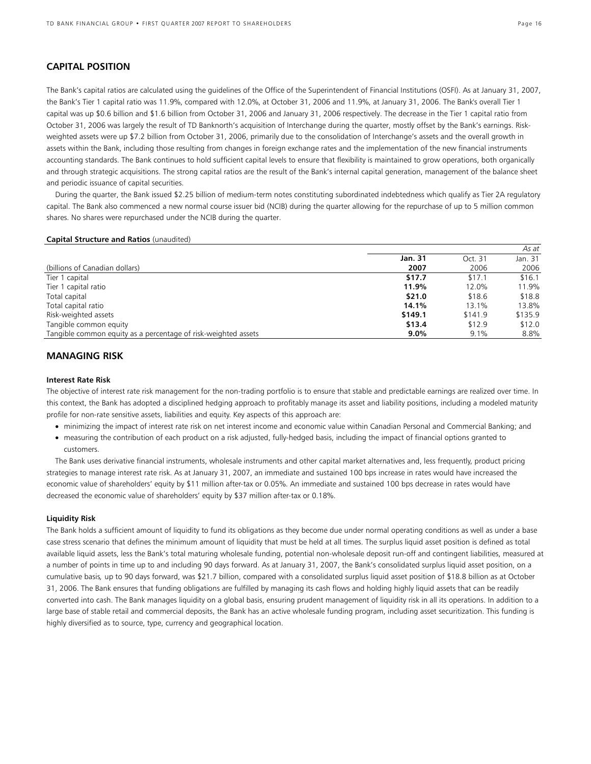## CAPITAL POSITION

The Bank's capital ratios are calculated using the guidelines of the Office of the Superintendent of Financial Institutions (OSFI). As at January 31, 2007, the Bank's Tier 1 capital ratio was 11.9%, compared with 12.0%, at October 31, 2006 and 11.9%, at January 31, 2006. The Bank's overall Tier 1 capital was up $0.6 billion and $1.6 billion from October 31, 2006 and January 31, 2006 respectively. The decrease in the Tier 1 capital ratio from October 31, 2006 was largely the result of TD Banknorth's acquisition of Interchange during the quarter, mostly offset by the Bank's earnings. Risk-weighted assets were up $7.2 billion from October 31, 2006, primarily due to the consolidation of Interchange's assets and the overall growth in assets within the Bank, including those resulting from changes in foreign exchange rates and the implementation of the new financial instruments accounting standards. The Bank continues to hold sufficient capital levels to ensure that flexibility is maintained to grow operations, both organically and through strategic acquisitions. The strong capital ratios are the result of the Bank's internal capital generation, management of the balance sheet and periodic issuance of capital securities.

During the quarter, the Bank issued $2.25 billion of medium-term notes constituting subordinated indebtedness which qualify as Tier 2A regulatory capital. The Bank also commenced a new normal course issuer bid (NCIB) during the quarter allowing for the repurchase of up to 5 million common shares. No shares were repurchased under the NCIB during the quarter.

**Capital Structure and Ratios** (unaudited)

| | | | *As at* |
|---|---|---|---|
| (billions of Canadian dollars) | **Jan. 31 2007** | Oct. 31 2006 | Jan. 31 2006 |
| Tier 1 capital | **$17.7** | $17.1 | $16.1 |
| Tier 1 capital ratio | **11.9%** | 12.0% | 11.9% |
| Total capital | **$21.0** | $18.6 | $18.8 |
| Total capital ratio | **14.1%** | 13.1% | 13.8% |
| Risk-weighted assets | **$149.1** | $141.9 | $135.9 |
| Tangible common equity | **$13.4** | $12.9 | $12.0 |
| Tangible common equity as a percentage of risk-weighted assets | **9.0%** | 9.1% | 8.8% |

## MANAGING RISK

### Interest Rate Risk

The objective of interest rate risk management for the non-trading portfolio is to ensure that stable and predictable earnings are realized over time. In this context, the Bank has adopted a disciplined hedging approach to profitably manage its asset and liability positions, including a modeled maturity profile for non-rate sensitive assets, liabilities and equity. Key aspects of this approach are:

- minimizing the impact of interest rate risk on net interest income and economic value within Canadian Personal and Commercial Banking; and
- measuring the contribution of each product on a risk adjusted, fully-hedged basis, including the impact of financial options granted to customers.

The Bank uses derivative financial instruments, wholesale instruments and other capital market alternatives and, less frequently, product pricing strategies to manage interest rate risk. As at January 31, 2007, an immediate and sustained 100 bps increase in rates would have increased the economic value of shareholders' equity by $11 million after-tax or 0.05%. An immediate and sustained 100 bps decrease in rates would have decreased the economic value of shareholders' equity by $37 million after-tax or 0.18%.

### Liquidity Risk

The Bank holds a sufficient amount of liquidity to fund its obligations as they become due under normal operating conditions as well as under a base case stress scenario that defines the minimum amount of liquidity that must be held at all times. The surplus liquid asset position is defined as total available liquid assets, less the Bank's total maturing wholesale funding, potential non-wholesale deposit run-off and contingent liabilities, measured at a number of points in time up to and including 90 days forward. As at January 31, 2007, the Bank's consolidated surplus liquid asset position, on a cumulative basis, up to 90 days forward, was $21.7 billion, compared with a consolidated surplus liquid asset position of $18.8 billion as at October 31, 2006. The Bank ensures that funding obligations are fulfilled by managing its cash flows and holding highly liquid assets that can be readily converted into cash. The Bank manages liquidity on a global basis, ensuring prudent management of liquidity risk in all its operations. In addition to a large base of stable retail and commercial deposits, the Bank has an active wholesale funding program, including asset securitization. This funding is highly diversified as to source, type, currency and geographical location.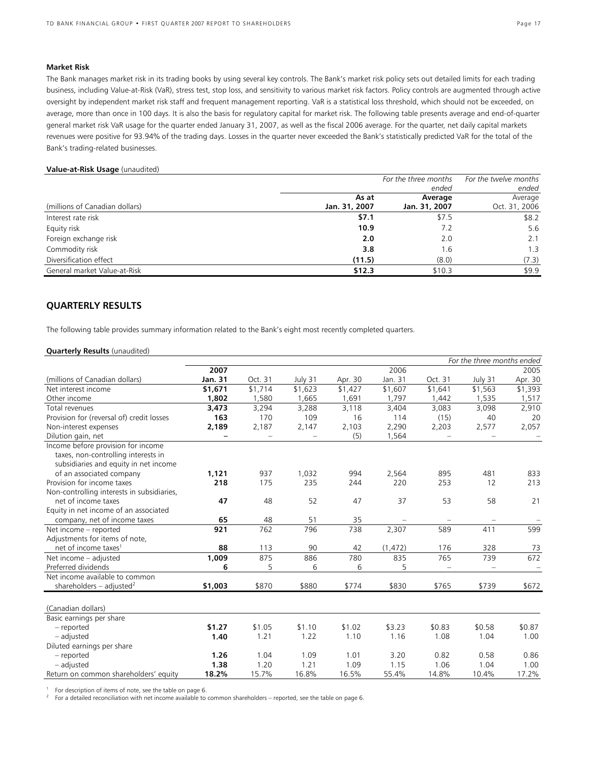### Market Risk

The Bank manages market risk in its trading books by using several key controls. The Bank's market risk policy sets out detailed limits for each trading business, including Value-at-Risk (VaR), stress test, stop loss, and sensitivity to various market risk factors. Policy controls are augmented through active oversight by independent market risk staff and frequent management reporting. VaR is a statistical loss threshold, which should not be exceeded, on average, more than once in 100 days. It is also the basis for regulatory capital for market risk. The following table presents average and end-of-quarter general market risk VaR usage for the quarter ended January 31, 2007, as well as the fiscal 2006 average. For the quarter, net daily capital markets revenues were positive for 93.94% of the trading days. Losses in the quarter never exceeded the Bank's statistically predicted VaR for the total of the Bank's trading-related businesses.

**Value-at-Risk Usage** (unaudited)

| | | *For the three months ended* | *For the twelve months ended* |
|---|---|---|---|
| (millions of Canadian dollars) | **As at Jan. 31, 2007** | **Average Jan. 31, 2007** | Average Oct. 31, 2006 |
| Interest rate risk | **$7.1** | $7.5 | $8.2 |
| Equity risk | **10.9** | 7.2 | 5.6 |
| Foreign exchange risk | **2.0** | 2.0 | 2.1 |
| Commodity risk | **3.8** | 1.6 | 1.3 |
| Diversification effect | **(11.5)** | (8.0) | (7.3) |
| General market Value-at-Risk | **$12.3** | $10.3 | $9.9 |

## QUARTERLY RESULTS

The following table provides summary information related to the Bank's eight most recently completed quarters.

**Quarterly Results** (unaudited)

| | | | | | | | | *For the three months ended* |
|---|---|---|---|---|---|---|---|---|
| | **2007** | | | | 2006 | | | 2005 |
| (millions of Canadian dollars) | **Jan. 31** | Oct. 31 | July 31 | Apr. 30 | Jan. 31 | Oct. 31 | July 31 | Apr. 30 |
| Net interest income | **$1,671** | $1,714 | $1,623 | $1,427 | $1,607 | $1,641 | $1,563 | $1,393 |
| Other income | **1,802** | 1,580 | 1,665 | 1,691 | 1,797 | 1,442 | 1,535 | 1,517 |
| Total revenues | **3,473** | 3,294 | 3,288 | 3,118 | 3,404 | 3,083 | 3,098 | 2,910 |
| Provision for (reversal of) credit losses | **163** | 170 | 109 | 16 | 114 | (15) | 40 | 20 |
| Non-interest expenses | **2,189** | 2,187 | 2,147 | 2,103 | 2,290 | 2,203 | 2,577 | 2,057 |
| Dilution gain, net | **–** | – | – | (5) | 1,564 | – | – | – |
| Income before provision for income taxes, non-controlling interests in subsidiaries and equity in net income of an associated company | **1,121** | 937 | 1,032 | 994 | 2,564 | 895 | 481 | 833 |
| Provision for income taxes | **218** | 175 | 235 | 244 | 220 | 253 | 12 | 213 |
| Non-controlling interests in subsidiaries, net of income taxes | **47** | 48 | 52 | 47 | 37 | 53 | 58 | 21 |
| Equity in net income of an associated company, net of income taxes | **65** | 48 | 51 | 35 | – | – | – | – |
| Net income – reported | **921** | 762 | 796 | 738 | 2,307 | 589 | 411 | 599 |
| Adjustments for items of note, net of income taxes[1] | **88** | 113 | 90 | 42 | (1,472) | 176 | 328 | 73 |
| Net income – adjusted | **1,009** | 875 | 886 | 780 | 835 | 765 | 739 | 672 |
| Preferred dividends | **6** | 5 | 6 | 6 | 5 | – | – | – |
| Net income available to common shareholders – adjusted[2] | **$1,003** | $870 | $880 | $774 | $830 | $765 | $739 | $672 |
| (Canadian dollars) | | | | | | | | |
| Basic earnings per share | | | | | | | | |
| – reported | **$1.27** | $1.05 | $1.10 | $1.02 | $3.23 | $0.83 | $0.58 | $0.87 |
| – adjusted | **1.40** | 1.21 | 1.22 | 1.10 | 1.16 | 1.08 | 1.04 | 1.00 |
| Diluted earnings per share | | | | | | | | |
| – reported | **1.26** | 1.04 | 1.09 | 1.01 | 3.20 | 0.82 | 0.58 | 0.86 |
| – adjusted | **1.38** | 1.20 | 1.21 | 1.09 | 1.15 | 1.06 | 1.04 | 1.00 |
| Return on common shareholders' equity | **18.2%** | 15.7% | 16.8% | 16.5% | 55.4% | 14.8% | 10.4% | 17.2% |

[1] For description of items of note, see the table on page 6.
[2] For a detailed reconciliation with net income available to common shareholders – reported, see the table on page 6.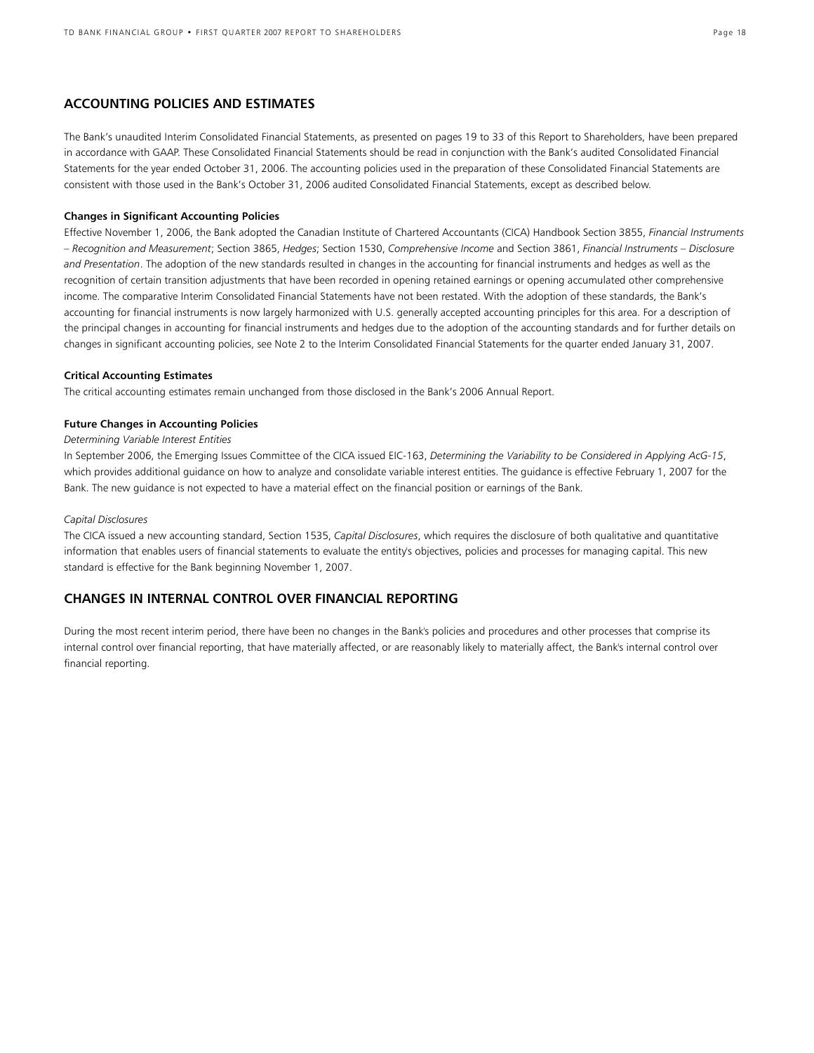## ACCOUNTING POLICIES AND ESTIMATES

The Bank's unaudited Interim Consolidated Financial Statements, as presented on pages 19 to 33 of this Report to Shareholders, have been prepared in accordance with GAAP. These Consolidated Financial Statements should be read in conjunction with the Bank's audited Consolidated Financial Statements for the year ended October 31, 2006. The accounting policies used in the preparation of these Consolidated Financial Statements are consistent with those used in the Bank's October 31, 2006 audited Consolidated Financial Statements, except as described below.

### Changes in Significant Accounting Policies

Effective November 1, 2006, the Bank adopted the Canadian Institute of Chartered Accountants (CICA) Handbook Section 3855, *Financial Instruments – Recognition and Measurement*; Section 3865, *Hedges*; Section 1530, *Comprehensive Income* and Section 3861, *Financial Instruments – Disclosure and Presentation*. The adoption of the new standards resulted in changes in the accounting for financial instruments and hedges as well as the recognition of certain transition adjustments that have been recorded in opening retained earnings or opening accumulated other comprehensive income. The comparative Interim Consolidated Financial Statements have not been restated. With the adoption of these standards, the Bank's accounting for financial instruments is now largely harmonized with U.S. generally accepted accounting principles for this area. For a description of the principal changes in accounting for financial instruments and hedges due to the adoption of the accounting standards and for further details on changes in significant accounting policies, see Note 2 to the Interim Consolidated Financial Statements for the quarter ended January 31, 2007.

### Critical Accounting Estimates

The critical accounting estimates remain unchanged from those disclosed in the Bank's 2006 Annual Report.

### Future Changes in Accounting Policies

*Determining Variable Interest Entities*

In September 2006, the Emerging Issues Committee of the CICA issued EIC-163, *Determining the Variability to be Considered in Applying AcG-15*, which provides additional guidance on how to analyze and consolidate variable interest entities. The guidance is effective February 1, 2007 for the Bank. The new guidance is not expected to have a material effect on the financial position or earnings of the Bank.

*Capital Disclosures*

The CICA issued a new accounting standard, Section 1535, *Capital Disclosures*, which requires the disclosure of both qualitative and quantitative information that enables users of financial statements to evaluate the entity's objectives, policies and processes for managing capital. This new standard is effective for the Bank beginning November 1, 2007.

## CHANGES IN INTERNAL CONTROL OVER FINANCIAL REPORTING

During the most recent interim period, there have been no changes in the Bank's policies and procedures and other processes that comprise its internal control over financial reporting, that have materially affected, or are reasonably likely to materially affect, the Bank's internal control over financial reporting.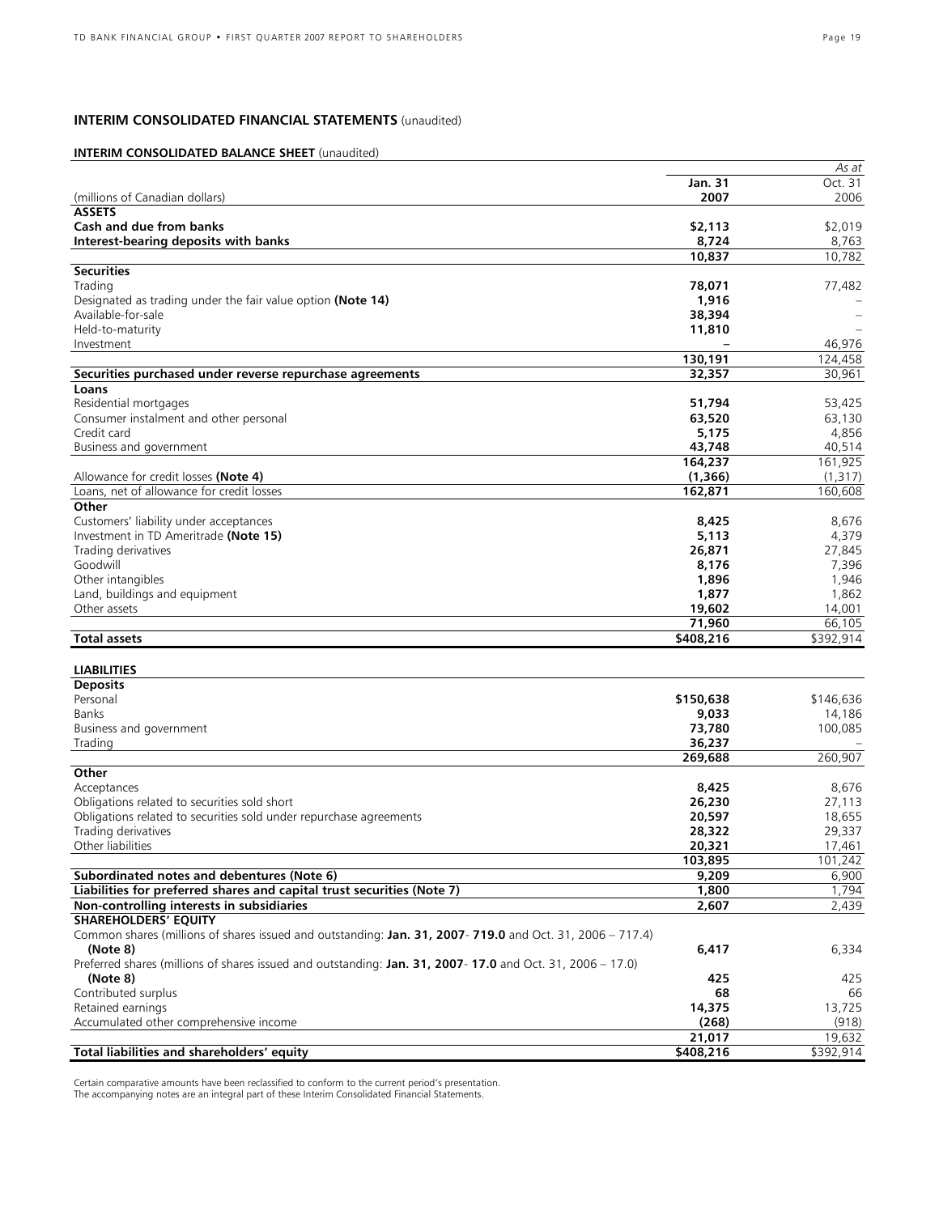## INTERIM CONSOLIDATED FINANCIAL STATEMENTS (unaudited)

### INTERIM CONSOLIDATED BALANCE SHEET (unaudited)

| | | *As at* |
|---|---|---|
| | **Jan. 31** | Oct. 31 |
| (millions of Canadian dollars) | **2007** | 2006 |
| **ASSETS** | | |
| **Cash and due from banks** | **$2,113** | $2,019 |
| **Interest-bearing deposits with banks** | **8,724** | 8,763 |
| | **10,837** | 10,782 |
| **Securities** | | |
| Trading | **78,071** | 77,482 |
| Designated as trading under the fair value option **(Note 14)** | **1,916** | – |
| Available-for-sale | **38,394** | – |
| Held-to-maturity | **11,810** | – |
| Investment | **–** | 46,976 |
| | **130,191** | 124,458 |
| **Securities purchased under reverse repurchase agreements** | **32,357** | 30,961 |
| **Loans** | | |
| Residential mortgages | **51,794** | 53,425 |
| Consumer instalment and other personal | **63,520** | 63,130 |
| Credit card | **5,175** | 4,856 |
| Business and government | **43,748** | 40,514 |
| | **164,237** | 161,925 |
| Allowance for credit losses **(Note 4)** | **(1,366)** | (1,317) |
| Loans, net of allowance for credit losses | **162,871** | 160,608 |
| **Other** | | |
| Customers' liability under acceptances | **8,425** | 8,676 |
| Investment in TD Ameritrade **(Note 15)** | **5,113** | 4,379 |
| Trading derivatives | **26,871** | 27,845 |
| Goodwill | **8,176** | 7,396 |
| Other intangibles | **1,896** | 1,946 |
| Land, buildings and equipment | **1,877** | 1,862 |
| Other assets | **19,602** | 14,001 |
| | **71,960** | 66,105 |
| **Total assets** | **$408,216** | $392,914 |
| | | |
| **LIABILITIES** | | |
| **Deposits** | | |
| Personal | **$150,638** | $146,636 |
| Banks | **9,033** | 14,186 |
| Business and government | **73,780** | 100,085 |
| Trading | **36,237** | – |
| | **269,688** | 260,907 |
| **Other** | | |
| Acceptances | **8,425** | 8,676 |
| Obligations related to securities sold short | **26,230** | 27,113 |
| Obligations related to securities sold under repurchase agreements | **20,597** | 18,655 |
| Trading derivatives | **28,322** | 29,337 |
| Other liabilities | **20,321** | 17,461 |
| | **103,895** | 101,242 |
| **Subordinated notes and debentures (Note 6)** | **9,209** | 6,900 |
| **Liabilities for preferred shares and capital trust securities (Note 7)** | **1,800** | 1,794 |
| **Non-controlling interests in subsidiaries** | **2,607** | 2,439 |
| **SHAREHOLDERS' EQUITY** | | |
| Common shares (millions of shares issued and outstanding: **Jan. 31, 2007- 719.0** and Oct. 31, 2006 – 717.4) **(Note 8)** | **6,417** | 6,334 |
| Preferred shares (millions of shares issued and outstanding: **Jan. 31, 2007- 17.0** and Oct. 31, 2006 – 17.0) **(Note 8)** | **425** | 425 |
| Contributed surplus | **68** | 66 |
| Retained earnings | **14,375** | 13,725 |
| Accumulated other comprehensive income | **(268)** | (918) |
| | **21,017** | 19,632 |
| **Total liabilities and shareholders' equity** | **$408,216** | $392,914 |

Certain comparative amounts have been reclassified to conform to the current period's presentation.
The accompanying notes are an integral part of these Interim Consolidated Financial Statements.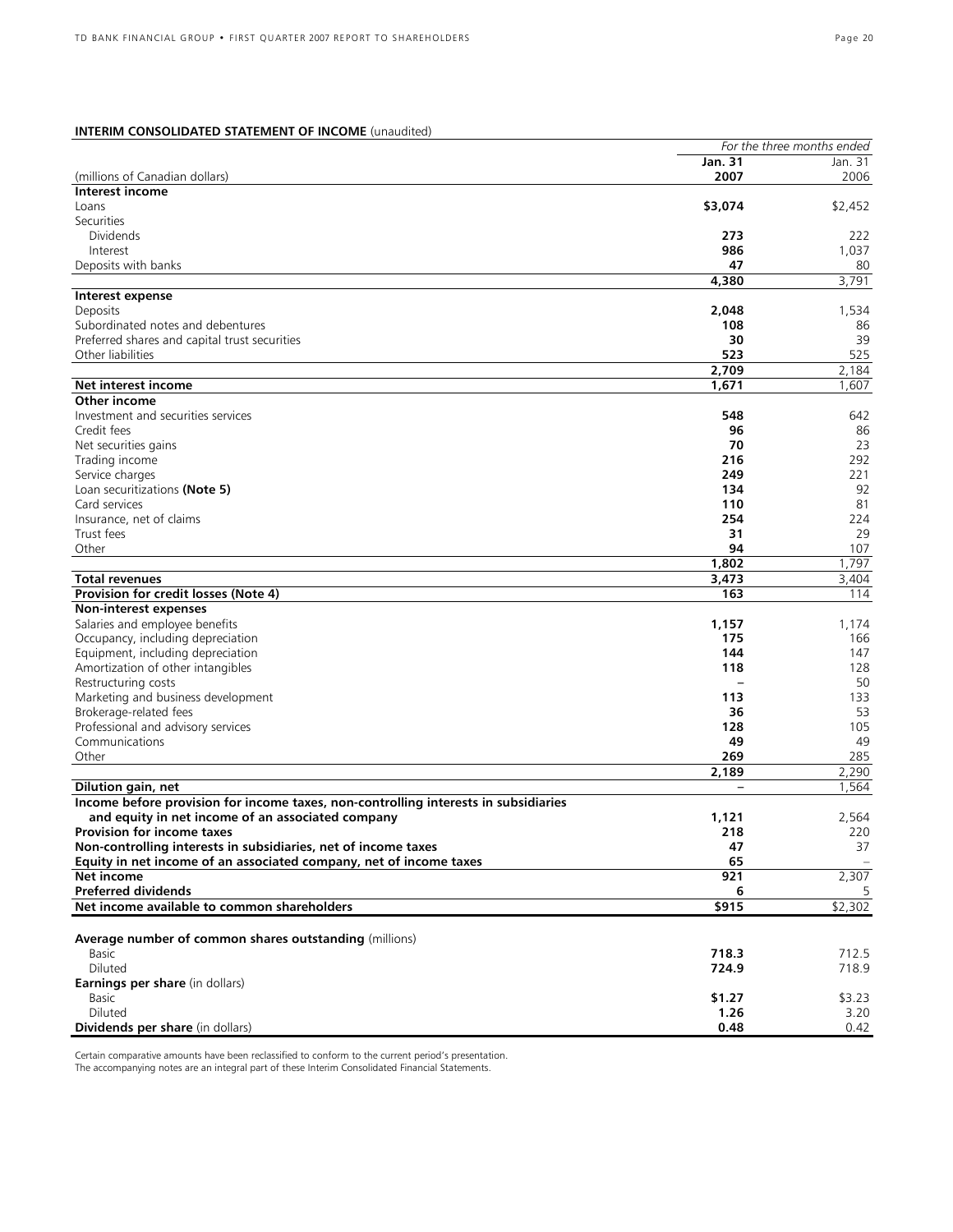**INTERIM CONSOLIDATED STATEMENT OF INCOME** (unaudited)

| (millions of Canadian dollars) | *For the three months ended* | |
|---|---|---|
| | **Jan. 31 2007** | Jan. 31 2006 |
| **Interest income** | | |
| Loans | **$3,074** | $2,452 |
| Securities | | |
| Dividends | **273** | 222 |
| Interest | **986** | 1,037 |
| Deposits with banks | **47** | 80 |
| | **4,380** | 3,791 |
| **Interest expense** | | |
| Deposits | **2,048** | 1,534 |
| Subordinated notes and debentures | **108** | 86 |
| Preferred shares and capital trust securities | **30** | 39 |
| Other liabilities | **523** | 525 |
| | **2,709** | 2,184 |
| **Net interest income** | **1,671** | 1,607 |
| **Other income** | | |
| Investment and securities services | **548** | 642 |
| Credit fees | **96** | 86 |
| Net securities gains | **70** | 23 |
| Trading income | **216** | 292 |
| Service charges | **249** | 221 |
| Loan securitizations **(Note 5)** | **134** | 92 |
| Card services | **110** | 81 |
| Insurance, net of claims | **254** | 224 |
| Trust fees | **31** | 29 |
| Other | **94** | 107 |
| | **1,802** | 1,797 |
| **Total revenues** | **3,473** | 3,404 |
| **Provision for credit losses (Note 4)** | **163** | 114 |
| **Non-interest expenses** | | |
| Salaries and employee benefits | **1,157** | 1,174 |
| Occupancy, including depreciation | **175** | 166 |
| Equipment, including depreciation | **144** | 147 |
| Amortization of other intangibles | **118** | 128 |
| Restructuring costs | **–** | 50 |
| Marketing and business development | **113** | 133 |
| Brokerage-related fees | **36** | 53 |
| Professional and advisory services | **128** | 105 |
| Communications | **49** | 49 |
| Other | **269** | 285 |
| | **2,189** | 2,290 |
| **Dilution gain, net** | **–** | 1,564 |
| **Income before provision for income taxes, non-controlling interests in subsidiaries and equity in net income of an associated company** | **1,121** | 2,564 |
| **Provision for income taxes** | **218** | 220 |
| **Non-controlling interests in subsidiaries, net of income taxes** | **47** | 37 |
| **Equity in net income of an associated company, net of income taxes** | **65** | – |
| **Net income** | **921** | 2,307 |
| **Preferred dividends** | **6** | 5 |
| **Net income available to common shareholders** | **$915** | $2,302 |
| | | |
| **Average number of common shares outstanding** (millions) | | |
| Basic | **718.3** | 712.5 |
| Diluted | **724.9** | 718.9 |
| **Earnings per share** (in dollars) | | |
| Basic | **$1.27** | $3.23 |
| Diluted | **1.26** | 3.20 |
| **Dividends per share** (in dollars) | **0.48** | 0.42 |

Certain comparative amounts have been reclassified to conform to the current period's presentation.
The accompanying notes are an integral part of these Interim Consolidated Financial Statements.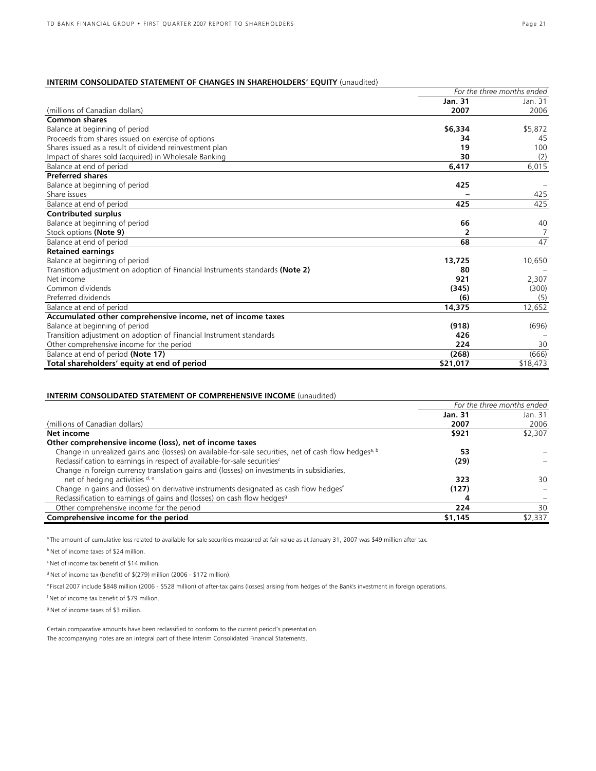### INTERIM CONSOLIDATED STATEMENT OF CHANGES IN SHAREHOLDERS' EQUITY (unaudited)

| | *For the three months ended* | |
|---|---|---|
| | **Jan. 31** | Jan. 31 |
| (millions of Canadian dollars) | **2007** | 2006 |
| **Common shares** | | |
| Balance at beginning of period | **$6,334** | $5,872 |
| Proceeds from shares issued on exercise of options | **34** | 45 |
| Shares issued as a result of dividend reinvestment plan | **19** | 100 |
| Impact of shares sold (acquired) in Wholesale Banking | **30** | (2) |
| Balance at end of period | **6,417** | 6,015 |
| **Preferred shares** | | |
| Balance at beginning of period | **425** | – |
| Share issues | **–** | 425 |
| Balance at end of period | **425** | 425 |
| **Contributed surplus** | | |
| Balance at beginning of period | **66** | 40 |
| Stock options **(Note 9)** | **2** | 7 |
| Balance at end of period | **68** | 47 |
| **Retained earnings** | | |
| Balance at beginning of period | **13,725** | 10,650 |
| Transition adjustment on adoption of Financial Instruments standards **(Note 2)** | **80** | – |
| Net income | **921** | 2,307 |
| Common dividends | **(345)** | (300) |
| Preferred dividends | **(6)** | (5) |
| Balance at end of period | **14,375** | 12,652 |
| **Accumulated other comprehensive income, net of income taxes** | | |
| Balance at beginning of period | **(918)** | (696) |
| Transition adjustment on adoption of Financial Instrument standards | **426** | – |
| Other comprehensive income for the period | **224** | 30 |
| Balance at end of period **(Note 17)** | **(268)** | (666) |
| **Total shareholders' equity at end of period** | **$21,017** | $18,473 |

### INTERIM CONSOLIDATED STATEMENT OF COMPREHENSIVE INCOME (unaudited)

| | *For the three months ended* | |
|---|---|---|
| | **Jan. 31** | Jan. 31 |
| (millions of Canadian dollars) | **2007** | 2006 |
| **Net income** | **$921** | $2,307 |
| **Other comprehensive income (loss), net of income taxes** | | |
| Change in unrealized gains and (losses) on available-for-sale securities, net of cash flow hedges[a, b] | **53** | – |
| Reclassification to earnings in respect of available-for-sale securities[c] | **(29)** | – |
| Change in foreign currency translation gains and (losses) on investments in subsidiaries, net of hedging activities[d, e] | **323** | 30 |
| Change in gains and (losses) on derivative instruments designated as cash flow hedges[f] | **(127)** | – |
| Reclassification to earnings of gains and (losses) on cash flow hedges[g] | **4** | – |
| Other comprehensive income for the period | **224** | 30 |
| **Comprehensive income for the period** | **$1,145** | $2,337 |

[a] The amount of cumulative loss related to available-for-sale securities measured at fair value as at January 31, 2007 was $49 million after tax.

[b] Net of income taxes of $24 million.

[c] Net of income tax benefit of $14 million.

[d] Net of income tax (benefit) of $(279) million (2006 - $172 million).

[e] Fiscal 2007 include $848 million (2006 - $528 million) of after-tax gains (losses) arising from hedges of the Bank's investment in foreign operations.

[f] Net of income tax benefit of $79 million.

[g] Net of income taxes of $3 million.

Certain comparative amounts have been reclassified to conform to the current period's presentation.
The accompanying notes are an integral part of these Interim Consolidated Financial Statements.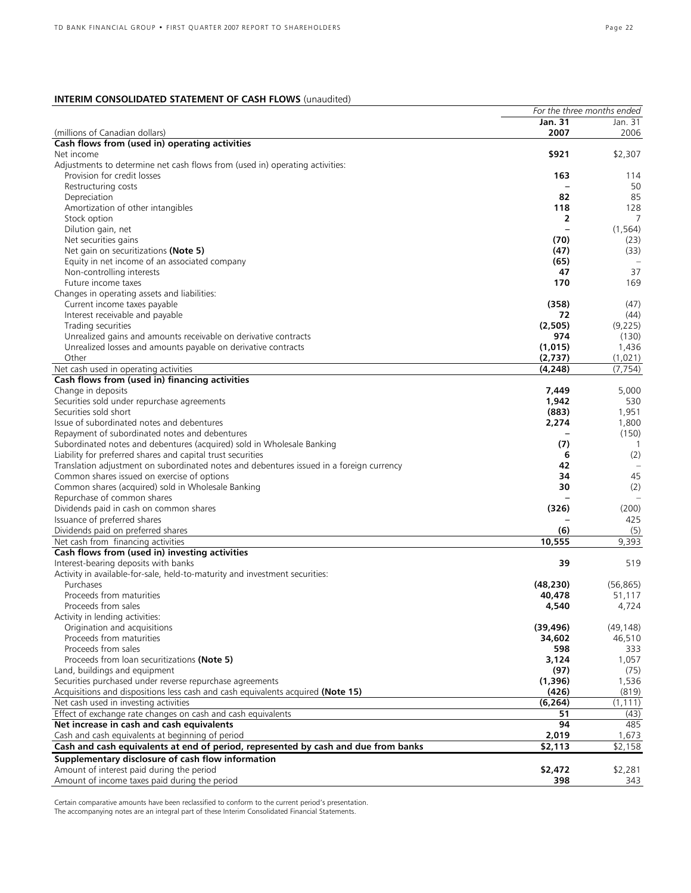**INTERIM CONSOLIDATED STATEMENT OF CASH FLOWS** (unaudited)

| (millions of Canadian dollars) | *For the three months ended* **Jan. 31 2007** | Jan. 31 2006 |
|---|---|---|
| **Cash flows from (used in) operating activities** | | |
| Net income | **$921** | $2,307 |
| Adjustments to determine net cash flows from (used in) operating activities: | | |
| Provision for credit losses | **163** | 114 |
| Restructuring costs | **–** | 50 |
| Depreciation | **82** | 85 |
| Amortization of other intangibles | **118** | 128 |
| Stock option | **2** | 7 |
| Dilution gain, net | **–** | (1,564) |
| Net securities gains | **(70)** | (23) |
| Net gain on securitizations **(Note 5)** | **(47)** | (33) |
| Equity in net income of an associated company | **(65)** | – |
| Non-controlling interests | **47** | 37 |
| Future income taxes | **170** | 169 |
| Changes in operating assets and liabilities: | | |
| Current income taxes payable | **(358)** | (47) |
| Interest receivable and payable | **72** | (44) |
| Trading securities | **(2,505)** | (9,225) |
| Unrealized gains and amounts receivable on derivative contracts | **974** | (130) |
| Unrealized losses and amounts payable on derivative contracts | **(1,015)** | 1,436 |
| Other | **(2,737)** | (1,021) |
| Net cash used in operating activities | **(4,248)** | (7,754) |
| **Cash flows from (used in) financing activities** | | |
| Change in deposits | **7,449** | 5,000 |
| Securities sold under repurchase agreements | **1,942** | 530 |
| Securities sold short | **(883)** | 1,951 |
| Issue of subordinated notes and debentures | **2,274** | 1,800 |
| Repayment of subordinated notes and debentures | **–** | (150) |
| Subordinated notes and debentures (acquired) sold in Wholesale Banking | **(7)** | 1 |
| Liability for preferred shares and capital trust securities | **6** | (2) |
| Translation adjustment on subordinated notes and debentures issued in a foreign currency | **42** | – |
| Common shares issued on exercise of options | **34** | 45 |
| Common shares (acquired) sold in Wholesale Banking | **30** | (2) |
| Repurchase of common shares | **–** | – |
| Dividends paid in cash on common shares | **(326)** | (200) |
| Issuance of preferred shares | **–** | 425 |
| Dividends paid on preferred shares | **(6)** | (5) |
| Net cash from financing activities | **10,555** | 9,393 |
| **Cash flows from (used in) investing activities** | | |
| Interest-bearing deposits with banks | **39** | 519 |
| Activity in available-for-sale, held-to-maturity and investment securities: | | |
| Purchases | **(48,230)** | (56,865) |
| Proceeds from maturities | **40,478** | 51,117 |
| Proceeds from sales | **4,540** | 4,724 |
| Activity in lending activities: | | |
| Origination and acquisitions | **(39,496)** | (49,148) |
| Proceeds from maturities | **34,602** | 46,510 |
| Proceeds from sales | **598** | 333 |
| Proceeds from loan securitizations **(Note 5)** | **3,124** | 1,057 |
| Land, buildings and equipment | **(97)** | (75) |
| Securities purchased under reverse repurchase agreements | **(1,396)** | 1,536 |
| Acquisitions and dispositions less cash and cash equivalents acquired **(Note 15)** | **(426)** | (819) |
| Net cash used in investing activities | **(6,264)** | (1,111) |
| Effect of exchange rate changes on cash and cash equivalents | **51** | (43) |
| **Net increase in cash and cash equivalents** | **94** | 485 |
| Cash and cash equivalents at beginning of period | **2,019** | 1,673 |
| **Cash and cash equivalents at end of period, represented by cash and due from banks** | **$2,113** | $2,158 |
| **Supplementary disclosure of cash flow information** | | |
| Amount of interest paid during the period | **$2,472** | $2,281 |
| Amount of income taxes paid during the period | **398** | 343 |

Certain comparative amounts have been reclassified to conform to the current period's presentation.
The accompanying notes are an integral part of these Interim Consolidated Financial Statements.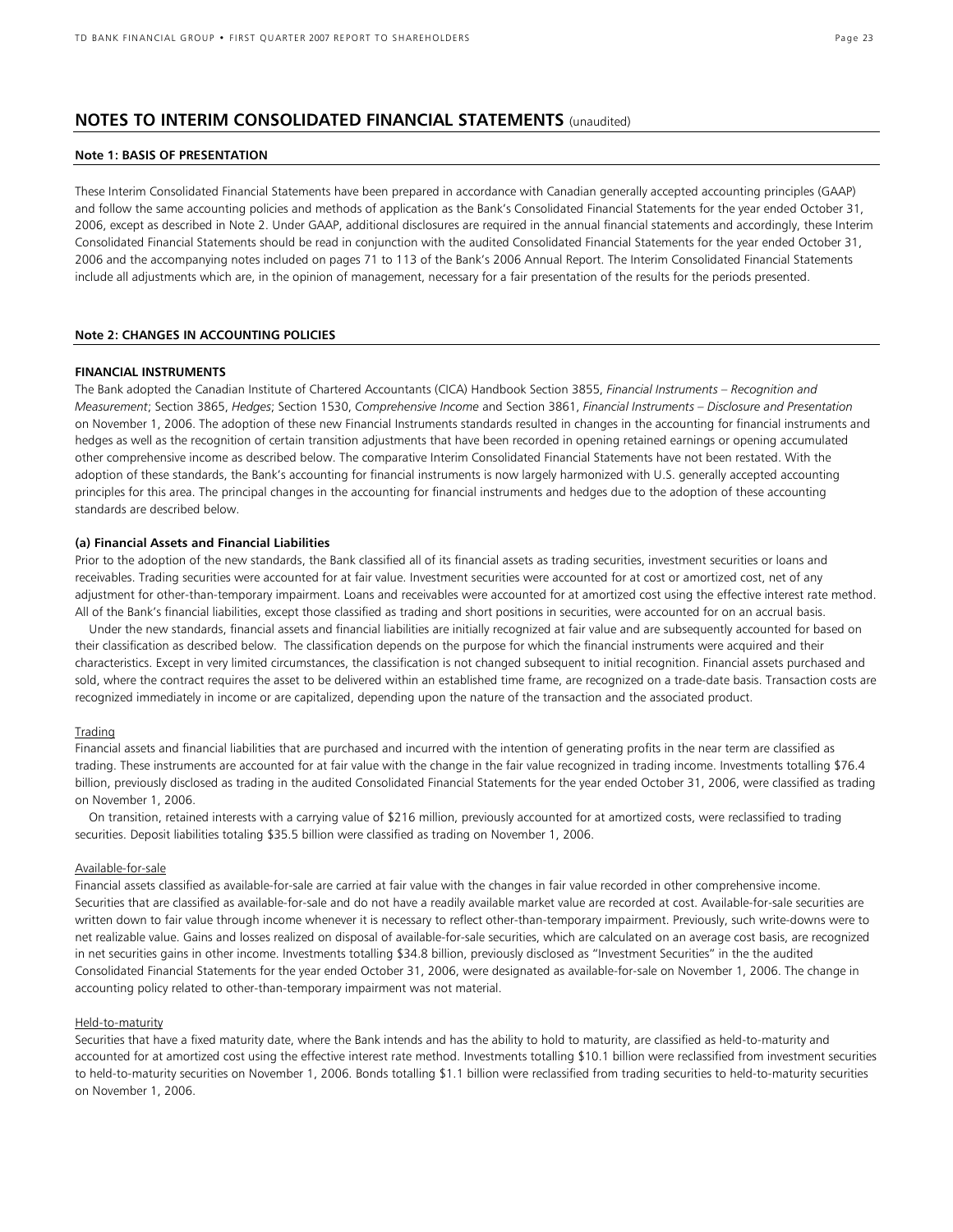# NOTES TO INTERIM CONSOLIDATED FINANCIAL STATEMENTS (unaudited)

## Note 1: BASIS OF PRESENTATION

These Interim Consolidated Financial Statements have been prepared in accordance with Canadian generally accepted accounting principles (GAAP) and follow the same accounting policies and methods of application as the Bank's Consolidated Financial Statements for the year ended October 31, 2006, except as described in Note 2. Under GAAP, additional disclosures are required in the annual financial statements and accordingly, these Interim Consolidated Financial Statements should be read in conjunction with the audited Consolidated Financial Statements for the year ended October 31, 2006 and the accompanying notes included on pages 71 to 113 of the Bank's 2006 Annual Report. The Interim Consolidated Financial Statements include all adjustments which are, in the opinion of management, necessary for a fair presentation of the results for the periods presented.

## Note 2: CHANGES IN ACCOUNTING POLICIES

### FINANCIAL INSTRUMENTS

The Bank adopted the Canadian Institute of Chartered Accountants (CICA) Handbook Section 3855, *Financial Instruments – Recognition and Measurement*; Section 3865, *Hedges*; Section 1530, *Comprehensive Income* and Section 3861, *Financial Instruments – Disclosure and Presentation* on November 1, 2006. The adoption of these new Financial Instruments standards resulted in changes in the accounting for financial instruments and hedges as well as the recognition of certain transition adjustments that have been recorded in opening retained earnings or opening accumulated other comprehensive income as described below. The comparative Interim Consolidated Financial Statements have not been restated. With the adoption of these standards, the Bank's accounting for financial instruments is now largely harmonized with U.S. generally accepted accounting principles for this area. The principal changes in the accounting for financial instruments and hedges due to the adoption of these accounting standards are described below.

#### (a) Financial Assets and Financial Liabilities

Prior to the adoption of the new standards, the Bank classified all of its financial assets as trading securities, investment securities or loans and receivables. Trading securities were accounted for at fair value. Investment securities were accounted for at cost or amortized cost, net of any adjustment for other-than-temporary impairment. Loans and receivables were accounted for at amortized cost using the effective interest rate method. All of the Bank's financial liabilities, except those classified as trading and short positions in securities, were accounted for on an accrual basis.

Under the new standards, financial assets and financial liabilities are initially recognized at fair value and are subsequently accounted for based on their classification as described below. The classification depends on the purpose for which the financial instruments were acquired and their characteristics. Except in very limited circumstances, the classification is not changed subsequent to initial recognition. Financial assets purchased and sold, where the contract requires the asset to be delivered within an established time frame, are recognized on a trade-date basis. Transaction costs are recognized immediately in income or are capitalized, depending upon the nature of the transaction and the associated product.

<u>Trading</u>

Financial assets and financial liabilities that are purchased and incurred with the intention of generating profits in the near term are classified as trading. These instruments are accounted for at fair value with the change in the fair value recognized in trading income. Investments totalling $76.4 billion, previously disclosed as trading in the audited Consolidated Financial Statements for the year ended October 31, 2006, were classified as trading on November 1, 2006.

On transition, retained interests with a carrying value of $216 million, previously accounted for at amortized costs, were reclassified to trading securities. Deposit liabilities totaling $35.5 billion were classified as trading on November 1, 2006.

<u>Available-for-sale</u>

Financial assets classified as available-for-sale are carried at fair value with the changes in fair value recorded in other comprehensive income. Securities that are classified as available-for-sale and do not have a readily available market value are recorded at cost. Available-for-sale securities are written down to fair value through income whenever it is necessary to reflect other-than-temporary impairment. Previously, such write-downs were to net realizable value. Gains and losses realized on disposal of available-for-sale securities, which are calculated on an average cost basis, are recognized in net securities gains in other income. Investments totalling $34.8 billion, previously disclosed as "Investment Securities" in the the audited Consolidated Financial Statements for the year ended October 31, 2006, were designated as available-for-sale on November 1, 2006. The change in accounting policy related to other-than-temporary impairment was not material.

<u>Held-to-maturity</u>

Securities that have a fixed maturity date, where the Bank intends and has the ability to hold to maturity, are classified as held-to-maturity and accounted for at amortized cost using the effective interest rate method. Investments totalling $10.1 billion were reclassified from investment securities to held-to-maturity securities on November 1, 2006. Bonds totalling $1.1 billion were reclassified from trading securities to held-to-maturity securities on November 1, 2006.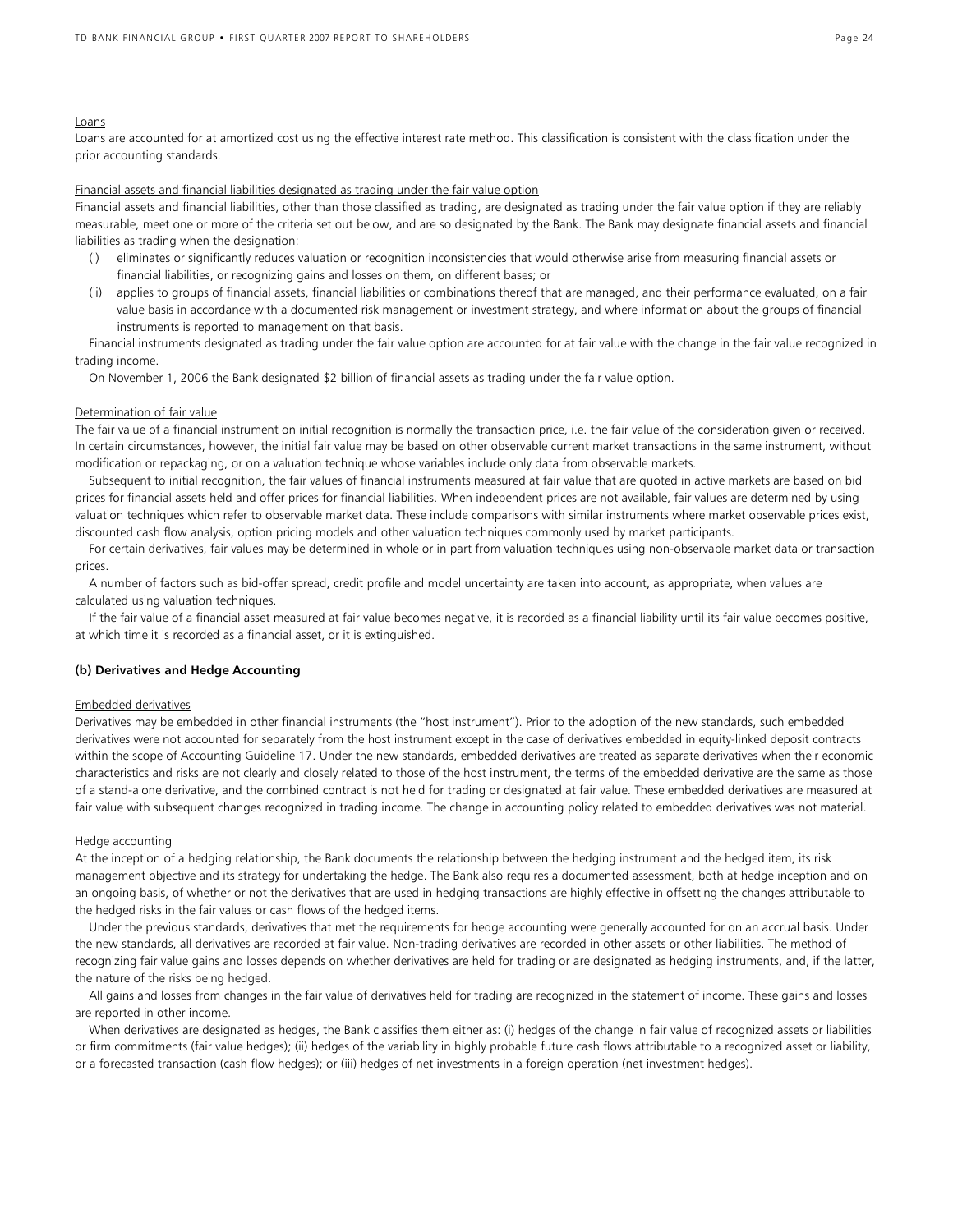Loans

Loans are accounted for at amortized cost using the effective interest rate method. This classification is consistent with the classification under the prior accounting standards.

Financial assets and financial liabilities designated as trading under the fair value option

Financial assets and financial liabilities, other than those classified as trading, are designated as trading under the fair value option if they are reliably measurable, meet one or more of the criteria set out below, and are so designated by the Bank. The Bank may designate financial assets and financial liabilities as trading when the designation:

(i) eliminates or significantly reduces valuation or recognition inconsistencies that would otherwise arise from measuring financial assets or financial liabilities, or recognizing gains and losses on them, on different bases; or

(ii) applies to groups of financial assets, financial liabilities or combinations thereof that are managed, and their performance evaluated, on a fair value basis in accordance with a documented risk management or investment strategy, and where information about the groups of financial instruments is reported to management on that basis.

Financial instruments designated as trading under the fair value option are accounted for at fair value with the change in the fair value recognized in trading income.

On November 1, 2006 the Bank designated $2 billion of financial assets as trading under the fair value option.

Determination of fair value

The fair value of a financial instrument on initial recognition is normally the transaction price, i.e. the fair value of the consideration given or received. In certain circumstances, however, the initial fair value may be based on other observable current market transactions in the same instrument, without modification or repackaging, or on a valuation technique whose variables include only data from observable markets.

Subsequent to initial recognition, the fair values of financial instruments measured at fair value that are quoted in active markets are based on bid prices for financial assets held and offer prices for financial liabilities. When independent prices are not available, fair values are determined by using valuation techniques which refer to observable market data. These include comparisons with similar instruments where market observable prices exist, discounted cash flow analysis, option pricing models and other valuation techniques commonly used by market participants.

For certain derivatives, fair values may be determined in whole or in part from valuation techniques using non-observable market data or transaction prices.

A number of factors such as bid-offer spread, credit profile and model uncertainty are taken into account, as appropriate, when values are calculated using valuation techniques.

If the fair value of a financial asset measured at fair value becomes negative, it is recorded as a financial liability until its fair value becomes positive, at which time it is recorded as a financial asset, or it is extinguished.

**(b) Derivatives and Hedge Accounting**

Embedded derivatives

Derivatives may be embedded in other financial instruments (the "host instrument"). Prior to the adoption of the new standards, such embedded derivatives were not accounted for separately from the host instrument except in the case of derivatives embedded in equity-linked deposit contracts within the scope of Accounting Guideline 17. Under the new standards, embedded derivatives are treated as separate derivatives when their economic characteristics and risks are not clearly and closely related to those of the host instrument, the terms of the embedded derivative are the same as those of a stand-alone derivative, and the combined contract is not held for trading or designated at fair value. These embedded derivatives are measured at fair value with subsequent changes recognized in trading income. The change in accounting policy related to embedded derivatives was not material.

Hedge accounting

At the inception of a hedging relationship, the Bank documents the relationship between the hedging instrument and the hedged item, its risk management objective and its strategy for undertaking the hedge. The Bank also requires a documented assessment, both at hedge inception and on an ongoing basis, of whether or not the derivatives that are used in hedging transactions are highly effective in offsetting the changes attributable to the hedged risks in the fair values or cash flows of the hedged items.

Under the previous standards, derivatives that met the requirements for hedge accounting were generally accounted for on an accrual basis. Under the new standards, all derivatives are recorded at fair value. Non-trading derivatives are recorded in other assets or other liabilities. The method of recognizing fair value gains and losses depends on whether derivatives are held for trading or are designated as hedging instruments, and, if the latter, the nature of the risks being hedged.

All gains and losses from changes in the fair value of derivatives held for trading are recognized in the statement of income. These gains and losses are reported in other income.

When derivatives are designated as hedges, the Bank classifies them either as: (i) hedges of the change in fair value of recognized assets or liabilities or firm commitments (fair value hedges); (ii) hedges of the variability in highly probable future cash flows attributable to a recognized asset or liability, or a forecasted transaction (cash flow hedges); or (iii) hedges of net investments in a foreign operation (net investment hedges).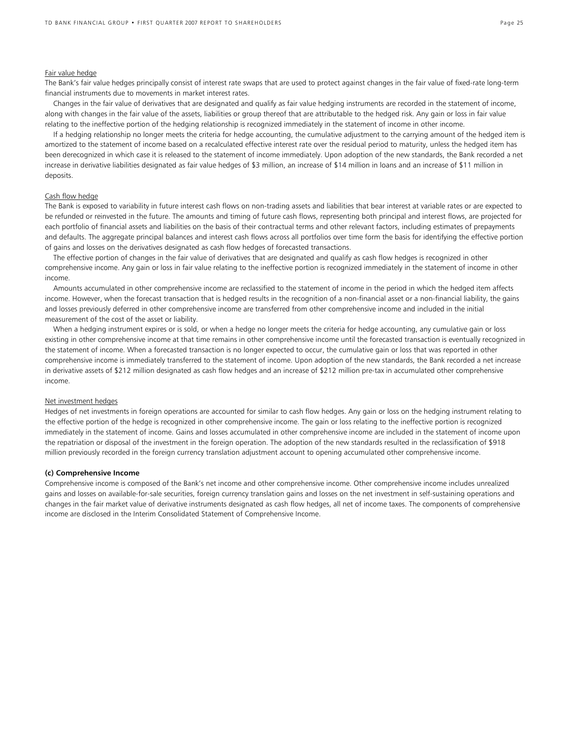<u>Fair value hedge</u>

The Bank's fair value hedges principally consist of interest rate swaps that are used to protect against changes in the fair value of fixed-rate long-term financial instruments due to movements in market interest rates.

Changes in the fair value of derivatives that are designated and qualify as fair value hedging instruments are recorded in the statement of income, along with changes in the fair value of the assets, liabilities or group thereof that are attributable to the hedged risk. Any gain or loss in fair value relating to the ineffective portion of the hedging relationship is recognized immediately in the statement of income in other income.

If a hedging relationship no longer meets the criteria for hedge accounting, the cumulative adjustment to the carrying amount of the hedged item is amortized to the statement of income based on a recalculated effective interest rate over the residual period to maturity, unless the hedged item has been derecognized in which case it is released to the statement of income immediately. Upon adoption of the new standards, the Bank recorded a net increase in derivative liabilities designated as fair value hedges of $3 million, an increase of $14 million in loans and an increase of $11 million in deposits.

<u>Cash flow hedge</u>

The Bank is exposed to variability in future interest cash flows on non-trading assets and liabilities that bear interest at variable rates or are expected to be refunded or reinvested in the future. The amounts and timing of future cash flows, representing both principal and interest flows, are projected for each portfolio of financial assets and liabilities on the basis of their contractual terms and other relevant factors, including estimates of prepayments and defaults. The aggregate principal balances and interest cash flows across all portfolios over time form the basis for identifying the effective portion of gains and losses on the derivatives designated as cash flow hedges of forecasted transactions.

The effective portion of changes in the fair value of derivatives that are designated and qualify as cash flow hedges is recognized in other comprehensive income. Any gain or loss in fair value relating to the ineffective portion is recognized immediately in the statement of income in other income.

Amounts accumulated in other comprehensive income are reclassified to the statement of income in the period in which the hedged item affects income. However, when the forecast transaction that is hedged results in the recognition of a non-financial asset or a non-financial liability, the gains and losses previously deferred in other comprehensive income are transferred from other comprehensive income and included in the initial measurement of the cost of the asset or liability.

When a hedging instrument expires or is sold, or when a hedge no longer meets the criteria for hedge accounting, any cumulative gain or loss existing in other comprehensive income at that time remains in other comprehensive income until the forecasted transaction is eventually recognized in the statement of income. When a forecasted transaction is no longer expected to occur, the cumulative gain or loss that was reported in other comprehensive income is immediately transferred to the statement of income. Upon adoption of the new standards, the Bank recorded a net increase in derivative assets of $212 million designated as cash flow hedges and an increase of $212 million pre-tax in accumulated other comprehensive income.

<u>Net investment hedges</u>

Hedges of net investments in foreign operations are accounted for similar to cash flow hedges. Any gain or loss on the hedging instrument relating to the effective portion of the hedge is recognized in other comprehensive income. The gain or loss relating to the ineffective portion is recognized immediately in the statement of income. Gains and losses accumulated in other comprehensive income are included in the statement of income upon the repatriation or disposal of the investment in the foreign operation. The adoption of the new standards resulted in the reclassification of $918 million previously recorded in the foreign currency translation adjustment account to opening accumulated other comprehensive income.

**(c) Comprehensive Income**

Comprehensive income is composed of the Bank's net income and other comprehensive income. Other comprehensive income includes unrealized gains and losses on available-for-sale securities, foreign currency translation gains and losses on the net investment in self-sustaining operations and changes in the fair market value of derivative instruments designated as cash flow hedges, all net of income taxes. The components of comprehensive income are disclosed in the Interim Consolidated Statement of Comprehensive Income.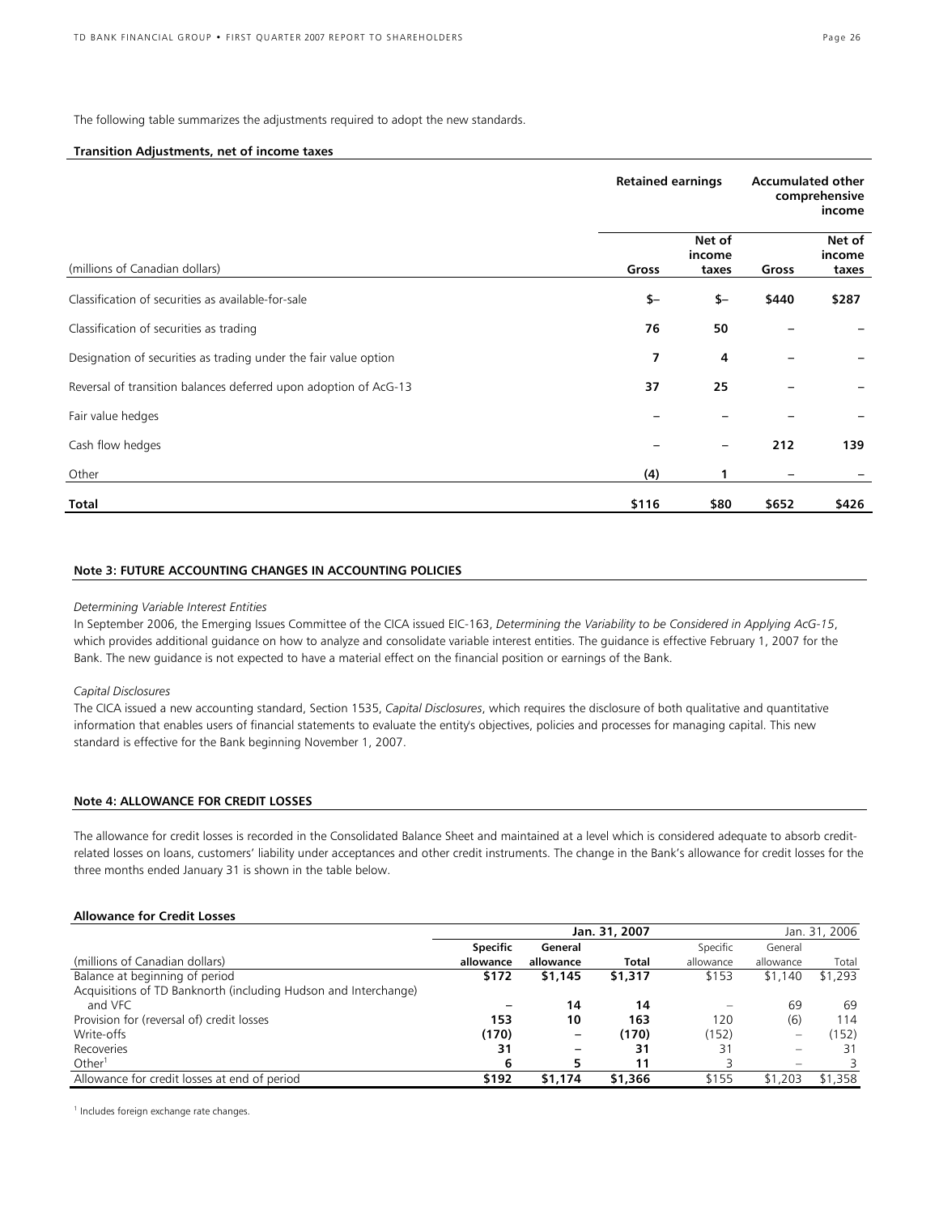The following table summarizes the adjustments required to adopt the new standards.

**Transition Adjustments, net of income taxes**

| | **Retained earnings** | | **Accumulated other comprehensive income** | |
|---|---|---|---|---|
| (millions of Canadian dollars) | **Gross** | **Net of income taxes** | **Gross** | **Net of income taxes** |
| Classification of securities as available-for-sale | **$–** | **$–** | **$440** | **$287** |
| Classification of securities as trading | **76** | **50** | **–** | **–** |
| Designation of securities as trading under the fair value option | **7** | **4** | **–** | **–** |
| Reversal of transition balances deferred upon adoption of AcG-13 | **37** | **25** | **–** | **–** |
| Fair value hedges | **–** | **–** | **–** | **–** |
| Cash flow hedges | **–** | **–** | **212** | **139** |
| Other | **(4)** | **1** | **–** | **–** |
| **Total** | **$116** | **$80** | **$652** | **$426** |

**Note 3: FUTURE ACCOUNTING CHANGES IN ACCOUNTING POLICIES**

*Determining Variable Interest Entities*

In September 2006, the Emerging Issues Committee of the CICA issued EIC-163, *Determining the Variability to be Considered in Applying AcG-15*, which provides additional guidance on how to analyze and consolidate variable interest entities. The guidance is effective February 1, 2007 for the Bank. The new guidance is not expected to have a material effect on the financial position or earnings of the Bank.

*Capital Disclosures*

The CICA issued a new accounting standard, Section 1535, *Capital Disclosures*, which requires the disclosure of both qualitative and quantitative information that enables users of financial statements to evaluate the entity's objectives, policies and processes for managing capital. This new standard is effective for the Bank beginning November 1, 2007.

**Note 4: ALLOWANCE FOR CREDIT LOSSES**

The allowance for credit losses is recorded in the Consolidated Balance Sheet and maintained at a level which is considered adequate to absorb credit-related losses on loans, customers' liability under acceptances and other credit instruments. The change in the Bank's allowance for credit losses for the three months ended January 31 is shown in the table below.

**Allowance for Credit Losses**

| | **Jan. 31, 2007** | | | Jan. 31, 2006 | | |
|---|---|---|---|---|---|---|
| (millions of Canadian dollars) | **Specific allowance** | **General allowance** | **Total** | Specific allowance | General allowance | Total |
| Balance at beginning of period | **$172** | **$1,145** | **$1,317** | $153 | $1,140 | $1,293 |
| Acquisitions of TD Banknorth (including Hudson and Interchange) and VFC | **–** | **14** | **14** | – | 69 | 69 |
| Provision for (reversal of) credit losses | **153** | **10** | **163** | 120 | (6) | 114 |
| Write-offs | **(170)** | **–** | **(170)** | (152) | – | (152) |
| Recoveries | **31** | **–** | **31** | 31 | – | 31 |
| Other[1] | **6** | **5** | **11** | 3 | – | 3 |
| Allowance for credit losses at end of period | **$192** | **$1,174** | **$1,366** | $155 | $1,203 | $1,358 |

[1] Includes foreign exchange rate changes.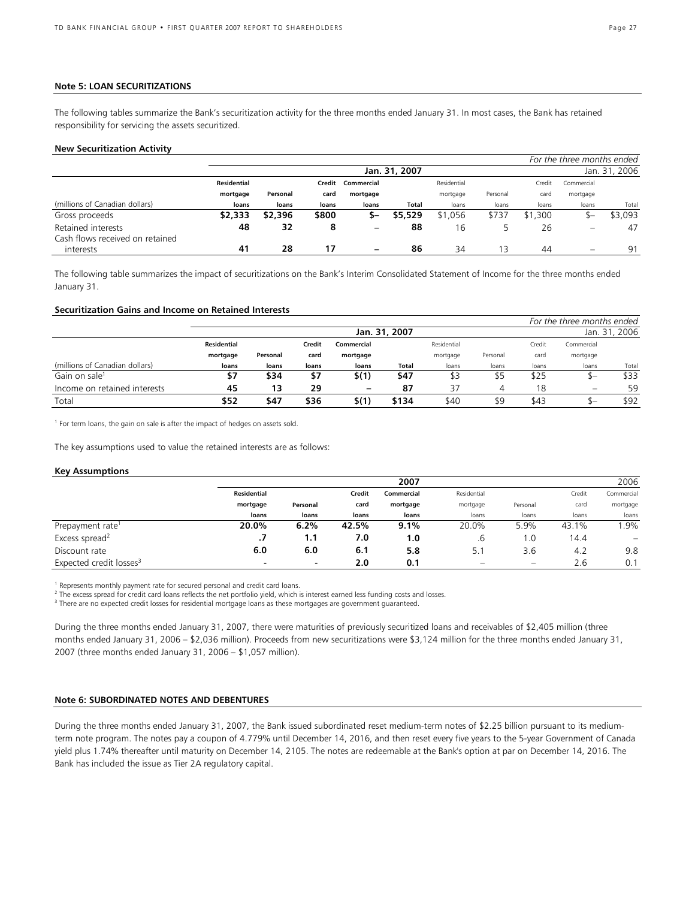### Note 5: LOAN SECURITIZATIONS

The following tables summarize the Bank's securitization activity for the three months ended January 31. In most cases, the Bank has retained responsibility for servicing the assets securitized.

#### New Securitization Activity

| | | | | | | | | | | *For the three months ended* |
|---|---|---|---|---|---|---|---|---|---|---|
| | | | | | **Jan. 31, 2007** | | | | | Jan. 31, 2006 |
| (millions of Canadian dollars) | **Residential mortgage loans** | **Personal loans** | **Credit card loans** | **Commercial mortgage loans** | **Total** | Residential mortgage loans | Personal loans | Credit card loans | Commercial mortgage loans | Total |
| Gross proceeds | **$2,333** | **$2,396** | **$800** | **$–** | **$5,529** | $1,056 | $737 | $1,300 | $– | $3,093 |
| Retained interests | **48** | **32** | **8** | **–** | **88** | 16 | 5 | 26 | – | 47 |
| Cash flows received on retained interests | **41** | **28** | **17** | **–** | **86** | 34 | 13 | 44 | – | 91 |

The following table summarizes the impact of securitizations on the Bank's Interim Consolidated Statement of Income for the three months ended January 31.

#### Securitization Gains and Income on Retained Interests

| | | | | | | | | | | *For the three months ended* |
|---|---|---|---|---|---|---|---|---|---|---|
| | | | | | **Jan. 31, 2007** | | | | | Jan. 31, 2006 |
| (millions of Canadian dollars) | **Residential mortgage loans** | **Personal loans** | **Credit card loans** | **Commercial mortgage loans** | **Total** | Residential mortgage loans | Personal loans | Credit card loans | Commercial mortgage loans | Total |
| Gain on sale[1] | **$7** | **$34** | **$7** | **$(1)** | **$47** | $3 | $5 | $25 | $– | $33 |
| Income on retained interests | **45** | **13** | **29** | **–** | **87** | 37 | 4 | 18 | – | 59 |
| Total | **$52** | **$47** | **$36** | **$(1)** | **$134** | $40 | $9 | $43 | $– | $92 |

[1] For term loans, the gain on sale is after the impact of hedges on assets sold.

The key assumptions used to value the retained interests are as follows:

#### Key Assumptions

| | | | | **2007** | | | | 2006 |
|---|---|---|---|---|---|---|---|---|
| | **Residential mortgage loans** | **Personal loans** | **Credit card loans** | **Commercial mortgage loans** | Residential mortgage loans | Personal loans | Credit card loans | Commercial mortgage loans |
| Prepayment rate[1] | **20.0%** | **6.2%** | **42.5%** | **9.1%** | 20.0% | 5.9% | 43.1% | 1.9% |
| Excess spread[2] | **.7** | **1.1** | **7.0** | **1.0** | .6 | 1.0 | 14.4 | – |
| Discount rate | **6.0** | **6.0** | **6.1** | **5.8** | 5.1 | 3.6 | 4.2 | 9.8 |
| Expected credit losses[3] | **-** | **-** | **2.0** | **0.1** | – | – | 2.6 | 0.1 |

[1] Represents monthly payment rate for secured personal and credit card loans.
[2] The excess spread for credit card loans reflects the net portfolio yield, which is interest earned less funding costs and losses.
[3] There are no expected credit losses for residential mortgage loans as these mortgages are government guaranteed.

During the three months ended January 31, 2007, there were maturities of previously securitized loans and receivables of $2,405 million (three months ended January 31, 2006 – $2,036 million). Proceeds from new securitizations were $3,124 million for the three months ended January 31, 2007 (three months ended January 31, 2006 – $1,057 million).

### Note 6: SUBORDINATED NOTES AND DEBENTURES

During the three months ended January 31, 2007, the Bank issued subordinated reset medium-term notes of $2.25 billion pursuant to its medium-term note program. The notes pay a coupon of 4.779% until December 14, 2016, and then reset every five years to the 5-year Government of Canada yield plus 1.74% thereafter until maturity on December 14, 2105. The notes are redeemable at the Bank's option at par on December 14, 2016. The Bank has included the issue as Tier 2A regulatory capital.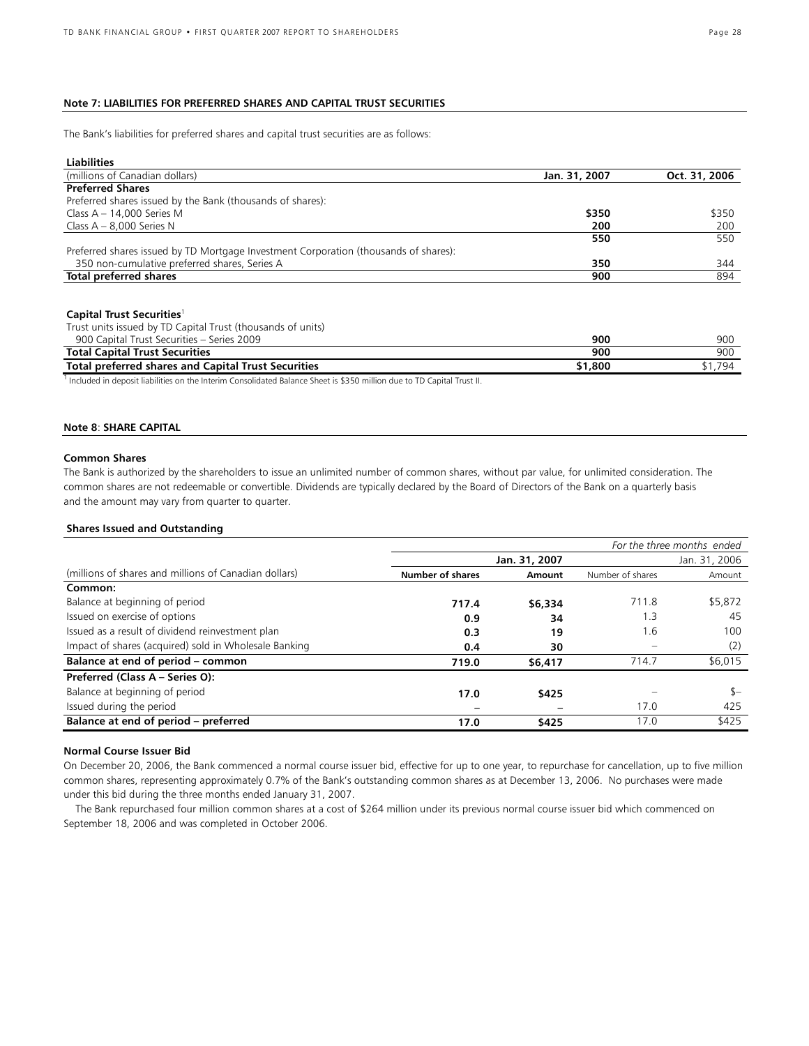### Note 7: LIABILITIES FOR PREFERRED SHARES AND CAPITAL TRUST SECURITIES

The Bank's liabilities for preferred shares and capital trust securities are as follows:

**Liabilities**

| (millions of Canadian dollars) | Jan. 31, 2007 | Oct. 31, 2006 |
|---|---|---|
| **Preferred Shares** | | |
| Preferred shares issued by the Bank (thousands of shares): | | |
| Class A – 14,000 Series M | **$350** | $350 |
| Class A – 8,000 Series N | **200** | 200 |
| | **550** | 550 |
| Preferred shares issued by TD Mortgage Investment Corporation (thousands of shares): | | |
| 350 non-cumulative preferred shares, Series A | **350** | 344 |
| **Total preferred shares** | **900** | 894 |
| | | |
| **Capital Trust Securities**[1] | | |
| Trust units issued by TD Capital Trust (thousands of units) | | |
| 900 Capital Trust Securities – Series 2009 | **900** | 900 |
| **Total Capital Trust Securities** | **900** | 900 |
| **Total preferred shares and Capital Trust Securities** | **$1,800** | $1,794 |

[1] Included in deposit liabilities on the Interim Consolidated Balance Sheet is $350 million due to TD Capital Trust II.

### Note 8: SHARE CAPITAL

**Common Shares**

The Bank is authorized by the shareholders to issue an unlimited number of common shares, without par value, for unlimited consideration. The common shares are not redeemable or convertible. Dividends are typically declared by the Board of Directors of the Bank on a quarterly basis and the amount may vary from quarter to quarter.

**Shares Issued and Outstanding**

| | *For the three months ended* | | | |
|---|---|---|---|---|
| | **Jan. 31, 2007** | | Jan. 31, 2006 | |
| (millions of shares and millions of Canadian dollars) | **Number of shares** | **Amount** | Number of shares | Amount |
| **Common:** | | | | |
| Balance at beginning of period | **717.4** | **$6,334** | 711.8 | $5,872 |
| Issued on exercise of options | **0.9** | **34** | 1.3 | 45 |
| Issued as a result of dividend reinvestment plan | **0.3** | **19** | 1.6 | 100 |
| Impact of shares (acquired) sold in Wholesale Banking | **0.4** | **30** | – | (2) |
| **Balance at end of period – common** | **719.0** | **$6,417** | 714.7 | $6,015 |
| **Preferred (Class A – Series O):** | | | | |
| Balance at beginning of period | **17.0** | **$425** | – | $– |
| Issued during the period | **–** | **–** | 17.0 | 425 |
| **Balance at end of period – preferred** | **17.0** | **$425** | 17.0 | $425 |

**Normal Course Issuer Bid**

On December 20, 2006, the Bank commenced a normal course issuer bid, effective for up to one year, to repurchase for cancellation, up to five million common shares, representing approximately 0.7% of the Bank's outstanding common shares as at December 13, 2006. No purchases were made under this bid during the three months ended January 31, 2007.

The Bank repurchased four million common shares at a cost of $264 million under its previous normal course issuer bid which commenced on September 18, 2006 and was completed in October 2006.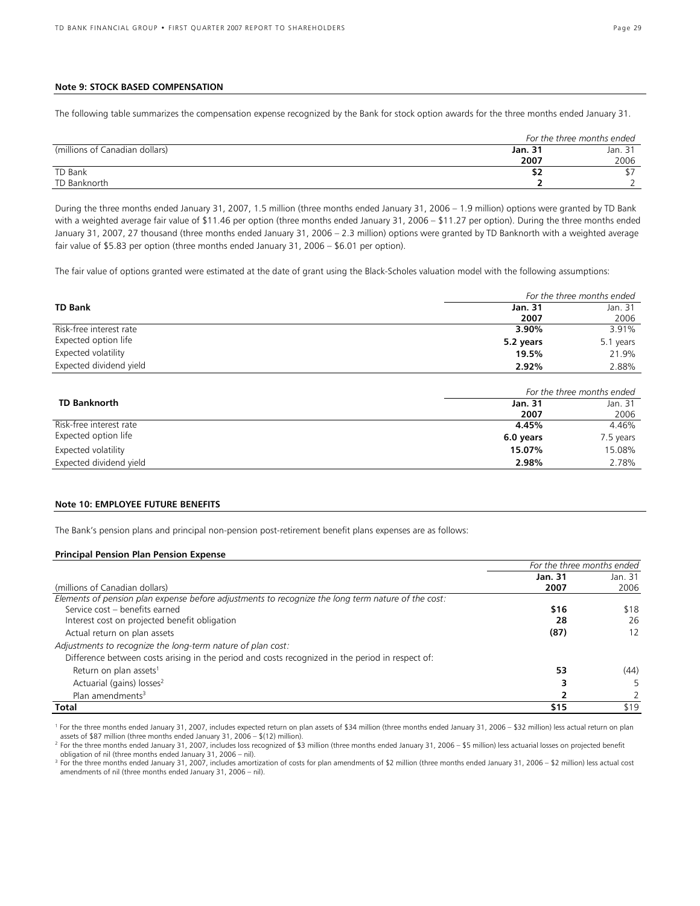**Note 9: STOCK BASED COMPENSATION**

The following table summarizes the compensation expense recognized by the Bank for stock option awards for the three months ended January 31.

| | *For the three months ended* | |
|---|---|---|
| (millions of Canadian dollars) | **Jan. 31 2007** | Jan. 31 2006 |
| TD Bank | **$2** | $7 |
| TD Banknorth | **2** | 2 |

During the three months ended January 31, 2007, 1.5 million (three months ended January 31, 2006 – 1.9 million) options were granted by TD Bank with a weighted average fair value of $11.46 per option (three months ended January 31, 2006 – $11.27 per option). During the three months ended January 31, 2007, 27 thousand (three months ended January 31, 2006 – 2.3 million) options were granted by TD Banknorth with a weighted average fair value of $5.83 per option (three months ended January 31, 2006 – $6.01 per option).

The fair value of options granted were estimated at the date of grant using the Black-Scholes valuation model with the following assumptions:

| | *For the three months ended* | |
|---|---|---|
| **TD Bank** | **Jan. 31 2007** | Jan. 31 2006 |
| Risk-free interest rate | **3.90%** | 3.91% |
| Expected option life | **5.2 years** | 5.1 years |
| Expected volatility | **19.5%** | 21.9% |
| Expected dividend yield | **2.92%** | 2.88% |

| | *For the three months ended* | |
|---|---|---|
| **TD Banknorth** | **Jan. 31 2007** | Jan. 31 2006 |
| Risk-free interest rate | **4.45%** | 4.46% |
| Expected option life | **6.0 years** | 7.5 years |
| Expected volatility | **15.07%** | 15.08% |
| Expected dividend yield | **2.98%** | 2.78% |

**Note 10: EMPLOYEE FUTURE BENEFITS**

The Bank's pension plans and principal non-pension post-retirement benefit plans expenses are as follows:

**Principal Pension Plan Pension Expense**

| | *For the three months ended* | |
|---|---|---|
| (millions of Canadian dollars) | **Jan. 31 2007** | Jan. 31 2006 |
| *Elements of pension plan expense before adjustments to recognize the long term nature of the cost:* | | |
| Service cost – benefits earned | **$16** | $18 |
| Interest cost on projected benefit obligation | **28** | 26 |
| Actual return on plan assets | **(87)** | 12 |
| *Adjustments to recognize the long-term nature of plan cost:* | | |
| Difference between costs arising in the period and costs recognized in the period in respect of: | | |
| Return on plan assets[1] | **53** | (44) |
| Actuarial (gains) losses[2] | **3** | 5 |
| Plan amendments[3] | **2** | 2 |
| **Total** | **$15** | $19 |

[1] For the three months ended January 31, 2007, includes expected return on plan assets of $34 million (three months ended January 31, 2006 – $32 million) less actual return on plan assets of $87 million (three months ended January 31, 2006 – $(12) million).

[2] For the three months ended January 31, 2007, includes loss recognized of $3 million (three months ended January 31, 2006 – $5 million) less actuarial losses on projected benefit obligation of nil (three months ended January 31, 2006 – nil).

[3] For the three months ended January 31, 2007, includes amortization of costs for plan amendments of $2 million (three months ended January 31, 2006 – $2 million) less actual cost amendments of nil (three months ended January 31, 2006 – nil).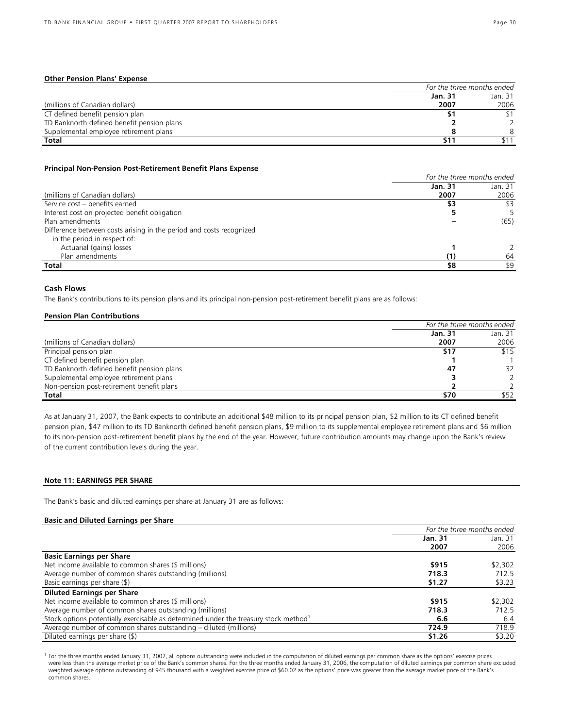**Other Pension Plans' Expense**

| (millions of Canadian dollars) | *For the three months ended* | |
|---|---|---|
| | **Jan. 31 2007** | Jan. 31 2006 |
| CT defined benefit pension plan | **$1** | $1 |
| TD Banknorth defined benefit pension plans | **2** | 2 |
| Supplemental employee retirement plans | **8** | 8 |
| **Total** | **$11** | $11 |

**Principal Non-Pension Post-Retirement Benefit Plans Expense**

| (millions of Canadian dollars) | *For the three months ended* | |
|---|---|---|
| | **Jan. 31 2007** | Jan. 31 2006 |
| Service cost – benefits earned | **$3** | $3 |
| Interest cost on projected benefit obligation | **5** | 5 |
| Plan amendments | **–** | (65) |
| Difference between costs arising in the period and costs recognized in the period in respect of: | | |
| Actuarial (gains) losses | **1** | 2 |
| Plan amendments | **(1)** | 64 |
| **Total** | **$8** | $9 |

**Cash Flows**

The Bank's contributions to its pension plans and its principal non-pension post-retirement benefit plans are as follows:

**Pension Plan Contributions**

| (millions of Canadian dollars) | *For the three months ended* | |
|---|---|---|
| | **Jan. 31 2007** | Jan. 31 2006 |
| Principal pension plan | **$17** | $15 |
| CT defined benefit pension plan | **1** | 1 |
| TD Banknorth defined benefit pension plans | **47** | 32 |
| Supplemental employee retirement plans | **3** | 2 |
| Non-pension post-retirement benefit plans | **2** | 2 |
| **Total** | **$70** | $52 |

As at January 31, 2007, the Bank expects to contribute an additional $48 million to its principal pension plan, $2 million to its CT defined benefit pension plan, $47 million to its TD Banknorth defined benefit pension plans, $9 million to its supplemental employee retirement plans and $6 million to its non-pension post-retirement benefit plans by the end of the year. However, future contribution amounts may change upon the Bank's review of the current contribution levels during the year.

**Note 11: EARNINGS PER SHARE**

The Bank's basic and diluted earnings per share at January 31 are as follows:

**Basic and Diluted Earnings per Share**

| | *For the three months ended* | |
|---|---|---|
| | **Jan. 31 2007** | Jan. 31 2006 |
| **Basic Earnings per Share** | | |
| Net income available to common shares ($ millions) | **$915** | $2,302 |
| Average number of common shares outstanding (millions) | **718.3** | 712.5 |
| Basic earnings per share ($) | **$1.27** | $3.23 |
| **Diluted Earnings per Share** | | |
| Net income available to common shares ($ millions) | **$915** | $2,302 |
| Average number of common shares outstanding (millions) | **718.3** | 712.5 |
| Stock options potentially exercisable as determined under the treasury stock method[1] | **6.6** | 6.4 |
| Average number of common shares outstanding – diluted (millions) | **724.9** | 718.9 |
| Diluted earnings per share ($) | **$1.26** | $3.20 |

[1] For the three months ended January 31, 2007, all options outstanding were included in the computation of diluted earnings per common share as the options' exercise prices were less than the average market price of the Bank's common shares. For the three months ended January 31, 2006, the computation of diluted earnings per common share excluded weighted average options outstanding of 945 thousand with a weighted exercise price of $60.02 as the options' price was greater than the average market price of the Bank's common shares.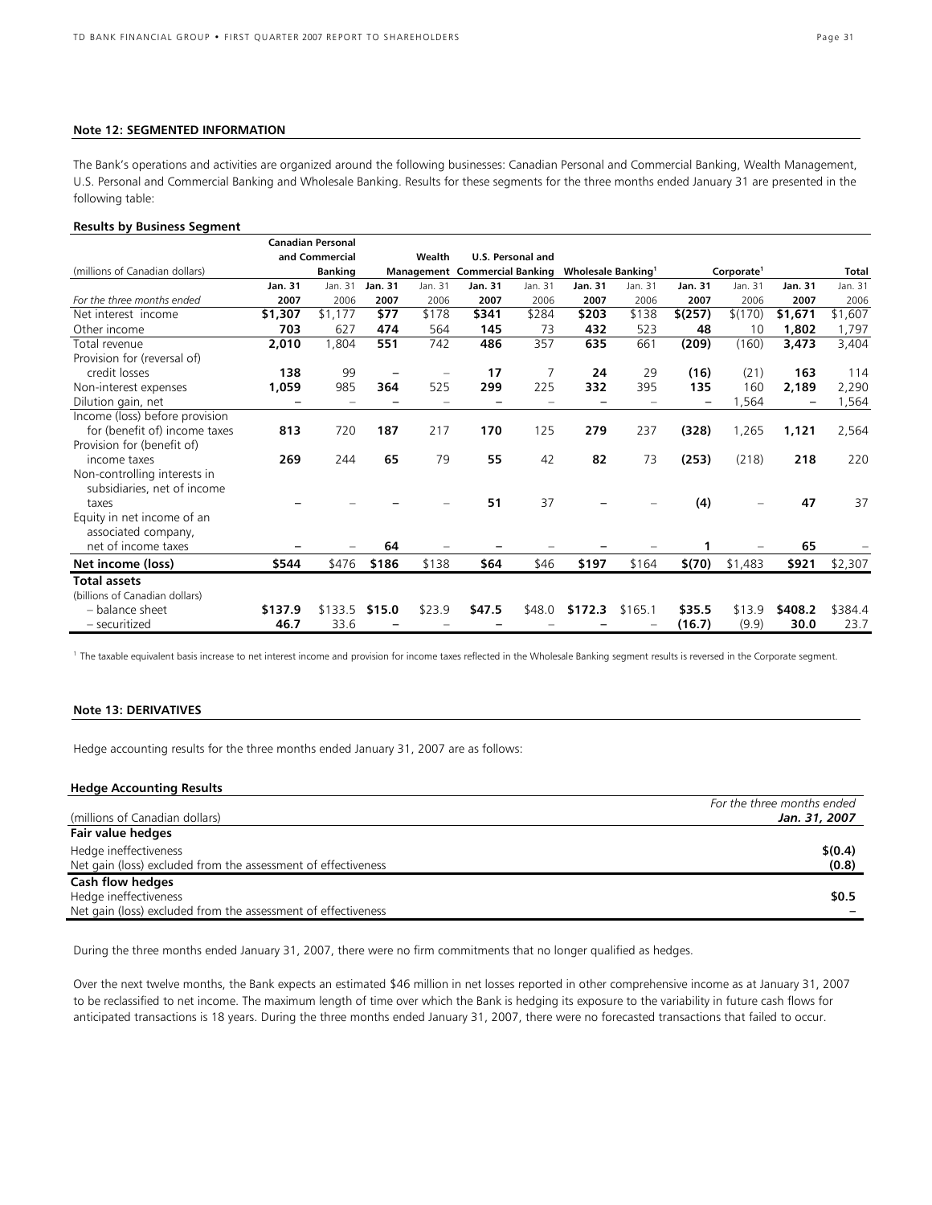**Note 12: SEGMENTED INFORMATION**

The Bank's operations and activities are organized around the following businesses: Canadian Personal and Commercial Banking, Wealth Management, U.S. Personal and Commercial Banking and Wholesale Banking. Results for these segments for the three months ended January 31 are presented in the following table:

**Results by Business Segment**

| (millions of Canadian dollars) | Canadian Personal and Commercial Banking | | Wealth Management | | U.S. Personal and Commercial Banking | | Wholesale Banking[1] | | Corporate[1] | | Total | |
|---|---|---|---|---|---|---|---|---|---|---|---|---|
| *For the three months ended* | **Jan. 31 2007** | Jan. 31 2006 | **Jan. 31 2007** | Jan. 31 2006 | **Jan. 31 2007** | Jan. 31 2006 | **Jan. 31 2007** | Jan. 31 2006 | **Jan. 31 2007** | Jan. 31 2006 | **Jan. 31 2007** | Jan. 31 2006 |
| Net interest income | **$1,307** | $1,177 | **$77** | $178 | **$341** | $284 | **$203** | $138 | **$(257)** | $(170) | **$1,671** | $1,607 |
| Other income | **703** | 627 | **474** | 564 | **145** | 73 | **432** | 523 | **48** | 10 | **1,802** | 1,797 |
| Total revenue | **2,010** | 1,804 | **551** | 742 | **486** | 357 | **635** | 661 | **(209)** | (160) | **3,473** | 3,404 |
| Provision for (reversal of) credit losses | **138** | 99 | **–** | – | **17** | 7 | **24** | 29 | **(16)** | (21) | **163** | 114 |
| Non-interest expenses | **1,059** | 985 | **364** | 525 | **299** | 225 | **332** | 395 | **135** | 160 | **2,189** | 2,290 |
| Dilution gain, net | **–** | – | **–** | – | **–** | – | **–** | – | **–** | 1,564 | **–** | 1,564 |
| Income (loss) before provision for (benefit of) income taxes | **813** | 720 | **187** | 217 | **170** | 125 | **279** | 237 | **(328)** | 1,265 | **1,121** | 2,564 |
| Provision for (benefit of) income taxes | **269** | 244 | **65** | 79 | **55** | 42 | **82** | 73 | **(253)** | (218) | **218** | 220 |
| Non-controlling interests in subsidiaries, net of income taxes | **–** | – | **–** | – | **51** | 37 | **–** | – | **(4)** | – | **47** | 37 |
| Equity in net income of an associated company, net of income taxes | **–** | – | **64** | – | **–** | – | **–** | – | **1** | – | **65** | – |
| **Net income (loss)** | **$544** | $476 | **$186** | $138 | **$64** | $46 | **$197** | $164 | **$(70)** | $1,483 | **$921** | $2,307 |
| **Total assets** | | | | | | | | | | | | |
| (billions of Canadian dollars) | | | | | | | | | | | | |
| – balance sheet | **$137.9** | $133.5 | **$15.0** | $23.9 | **$47.5** | $48.0 | **$172.3** | $165.1 | **$35.5** | $13.9 | **$408.2** | $384.4 |
| – securitized | **46.7** | 33.6 | **–** | – | **–** | – | **–** | – | **(16.7)** | (9.9) | **30.0** | 23.7 |

[1] The taxable equivalent basis increase to net interest income and provision for income taxes reflected in the Wholesale Banking segment results is reversed in the Corporate segment.

**Note 13: DERIVATIVES**

Hedge accounting results for the three months ended January 31, 2007 are as follows:

**Hedge Accounting Results**

| (millions of Canadian dollars) | *For the three months ended* ***Jan. 31, 2007*** |
|---|---|
| **Fair value hedges** | |
| Hedge ineffectiveness | **$(0.4)** |
| Net gain (loss) excluded from the assessment of effectiveness | **(0.8)** |
| **Cash flow hedges** | |
| Hedge ineffectiveness | **$0.5** |
| Net gain (loss) excluded from the assessment of effectiveness | **–** |

During the three months ended January 31, 2007, there were no firm commitments that no longer qualified as hedges.

Over the next twelve months, the Bank expects an estimated $46 million in net losses reported in other comprehensive income as at January 31, 2007 to be reclassified to net income. The maximum length of time over which the Bank is hedging its exposure to the variability in future cash flows for anticipated transactions is 18 years. During the three months ended January 31, 2007, there were no forecasted transactions that failed to occur.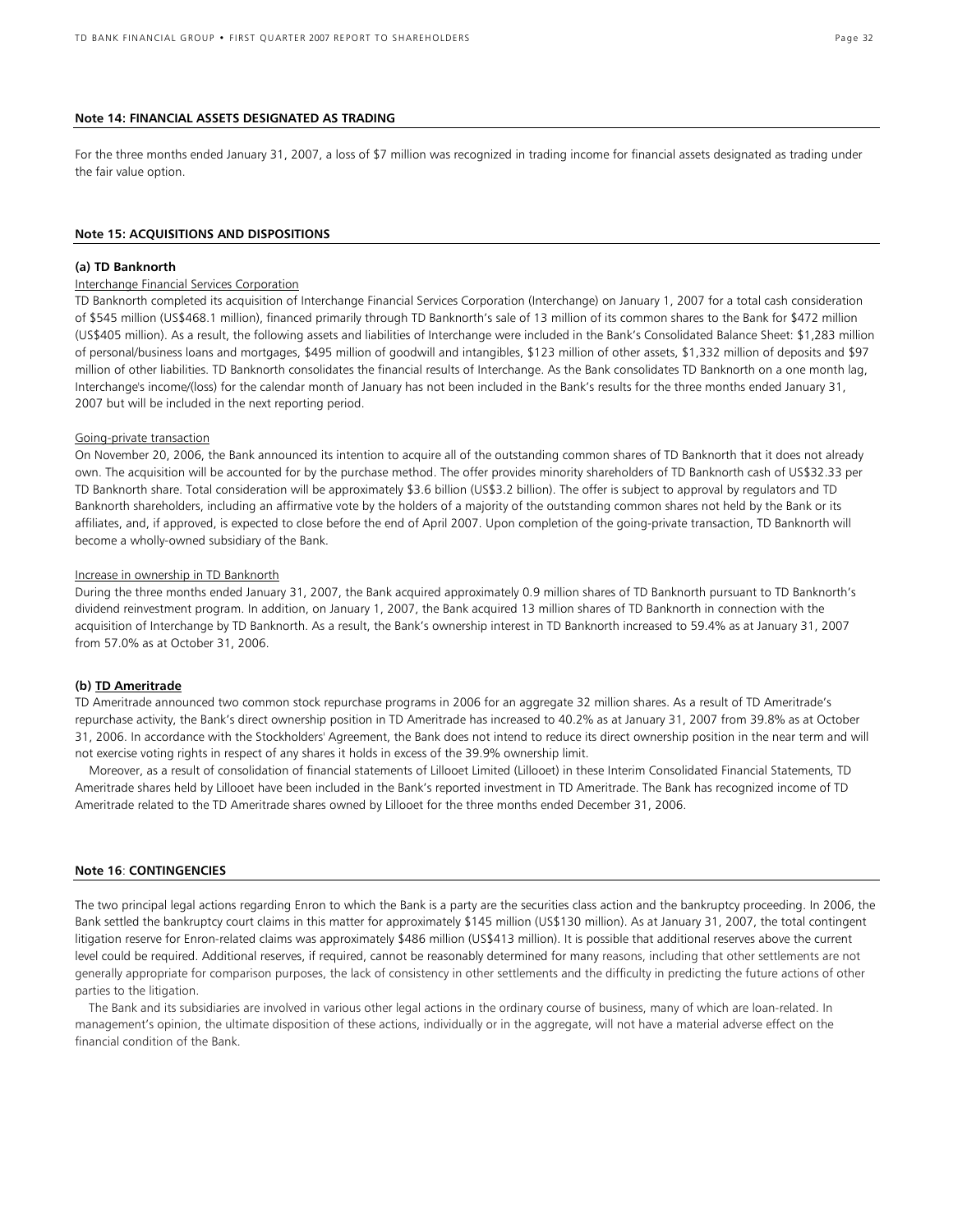#### Note 14: FINANCIAL ASSETS DESIGNATED AS TRADING

For the three months ended January 31, 2007, a loss of $7 million was recognized in trading income for financial assets designated as trading under the fair value option.

#### Note 15: ACQUISITIONS AND DISPOSITIONS

**(a) TD Banknorth**

Interchange Financial Services Corporation

TD Banknorth completed its acquisition of Interchange Financial Services Corporation (Interchange) on January 1, 2007 for a total cash consideration of $545 million (US$468.1 million), financed primarily through TD Banknorth's sale of 13 million of its common shares to the Bank for $472 million (US$405 million). As a result, the following assets and liabilities of Interchange were included in the Bank's Consolidated Balance Sheet: $1,283 million of personal/business loans and mortgages, $495 million of goodwill and intangibles, $123 million of other assets, $1,332 million of deposits and $97 million of other liabilities. TD Banknorth consolidates the financial results of Interchange. As the Bank consolidates TD Banknorth on a one month lag, Interchange's income/(loss) for the calendar month of January has not been included in the Bank's results for the three months ended January 31, 2007 but will be included in the next reporting period.

Going-private transaction

On November 20, 2006, the Bank announced its intention to acquire all of the outstanding common shares of TD Banknorth that it does not already own. The acquisition will be accounted for by the purchase method. The offer provides minority shareholders of TD Banknorth cash of US$32.33 per TD Banknorth share. Total consideration will be approximately $3.6 billion (US$3.2 billion). The offer is subject to approval by regulators and TD Banknorth shareholders, including an affirmative vote by the holders of a majority of the outstanding common shares not held by the Bank or its affiliates, and, if approved, is expected to close before the end of April 2007. Upon completion of the going-private transaction, TD Banknorth will become a wholly-owned subsidiary of the Bank.

Increase in ownership in TD Banknorth

During the three months ended January 31, 2007, the Bank acquired approximately 0.9 million shares of TD Banknorth pursuant to TD Banknorth's dividend reinvestment program. In addition, on January 1, 2007, the Bank acquired 13 million shares of TD Banknorth in connection with the acquisition of Interchange by TD Banknorth. As a result, the Bank's ownership interest in TD Banknorth increased to 59.4% as at January 31, 2007 from 57.0% as at October 31, 2006.

**(b) TD Ameritrade**

TD Ameritrade announced two common stock repurchase programs in 2006 for an aggregate 32 million shares. As a result of TD Ameritrade's repurchase activity, the Bank's direct ownership position in TD Ameritrade has increased to 40.2% as at January 31, 2007 from 39.8% as at October 31, 2006. In accordance with the Stockholders' Agreement, the Bank does not intend to reduce its direct ownership position in the near term and will not exercise voting rights in respect of any shares it holds in excess of the 39.9% ownership limit.

Moreover, as a result of consolidation of financial statements of Lillooet Limited (Lillooet) in these Interim Consolidated Financial Statements, TD Ameritrade shares held by Lillooet have been included in the Bank's reported investment in TD Ameritrade. The Bank has recognized income of TD Ameritrade related to the TD Ameritrade shares owned by Lillooet for the three months ended December 31, 2006.

#### Note 16: CONTINGENCIES

The two principal legal actions regarding Enron to which the Bank is a party are the securities class action and the bankruptcy proceeding. In 2006, the Bank settled the bankruptcy court claims in this matter for approximately $145 million (US$130 million). As at January 31, 2007, the total contingent litigation reserve for Enron-related claims was approximately $486 million (US$413 million). It is possible that additional reserves above the current level could be required. Additional reserves, if required, cannot be reasonably determined for many reasons, including that other settlements are not generally appropriate for comparison purposes, the lack of consistency in other settlements and the difficulty in predicting the future actions of other parties to the litigation.

The Bank and its subsidiaries are involved in various other legal actions in the ordinary course of business, many of which are loan-related. In management's opinion, the ultimate disposition of these actions, individually or in the aggregate, will not have a material adverse effect on the financial condition of the Bank.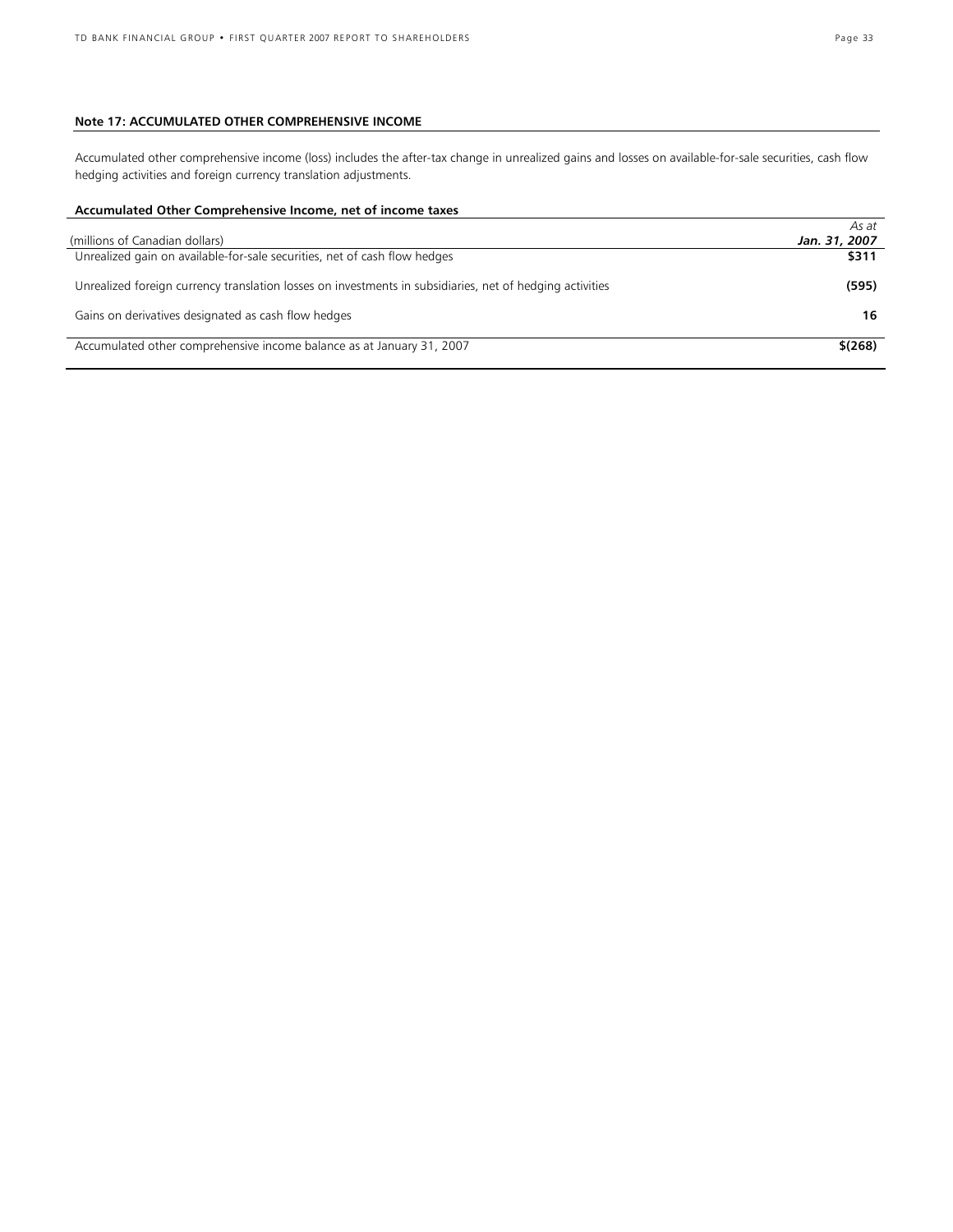## Note 17: ACCUMULATED OTHER COMPREHENSIVE INCOME

Accumulated other comprehensive income (loss) includes the after-tax change in unrealized gains and losses on available-for-sale securities, cash flow hedging activities and foreign currency translation adjustments.

**Accumulated Other Comprehensive Income, net of income taxes**

| (millions of Canadian dollars) | *As at* ***Jan. 31, 2007*** |
|---|---|
| Unrealized gain on available-for-sale securities, net of cash flow hedges | **$311** |
| Unrealized foreign currency translation losses on investments in subsidiaries, net of hedging activities | **(595)** |
| Gains on derivatives designated as cash flow hedges | **16** |
| Accumulated other comprehensive income balance as at January 31, 2007 | **$(268)** |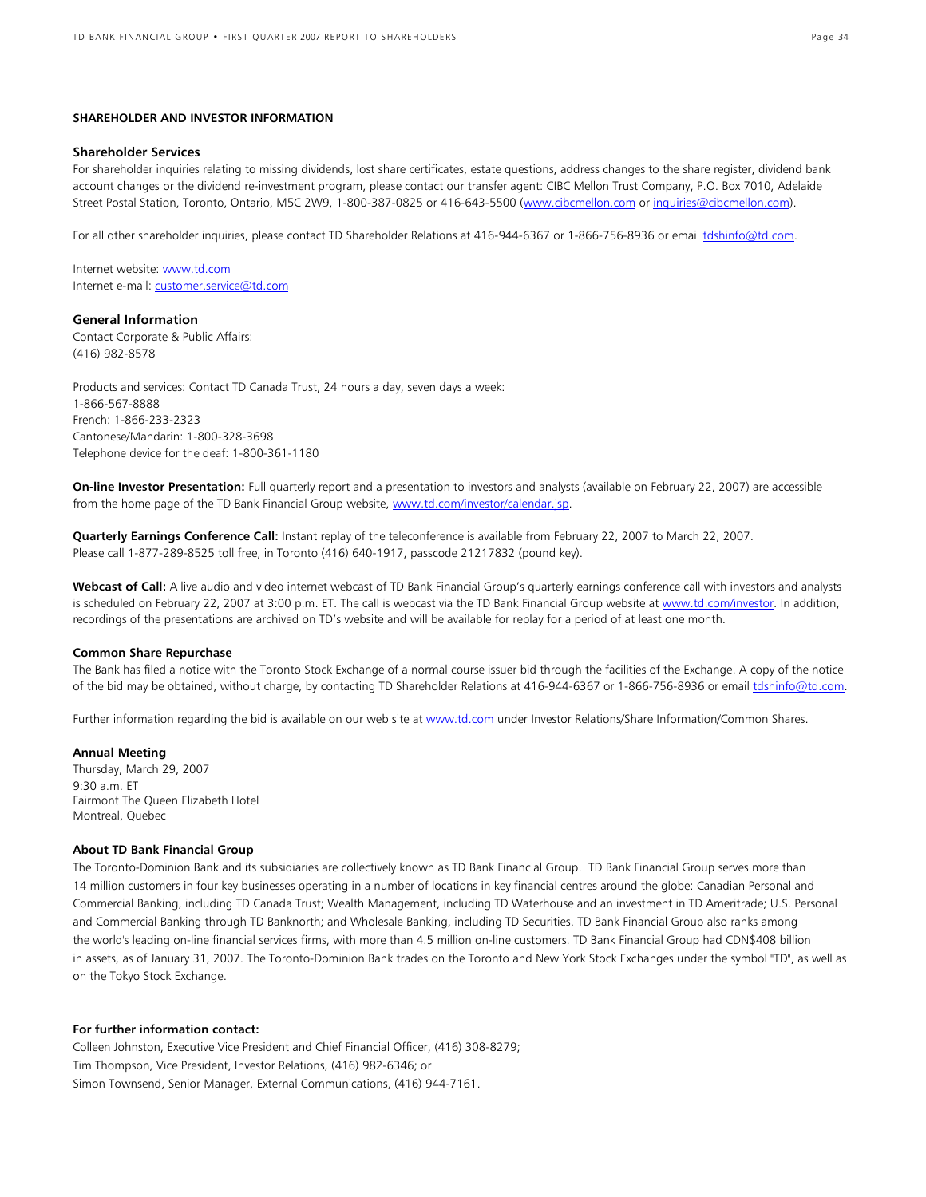## SHAREHOLDER AND INVESTOR INFORMATION

### Shareholder Services

For shareholder inquiries relating to missing dividends, lost share certificates, estate questions, address changes to the share register, dividend bank account changes or the dividend re-investment program, please contact our transfer agent: CIBC Mellon Trust Company, P.O. Box 7010, Adelaide Street Postal Station, Toronto, Ontario, M5C 2W9, 1-800-387-0825 or 416-643-5500 (www.cibcmellon.com or inquiries@cibcmellon.com).

For all other shareholder inquiries, please contact TD Shareholder Relations at 416-944-6367 or 1-866-756-8936 or email tdshinfo@td.com.

Internet website: www.td.com
Internet e-mail: customer.service@td.com

### General Information

Contact Corporate & Public Affairs:
(416) 982-8578

Products and services: Contact TD Canada Trust, 24 hours a day, seven days a week:
1-866-567-8888
French: 1-866-233-2323
Cantonese/Mandarin: 1-800-328-3698
Telephone device for the deaf: 1-800-361-1180

**On-line Investor Presentation:** Full quarterly report and a presentation to investors and analysts (available on February 22, 2007) are accessible from the home page of the TD Bank Financial Group website, www.td.com/investor/calendar.jsp.

**Quarterly Earnings Conference Call:** Instant replay of the teleconference is available from February 22, 2007 to March 22, 2007. Please call 1-877-289-8525 toll free, in Toronto (416) 640-1917, passcode 21217832 (pound key).

**Webcast of Call:** A live audio and video internet webcast of TD Bank Financial Group's quarterly earnings conference call with investors and analysts is scheduled on February 22, 2007 at 3:00 p.m. ET. The call is webcast via the TD Bank Financial Group website at www.td.com/investor. In addition, recordings of the presentations are archived on TD's website and will be available for replay for a period of at least one month.

**Common Share Repurchase**

The Bank has filed a notice with the Toronto Stock Exchange of a normal course issuer bid through the facilities of the Exchange. A copy of the notice of the bid may be obtained, without charge, by contacting TD Shareholder Relations at 416-944-6367 or 1-866-756-8936 or email tdshinfo@td.com.

Further information regarding the bid is available on our web site at www.td.com under Investor Relations/Share Information/Common Shares.

**Annual Meeting**

Thursday, March 29, 2007
9:30 a.m. ET
Fairmont The Queen Elizabeth Hotel
Montreal, Quebec

**About TD Bank Financial Group**

The Toronto-Dominion Bank and its subsidiaries are collectively known as TD Bank Financial Group. TD Bank Financial Group serves more than 14 million customers in four key businesses operating in a number of locations in key financial centres around the globe: Canadian Personal and Commercial Banking, including TD Canada Trust; Wealth Management, including TD Waterhouse and an investment in TD Ameritrade; U.S. Personal and Commercial Banking through TD Banknorth; and Wholesale Banking, including TD Securities. TD Bank Financial Group also ranks among the world's leading on-line financial services firms, with more than 4.5 million on-line customers. TD Bank Financial Group had CDN$408 billion in assets, as of January 31, 2007. The Toronto-Dominion Bank trades on the Toronto and New York Stock Exchanges under the symbol "TD", as well as on the Tokyo Stock Exchange.

**For further information contact:**

Colleen Johnston, Executive Vice President and Chief Financial Officer, (416) 308-8279;
Tim Thompson, Vice President, Investor Relations, (416) 982-6346; or
Simon Townsend, Senior Manager, External Communications, (416) 944-7161.